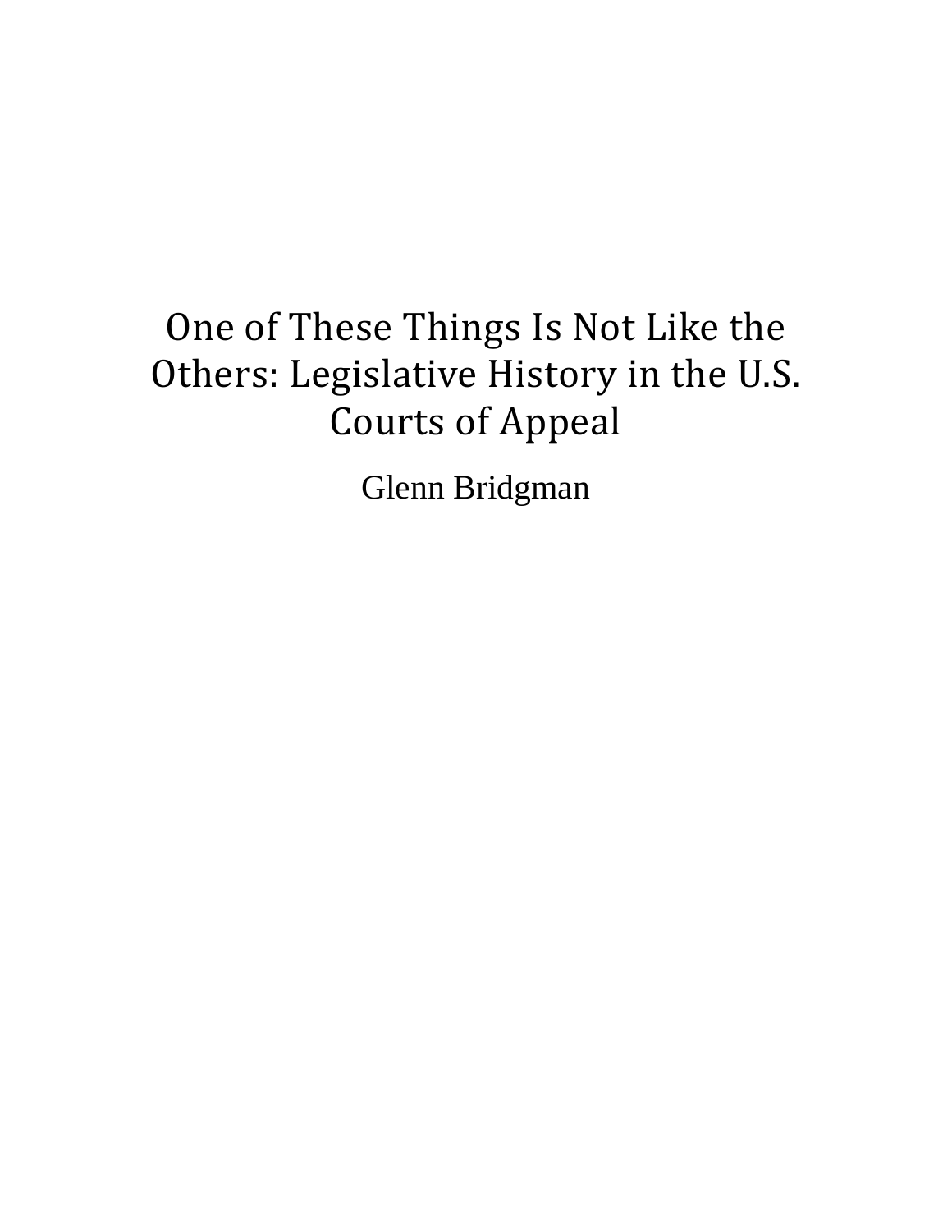# One of These Things Is Not Like the Others: Legislative History in the U.S. Courts of Appeal

Glenn Bridgman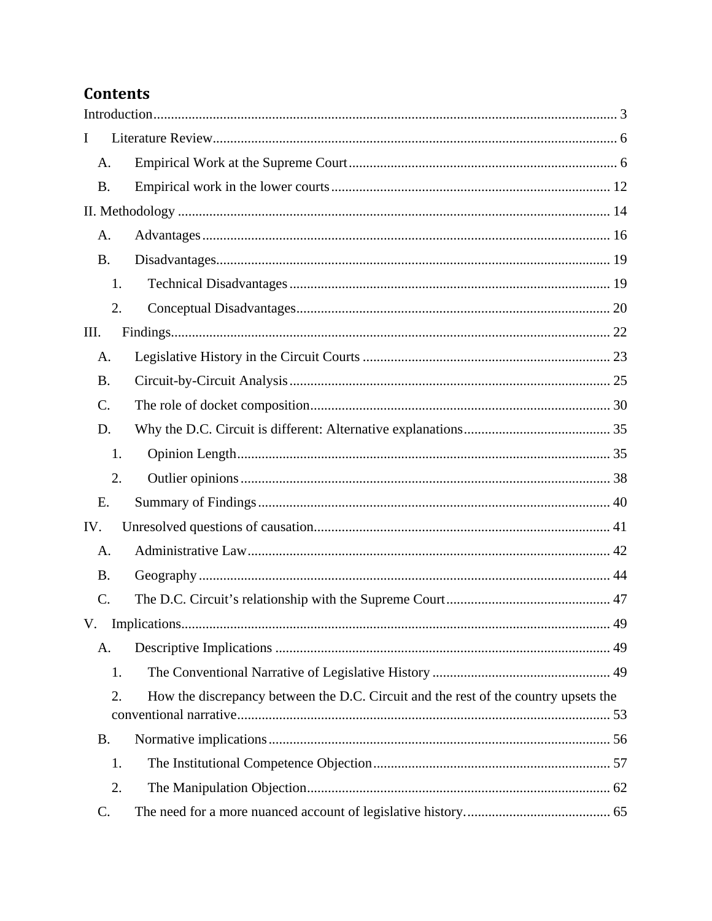# Contents

Introduction .................................................................................................................... 3

I Literature Review .......................................................................................................... 6

- A. Empirical Work at the Supreme Court ........................................................................ 6
- B. Empirical work in the lower courts .............................................................................. 12

II. Methodology ................................................................................................................ 14

- A. Advantages ................................................................................................................ 16
- B. Disadvantages ............................................................................................................. 19
  - 1. Technical Disadvantages ......................................................................................... 19
  - 2. Conceptual Disadvantages ....................................................................................... 20

III. Findings ...................................................................................................................... 22

- A. Legislative History in the Circuit Courts .................................................................... 23
- B. Circuit-by-Circuit Analysis ........................................................................................ 25
- C. The role of docket composition .................................................................................. 30
- D. Why the D.C. Circuit is different: Alternative explanations ........................................ 35
  - 1. Opinion Length ........................................................................................................ 35
  - 2. Outlier opinions ....................................................................................................... 38
- E. Summary of Findings .................................................................................................. 40

IV. Unresolved questions of causation ................................................................................ 41

- A. Administrative Law .................................................................................................... 42
- B. Geography .................................................................................................................. 44
- C. The D.C. Circuit's relationship with the Supreme Court .............................................. 47

V. Implications .................................................................................................................. 49

- A. Descriptive Implications ............................................................................................. 49
  - 1. The Conventional Narrative of Legislative History ................................................... 49
  - 2. How the discrepancy between the D.C. Circuit and the rest of the country upsets the conventional narrative ........................................................................................................ 53
- B. Normative implications ............................................................................................... 56
  - 1. The Institutional Competence Objection .................................................................. 57
  - 2. The Manipulation Objection ..................................................................................... 62
- C. The need for a more nuanced account of legislative history. ....................................... 65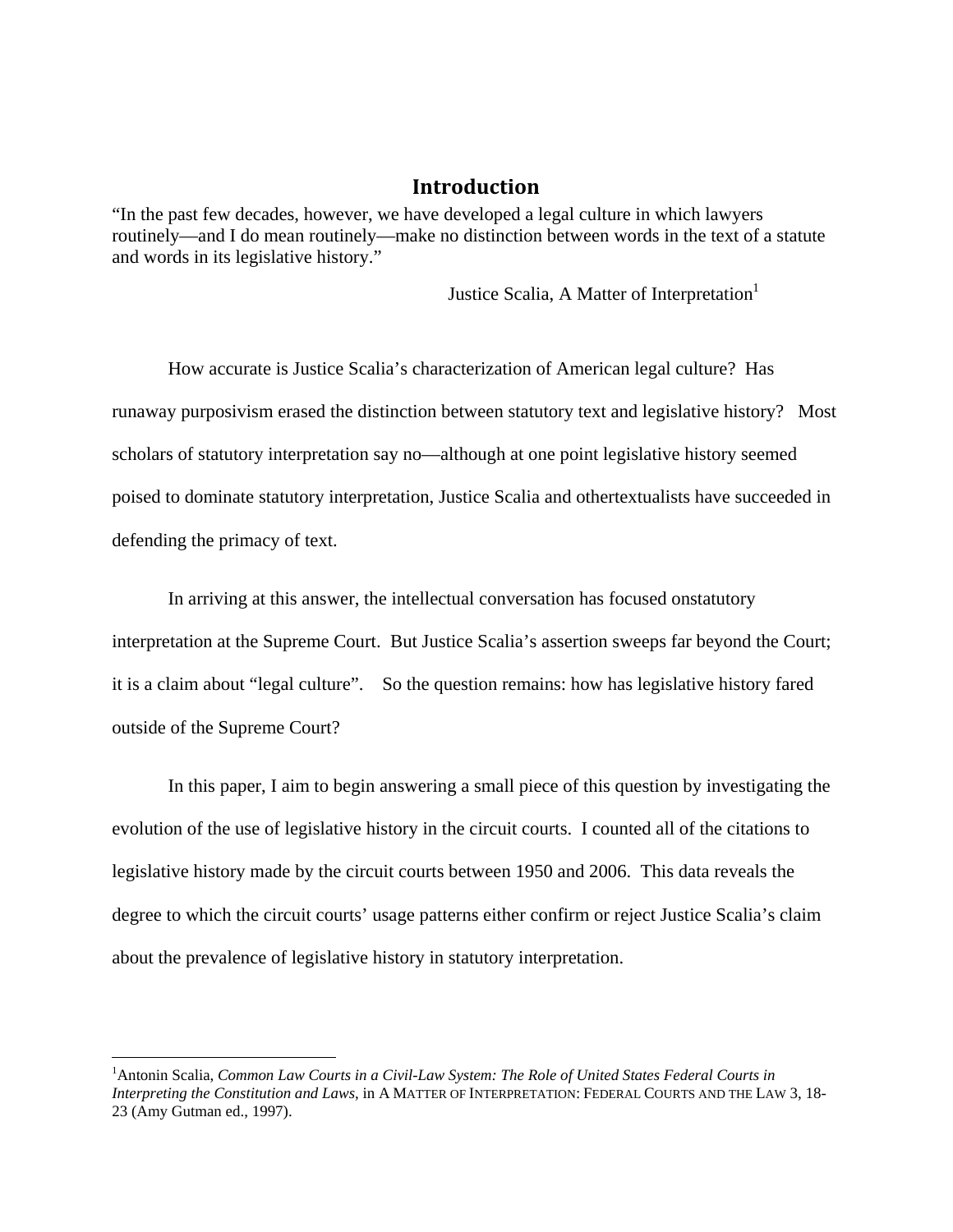# Introduction

"In the past few decades, however, we have developed a legal culture in which lawyers routinely—and I do mean routinely—make no distinction between words in the text of a statute and words in its legislative history."

Justice Scalia, A Matter of Interpretation[1]

How accurate is Justice Scalia's characterization of American legal culture? Has runaway purposivism erased the distinction between statutory text and legislative history? Most scholars of statutory interpretation say no—although at one point legislative history seemed poised to dominate statutory interpretation, Justice Scalia and othertextualists have succeeded in defending the primacy of text.

In arriving at this answer, the intellectual conversation has focused onstatutory interpretation at the Supreme Court. But Justice Scalia's assertion sweeps far beyond the Court; it is a claim about "legal culture". So the question remains: how has legislative history fared outside of the Supreme Court?

In this paper, I aim to begin answering a small piece of this question by investigating the evolution of the use of legislative history in the circuit courts. I counted all of the citations to legislative history made by the circuit courts between 1950 and 2006. This data reveals the degree to which the circuit courts' usage patterns either confirm or reject Justice Scalia's claim about the prevalence of legislative history in statutory interpretation.

---

[1] Antonin Scalia, *Common Law Courts in a Civil-Law System: The Role of United States Federal Courts in Interpreting the Constitution and Laws*, in A MATTER OF INTERPRETATION: FEDERAL COURTS AND THE LAW 3, 18-23 (Amy Gutman ed., 1997).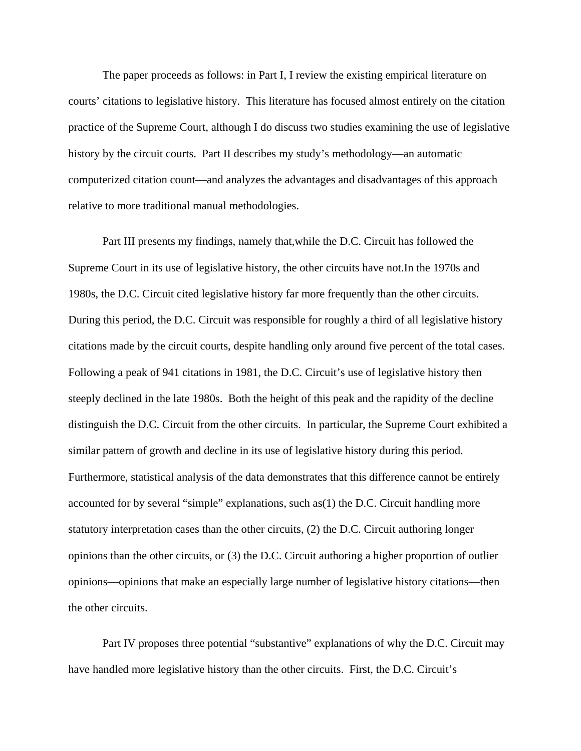The paper proceeds as follows: in Part I, I review the existing empirical literature on courts' citations to legislative history. This literature has focused almost entirely on the citation practice of the Supreme Court, although I do discuss two studies examining the use of legislative history by the circuit courts. Part II describes my study's methodology—an automatic computerized citation count—and analyzes the advantages and disadvantages of this approach relative to more traditional manual methodologies.

Part III presents my findings, namely that,while the D.C. Circuit has followed the Supreme Court in its use of legislative history, the other circuits have not.In the 1970s and 1980s, the D.C. Circuit cited legislative history far more frequently than the other circuits. During this period, the D.C. Circuit was responsible for roughly a third of all legislative history citations made by the circuit courts, despite handling only around five percent of the total cases. Following a peak of 941 citations in 1981, the D.C. Circuit's use of legislative history then steeply declined in the late 1980s. Both the height of this peak and the rapidity of the decline distinguish the D.C. Circuit from the other circuits. In particular, the Supreme Court exhibited a similar pattern of growth and decline in its use of legislative history during this period. Furthermore, statistical analysis of the data demonstrates that this difference cannot be entirely accounted for by several "simple" explanations, such as(1) the D.C. Circuit handling more statutory interpretation cases than the other circuits, (2) the D.C. Circuit authoring longer opinions than the other circuits, or (3) the D.C. Circuit authoring a higher proportion of outlier opinions—opinions that make an especially large number of legislative history citations—then the other circuits.

Part IV proposes three potential "substantive" explanations of why the D.C. Circuit may have handled more legislative history than the other circuits. First, the D.C. Circuit's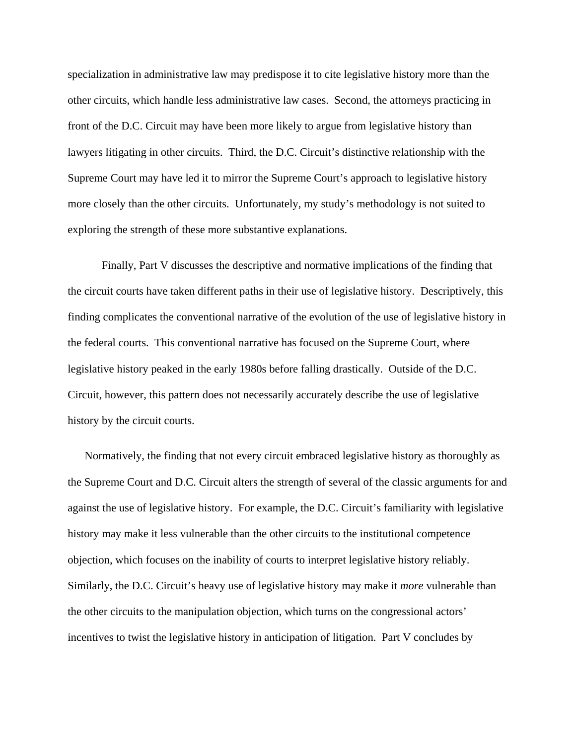specialization in administrative law may predispose it to cite legislative history more than the other circuits, which handle less administrative law cases. Second, the attorneys practicing in front of the D.C. Circuit may have been more likely to argue from legislative history than lawyers litigating in other circuits. Third, the D.C. Circuit's distinctive relationship with the Supreme Court may have led it to mirror the Supreme Court's approach to legislative history more closely than the other circuits. Unfortunately, my study's methodology is not suited to exploring the strength of these more substantive explanations.

Finally, Part V discusses the descriptive and normative implications of the finding that the circuit courts have taken different paths in their use of legislative history. Descriptively, this finding complicates the conventional narrative of the evolution of the use of legislative history in the federal courts. This conventional narrative has focused on the Supreme Court, where legislative history peaked in the early 1980s before falling drastically. Outside of the D.C. Circuit, however, this pattern does not necessarily accurately describe the use of legislative history by the circuit courts.

Normatively, the finding that not every circuit embraced legislative history as thoroughly as the Supreme Court and D.C. Circuit alters the strength of several of the classic arguments for and against the use of legislative history. For example, the D.C. Circuit's familiarity with legislative history may make it less vulnerable than the other circuits to the institutional competence objection, which focuses on the inability of courts to interpret legislative history reliably. Similarly, the D.C. Circuit's heavy use of legislative history may make it *more* vulnerable than the other circuits to the manipulation objection, which turns on the congressional actors' incentives to twist the legislative history in anticipation of litigation. Part V concludes by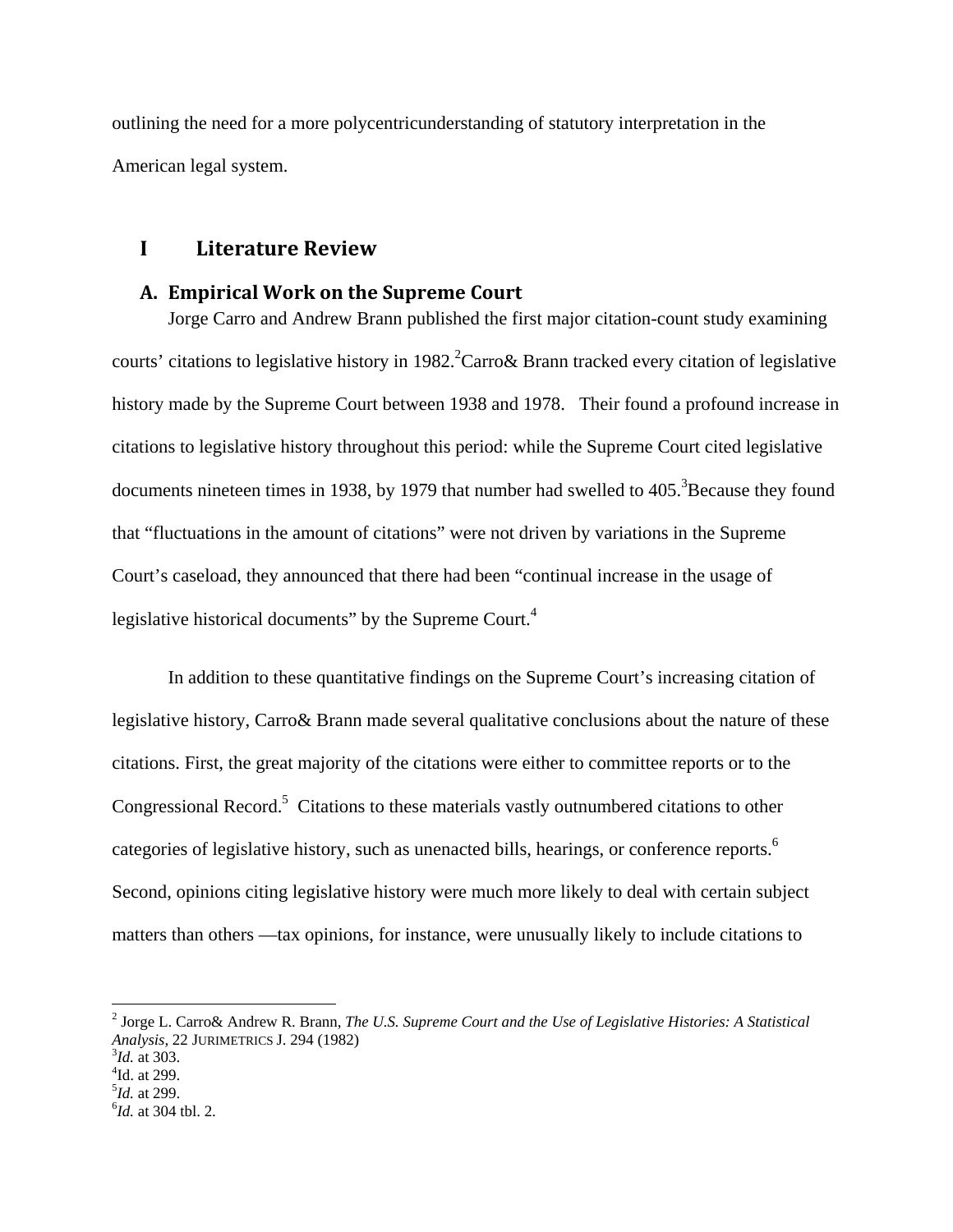outlining the need for a more polycentricunderstanding of statutory interpretation in the American legal system.

# I Literature Review

## A. Empirical Work on the Supreme Court

Jorge Carro and Andrew Brann published the first major citation-count study examining courts' citations to legislative history in 1982.[2]Carro& Brann tracked every citation of legislative history made by the Supreme Court between 1938 and 1978. Their found a profound increase in citations to legislative history throughout this period: while the Supreme Court cited legislative documents nineteen times in 1938, by 1979 that number had swelled to 405.[3]Because they found that "fluctuations in the amount of citations" were not driven by variations in the Supreme Court's caseload, they announced that there had been "continual increase in the usage of legislative historical documents" by the Supreme Court.[4]

In addition to these quantitative findings on the Supreme Court's increasing citation of legislative history, Carro& Brann made several qualitative conclusions about the nature of these citations. First, the great majority of the citations were either to committee reports or to the Congressional Record.[5] Citations to these materials vastly outnumbered citations to other categories of legislative history, such as unenacted bills, hearings, or conference reports.[6] Second, opinions citing legislative history were much more likely to deal with certain subject matters than others —tax opinions, for instance, were unusually likely to include citations to

---

[2] Jorge L. Carro& Andrew R. Brann, *The U.S. Supreme Court and the Use of Legislative Histories: A Statistical Analysis*, 22 JURIMETRICS J. 294 (1982)
[3] *Id.* at 303.
[4] Id. at 299.
[5] *Id.* at 299.
[6] *Id.* at 304 tbl. 2.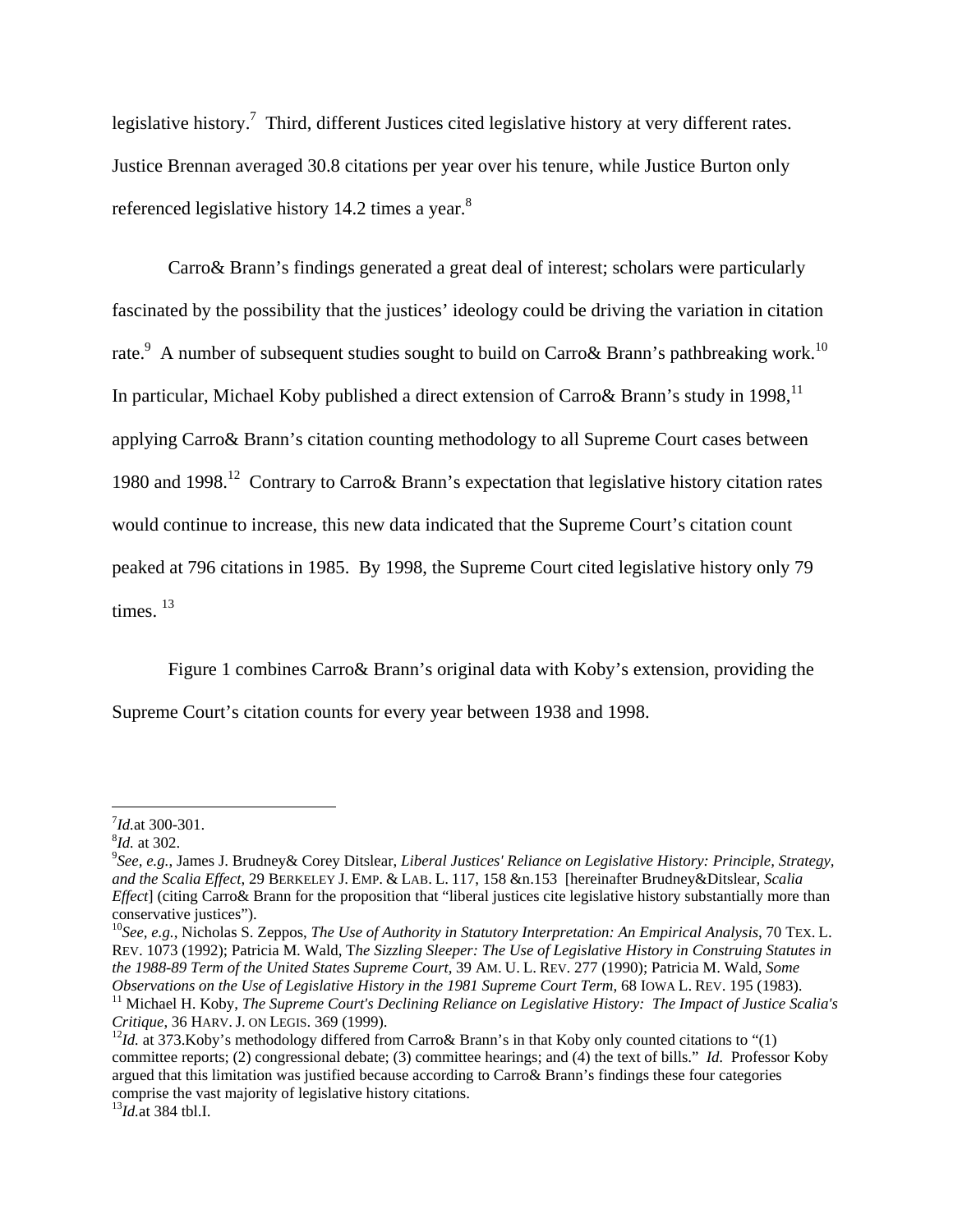legislative history.[7] Third, different Justices cited legislative history at very different rates. Justice Brennan averaged 30.8 citations per year over his tenure, while Justice Burton only referenced legislative history 14.2 times a year.[8]

Carro& Brann's findings generated a great deal of interest; scholars were particularly fascinated by the possibility that the justices' ideology could be driving the variation in citation rate.[9] A number of subsequent studies sought to build on Carro& Brann's pathbreaking work.[10] In particular, Michael Koby published a direct extension of Carro& Brann's study in 1998,[11] applying Carro& Brann's citation counting methodology to all Supreme Court cases between 1980 and 1998.[12] Contrary to Carro& Brann's expectation that legislative history citation rates would continue to increase, this new data indicated that the Supreme Court's citation count peaked at 796 citations in 1985. By 1998, the Supreme Court cited legislative history only 79 times.[13]

Figure 1 combines Carro& Brann's original data with Koby's extension, providing the Supreme Court's citation counts for every year between 1938 and 1998.

---

[7] *Id.*at 300-301.

[8] *Id.* at 302.

[9] *See, e.g.*, James J. Brudney& Corey Ditslear, *Liberal Justices' Reliance on Legislative History: Principle, Strategy, and the Scalia Effect*, 29 BERKELEY J. EMP. & LAB. L. 117, 158 &n.153 [hereinafter Brudney&Ditslear, *Scalia Effect*] (citing Carro& Brann for the proposition that "liberal justices cite legislative history substantially more than conservative justices").

[10] *See, e.g.*, Nicholas S. Zeppos, *The Use of Authority in Statutory Interpretation: An Empirical Analysis*, 70 TEX. L. REV. 1073 (1992); Patricia M. Wald, T*he Sizzling Sleeper: The Use of Legislative History in Construing Statutes in the 1988-89 Term of the United States Supreme Court*, 39 AM. U. L. REV. 277 (1990); Patricia M. Wald, *Some Observations on the Use of Legislative History in the 1981 Supreme Court Term*, 68 IOWA L. REV. 195 (1983).

[11] Michael H. Koby, *The Supreme Court's Declining Reliance on Legislative History: The Impact of Justice Scalia's Critique*, 36 HARV. J. ON LEGIS. 369 (1999).

[12] *Id.* at 373.Koby's methodology differed from Carro& Brann's in that Koby only counted citations to "(1) committee reports; (2) congressional debate; (3) committee hearings; and (4) the text of bills." *Id.* Professor Koby argued that this limitation was justified because according to Carro& Brann's findings these four categories comprise the vast majority of legislative history citations.

[13] *Id.*at 384 tbl.I.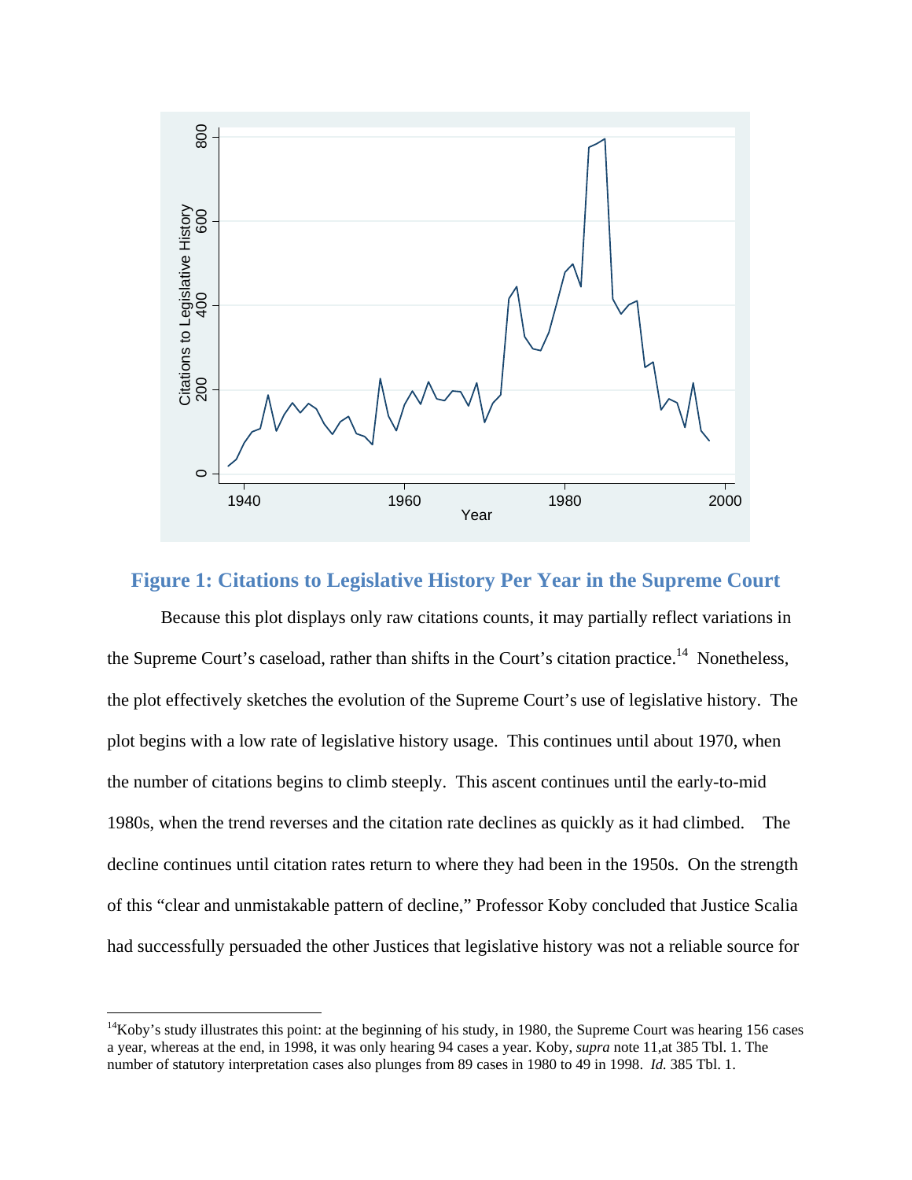**Figure 1: Citations to Legislative History Per Year in the Supreme Court**

Because this plot displays only raw citations counts, it may partially reflect variations in the Supreme Court's caseload, rather than shifts in the Court's citation practice.[14] Nonetheless, the plot effectively sketches the evolution of the Supreme Court's use of legislative history. The plot begins with a low rate of legislative history usage. This continues until about 1970, when the number of citations begins to climb steeply. This ascent continues until the early-to-mid 1980s, when the trend reverses and the citation rate declines as quickly as it had climbed. The decline continues until citation rates return to where they had been in the 1950s. On the strength of this "clear and unmistakable pattern of decline," Professor Koby concluded that Justice Scalia had successfully persuaded the other Justices that legislative history was not a reliable source for

---

[14] Koby's study illustrates this point: at the beginning of his study, in 1980, the Supreme Court was hearing 156 cases a year, whereas at the end, in 1998, it was only hearing 94 cases a year. Koby, *supra* note 11,at 385 Tbl. 1. The number of statutory interpretation cases also plunges from 89 cases in 1980 to 49 in 1998. *Id.* 385 Tbl. 1.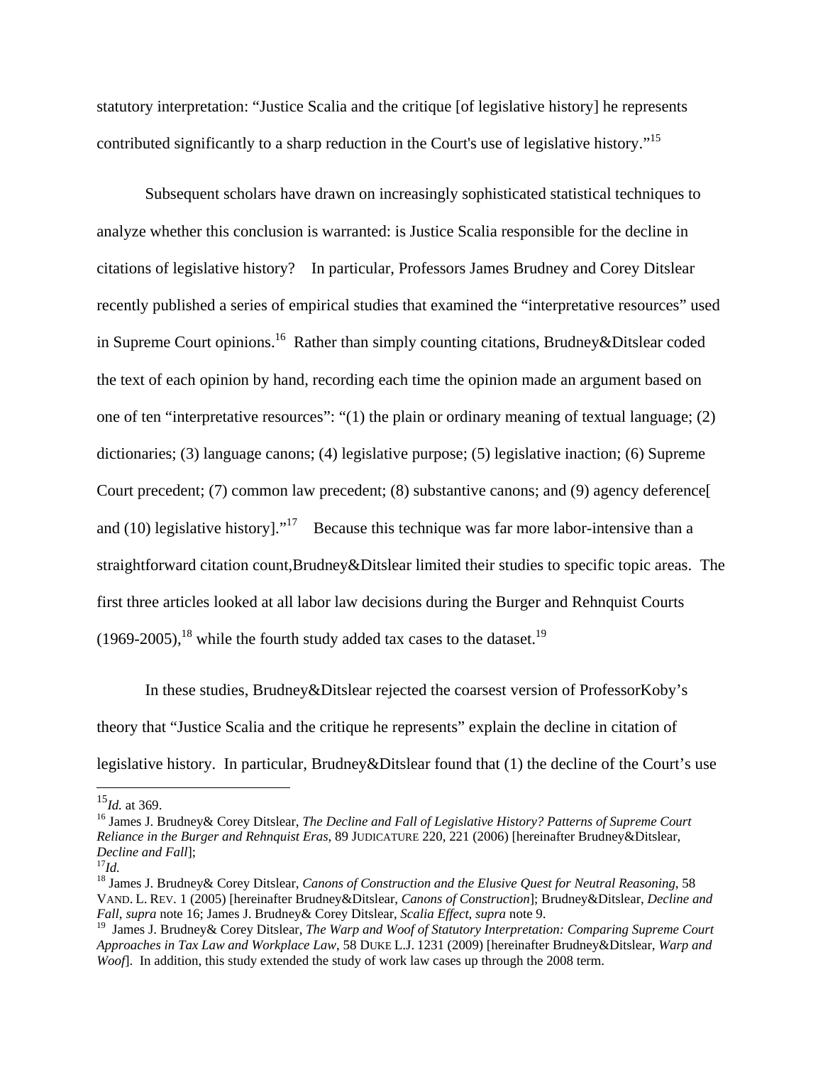statutory interpretation: "Justice Scalia and the critique [of legislative history] he represents contributed significantly to a sharp reduction in the Court's use of legislative history."[15]

Subsequent scholars have drawn on increasingly sophisticated statistical techniques to analyze whether this conclusion is warranted: is Justice Scalia responsible for the decline in citations of legislative history? In particular, Professors James Brudney and Corey Ditslear recently published a series of empirical studies that examined the "interpretative resources" used in Supreme Court opinions.[16] Rather than simply counting citations, Brudney&Ditslear coded the text of each opinion by hand, recording each time the opinion made an argument based on one of ten "interpretative resources": "(1) the plain or ordinary meaning of textual language; (2) dictionaries; (3) language canons; (4) legislative purpose; (5) legislative inaction; (6) Supreme Court precedent; (7) common law precedent; (8) substantive canons; and (9) agency deference[ and (10) legislative history]."[17] Because this technique was far more labor-intensive than a straightforward citation count,Brudney&Ditslear limited their studies to specific topic areas. The first three articles looked at all labor law decisions during the Burger and Rehnquist Courts (1969-2005),[18] while the fourth study added tax cases to the dataset.[19]

In these studies, Brudney&Ditslear rejected the coarsest version of ProfessorKoby's theory that "Justice Scalia and the critique he represents" explain the decline in citation of legislative history. In particular, Brudney&Ditslear found that (1) the decline of the Court's use

---

[15] *Id.* at 369.

[16] James J. Brudney& Corey Ditslear, *The Decline and Fall of Legislative History? Patterns of Supreme Court Reliance in the Burger and Rehnquist Eras*, 89 JUDICATURE 220, 221 (2006) [hereinafter Brudney&Ditslear, *Decline and Fall*];

[17] *Id.*

[18] James J. Brudney& Corey Ditslear, *Canons of Construction and the Elusive Quest for Neutral Reasoning*, 58 VAND. L. REV. 1 (2005) [hereinafter Brudney&Ditslear, *Canons of Construction*]; Brudney&Ditslear, *Decline and Fall*, *supra* note 16; James J. Brudney& Corey Ditslear, *Scalia Effect*, *supra* note 9.

[19] James J. Brudney& Corey Ditslear, *The Warp and Woof of Statutory Interpretation: Comparing Supreme Court Approaches in Tax Law and Workplace Law*, 58 DUKE L.J. 1231 (2009) [hereinafter Brudney&Ditslear, *Warp and Woof*]. In addition, this study extended the study of work law cases up through the 2008 term.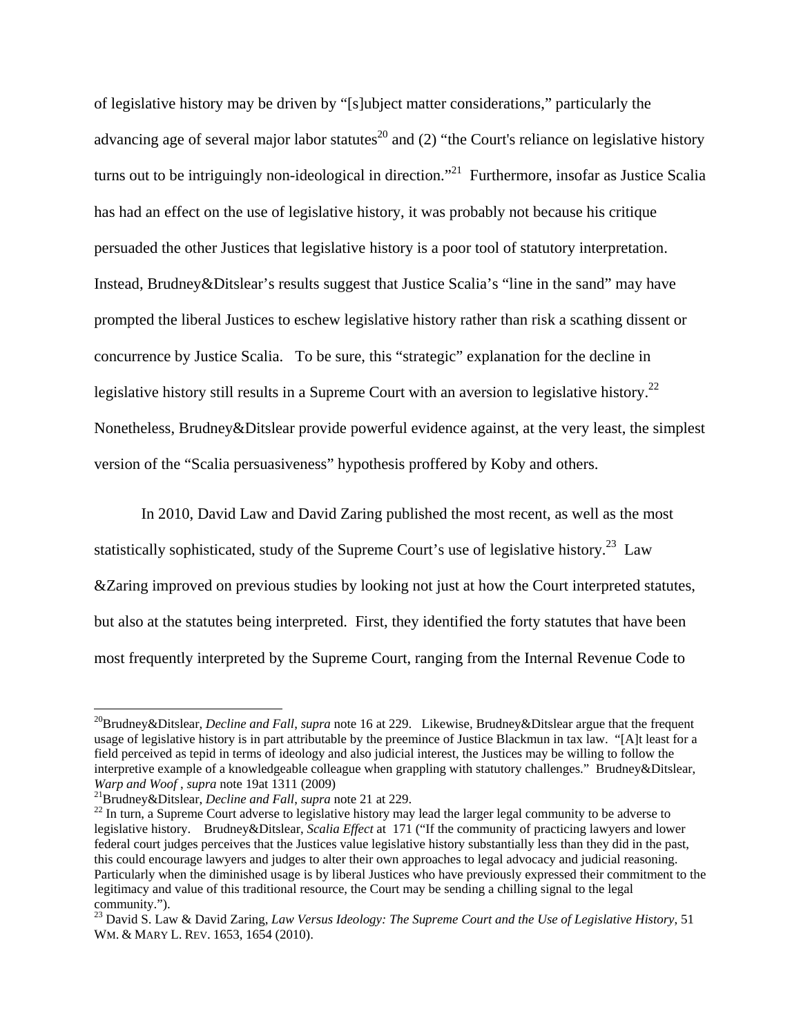of legislative history may be driven by "[s]ubject matter considerations," particularly the advancing age of several major labor statutes[20] and (2) "the Court's reliance on legislative history turns out to be intriguingly non-ideological in direction."[21] Furthermore, insofar as Justice Scalia has had an effect on the use of legislative history, it was probably not because his critique persuaded the other Justices that legislative history is a poor tool of statutory interpretation. Instead, Brudney&Ditslear's results suggest that Justice Scalia's "line in the sand" may have prompted the liberal Justices to eschew legislative history rather than risk a scathing dissent or concurrence by Justice Scalia. To be sure, this "strategic" explanation for the decline in legislative history still results in a Supreme Court with an aversion to legislative history.[22] Nonetheless, Brudney&Ditslear provide powerful evidence against, at the very least, the simplest version of the "Scalia persuasiveness" hypothesis proffered by Koby and others.

In 2010, David Law and David Zaring published the most recent, as well as the most statistically sophisticated, study of the Supreme Court's use of legislative history.[23] Law &Zaring improved on previous studies by looking not just at how the Court interpreted statutes, but also at the statutes being interpreted. First, they identified the forty statutes that have been most frequently interpreted by the Supreme Court, ranging from the Internal Revenue Code to

---

[20]Brudney&Ditslear, *Decline and Fall*, *supra* note 16 at 229. Likewise, Brudney&Ditslear argue that the frequent usage of legislative history is in part attributable by the preemince of Justice Blackmun in tax law. "[A]t least for a field perceived as tepid in terms of ideology and also judicial interest, the Justices may be willing to follow the interpretive example of a knowledgeable colleague when grappling with statutory challenges." Brudney&Ditslear, *Warp and Woof* , *supra* note 19at 1311 (2009)

[21]Brudney&Ditslear, *Decline and Fall*, *supra* note 21 at 229.

[22] In turn, a Supreme Court adverse to legislative history may lead the larger legal community to be adverse to legislative history. Brudney&Ditslear, *Scalia Effect* at 171 ("If the community of practicing lawyers and lower federal court judges perceives that the Justices value legislative history substantially less than they did in the past, this could encourage lawyers and judges to alter their own approaches to legal advocacy and judicial reasoning. Particularly when the diminished usage is by liberal Justices who have previously expressed their commitment to the legitimacy and value of this traditional resource, the Court may be sending a chilling signal to the legal community.").

[23] David S. Law & David Zaring, *Law Versus Ideology: The Supreme Court and the Use of Legislative History*, 51 WM. & MARY L. REV. 1653, 1654 (2010).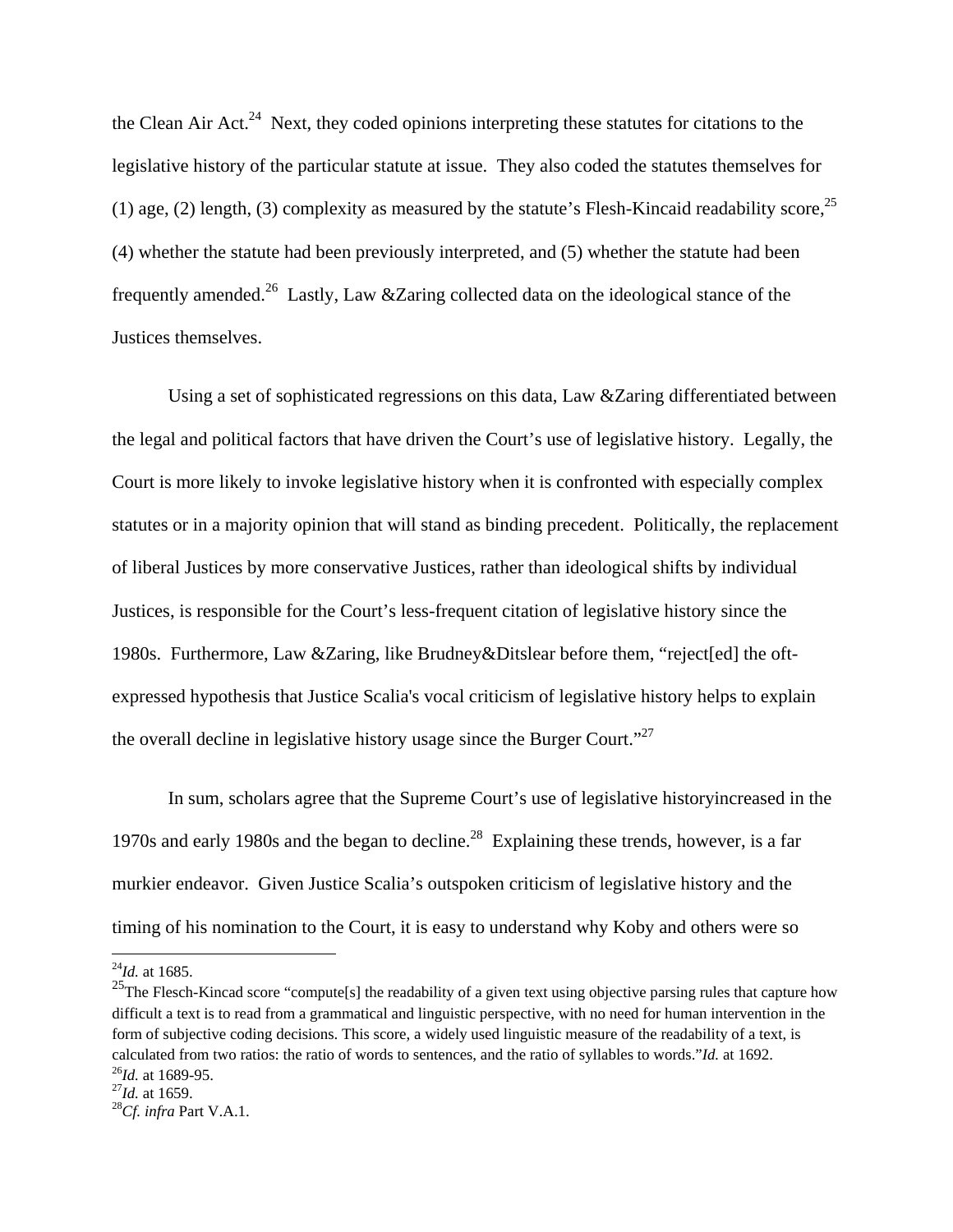the Clean Air Act.[24] Next, they coded opinions interpreting these statutes for citations to the legislative history of the particular statute at issue. They also coded the statutes themselves for (1) age, (2) length, (3) complexity as measured by the statute's Flesh-Kincaid readability score,[25] (4) whether the statute had been previously interpreted, and (5) whether the statute had been frequently amended.[26] Lastly, Law &Zaring collected data on the ideological stance of the Justices themselves.

Using a set of sophisticated regressions on this data, Law &Zaring differentiated between the legal and political factors that have driven the Court's use of legislative history. Legally, the Court is more likely to invoke legislative history when it is confronted with especially complex statutes or in a majority opinion that will stand as binding precedent. Politically, the replacement of liberal Justices by more conservative Justices, rather than ideological shifts by individual Justices, is responsible for the Court's less-frequent citation of legislative history since the 1980s. Furthermore, Law &Zaring, like Brudney&Ditslear before them, "reject[ed] the oft-expressed hypothesis that Justice Scalia's vocal criticism of legislative history helps to explain the overall decline in legislative history usage since the Burger Court."[27]

In sum, scholars agree that the Supreme Court's use of legislative historyincreased in the 1970s and early 1980s and the began to decline.[28] Explaining these trends, however, is a far murkier endeavor. Given Justice Scalia's outspoken criticism of legislative history and the timing of his nomination to the Court, it is easy to understand why Koby and others were so

---

[24] *Id.* at 1685.

[25] The Flesch-Kincad score "compute[s] the readability of a given text using objective parsing rules that capture how difficult a text is to read from a grammatical and linguistic perspective, with no need for human intervention in the form of subjective coding decisions. This score, a widely used linguistic measure of the readability of a text, is calculated from two ratios: the ratio of words to sentences, and the ratio of syllables to words."*Id.* at 1692.

[26] *Id.* at 1689-95.

[27] *Id.* at 1659.

[28] *Cf. infra* Part V.A.1.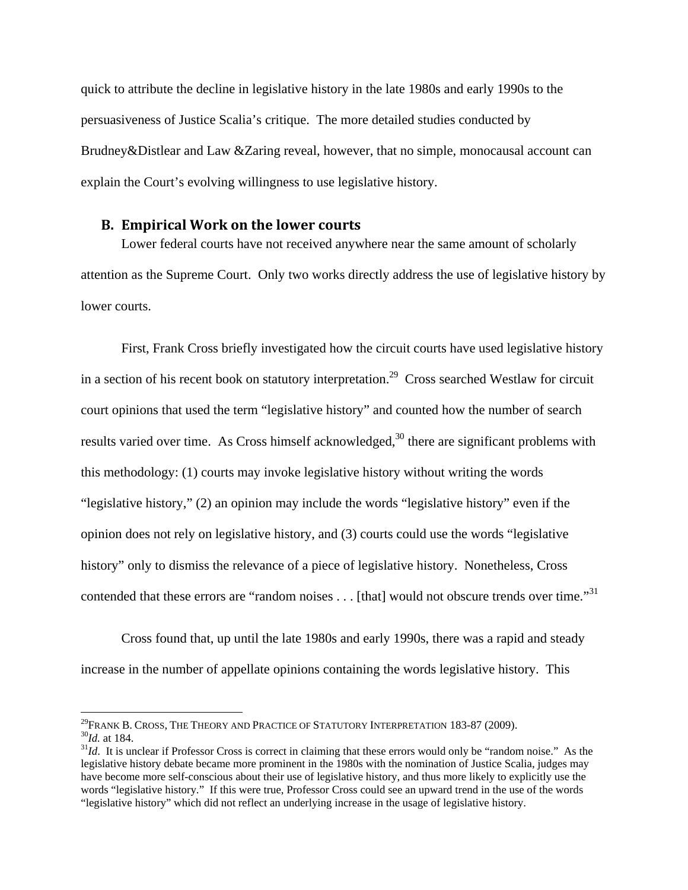quick to attribute the decline in legislative history in the late 1980s and early 1990s to the persuasiveness of Justice Scalia's critique. The more detailed studies conducted by Brudney&Distlear and Law &Zaring reveal, however, that no simple, monocausal account can explain the Court's evolving willingness to use legislative history.

### B. Empirical Work on the lower courts

Lower federal courts have not received anywhere near the same amount of scholarly attention as the Supreme Court. Only two works directly address the use of legislative history by lower courts.

First, Frank Cross briefly investigated how the circuit courts have used legislative history in a section of his recent book on statutory interpretation.[29] Cross searched Westlaw for circuit court opinions that used the term "legislative history" and counted how the number of search results varied over time. As Cross himself acknowledged,[30] there are significant problems with this methodology: (1) courts may invoke legislative history without writing the words "legislative history," (2) an opinion may include the words "legislative history" even if the opinion does not rely on legislative history, and (3) courts could use the words "legislative history" only to dismiss the relevance of a piece of legislative history. Nonetheless, Cross contended that these errors are "random noises . . . [that] would not obscure trends over time."[31]

Cross found that, up until the late 1980s and early 1990s, there was a rapid and steady increase in the number of appellate opinions containing the words legislative history. This

---

[29] FRANK B. CROSS, THE THEORY AND PRACTICE OF STATUTORY INTERPRETATION 183-87 (2009).
[30] *Id.* at 184.
[31] *Id*. It is unclear if Professor Cross is correct in claiming that these errors would only be "random noise." As the legislative history debate became more prominent in the 1980s with the nomination of Justice Scalia, judges may have become more self-conscious about their use of legislative history, and thus more likely to explicitly use the words "legislative history." If this were true, Professor Cross could see an upward trend in the use of the words "legislative history" which did not reflect an underlying increase in the usage of legislative history.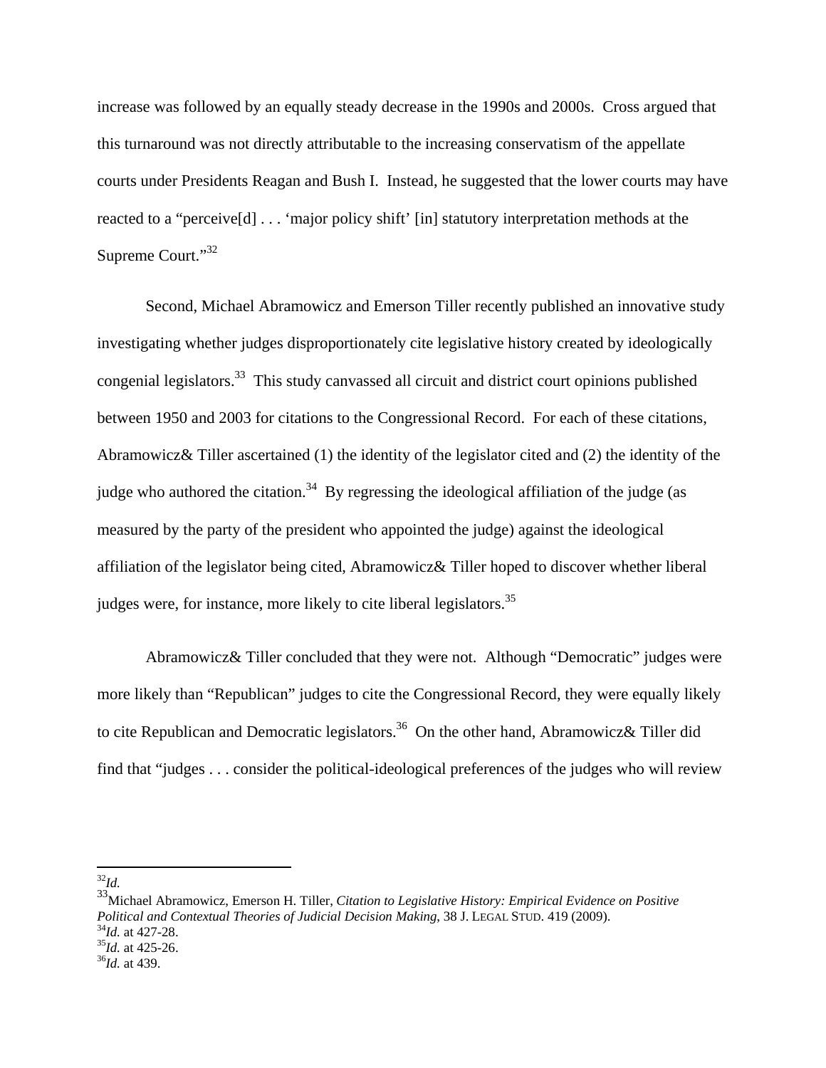increase was followed by an equally steady decrease in the 1990s and 2000s. Cross argued that this turnaround was not directly attributable to the increasing conservatism of the appellate courts under Presidents Reagan and Bush I. Instead, he suggested that the lower courts may have reacted to a "perceive[d] . . . 'major policy shift' [in] statutory interpretation methods at the Supreme Court."[32]

Second, Michael Abramowicz and Emerson Tiller recently published an innovative study investigating whether judges disproportionately cite legislative history created by ideologically congenial legislators.[33] This study canvassed all circuit and district court opinions published between 1950 and 2003 for citations to the Congressional Record. For each of these citations, Abramowicz& Tiller ascertained (1) the identity of the legislator cited and (2) the identity of the judge who authored the citation.[34] By regressing the ideological affiliation of the judge (as measured by the party of the president who appointed the judge) against the ideological affiliation of the legislator being cited, Abramowicz& Tiller hoped to discover whether liberal judges were, for instance, more likely to cite liberal legislators.[35]

Abramowicz& Tiller concluded that they were not. Although "Democratic" judges were more likely than "Republican" judges to cite the Congressional Record, they were equally likely to cite Republican and Democratic legislators.[36] On the other hand, Abramowicz& Tiller did find that "judges . . . consider the political-ideological preferences of the judges who will review

---

[32] *Id.*

[33] Michael Abramowicz, Emerson H. Tiller, *Citation to Legislative History: Empirical Evidence on Positive Political and Contextual Theories of Judicial Decision Making*, 38 J. LEGAL STUD. 419 (2009).

[34] *Id.* at 427-28.

[35] *Id.* at 425-26.

[36] *Id.* at 439.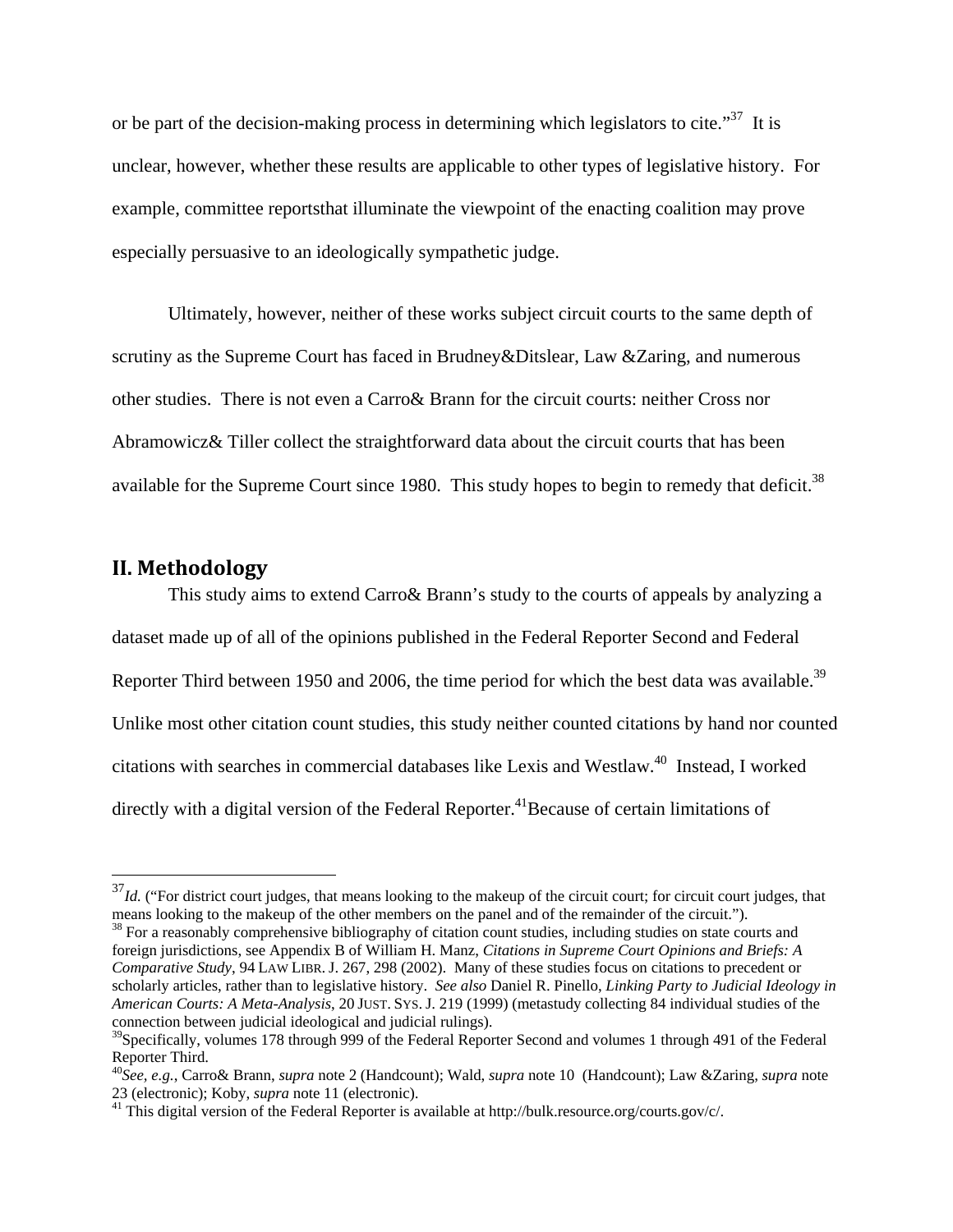or be part of the decision-making process in determining which legislators to cite."[37] It is unclear, however, whether these results are applicable to other types of legislative history. For example, committee reportsthat illuminate the viewpoint of the enacting coalition may prove especially persuasive to an ideologically sympathetic judge.

Ultimately, however, neither of these works subject circuit courts to the same depth of scrutiny as the Supreme Court has faced in Brudney&Ditslear, Law &Zaring, and numerous other studies. There is not even a Carro& Brann for the circuit courts: neither Cross nor Abramowicz& Tiller collect the straightforward data about the circuit courts that has been available for the Supreme Court since 1980. This study hopes to begin to remedy that deficit.[38]

## II. Methodology

This study aims to extend Carro& Brann's study to the courts of appeals by analyzing a dataset made up of all of the opinions published in the Federal Reporter Second and Federal Reporter Third between 1950 and 2006, the time period for which the best data was available.[39] Unlike most other citation count studies, this study neither counted citations by hand nor counted citations with searches in commercial databases like Lexis and Westlaw.[40] Instead, I worked directly with a digital version of the Federal Reporter.[41]Because of certain limitations of

---

[37] *Id.* ("For district court judges, that means looking to the makeup of the circuit court; for circuit court judges, that means looking to the makeup of the other members on the panel and of the remainder of the circuit.").

[38] For a reasonably comprehensive bibliography of citation count studies, including studies on state courts and foreign jurisdictions, see Appendix B of William H. Manz, *Citations in Supreme Court Opinions and Briefs: A Comparative Study*, 94 LAW LIBR. J. 267, 298 (2002). Many of these studies focus on citations to precedent or scholarly articles, rather than to legislative history. *See also* Daniel R. Pinello, *Linking Party to Judicial Ideology in American Courts: A Meta-Analysis*, 20 JUST. SYS. J. 219 (1999) (metastudy collecting 84 individual studies of the connection between judicial ideological and judicial rulings).

[39] Specifically, volumes 178 through 999 of the Federal Reporter Second and volumes 1 through 491 of the Federal Reporter Third.

[40] *See, e.g.*, Carro& Brann, *supra* note 2 (Handcount); Wald, *supra* note 10 (Handcount); Law &Zaring, *supra* note 23 (electronic); Koby, *supra* note 11 (electronic).

[41] This digital version of the Federal Reporter is available at http://bulk.resource.org/courts.gov/c/.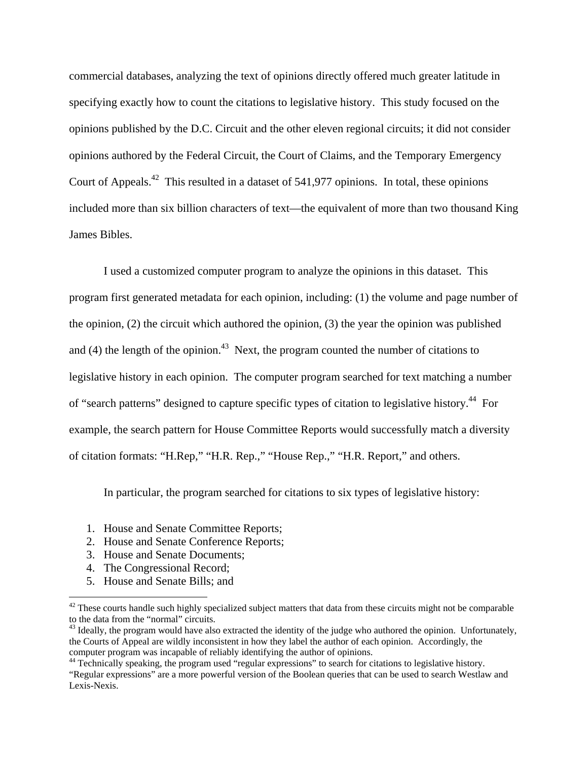commercial databases, analyzing the text of opinions directly offered much greater latitude in specifying exactly how to count the citations to legislative history. This study focused on the opinions published by the D.C. Circuit and the other eleven regional circuits; it did not consider opinions authored by the Federal Circuit, the Court of Claims, and the Temporary Emergency Court of Appeals.[42] This resulted in a dataset of 541,977 opinions. In total, these opinions included more than six billion characters of text—the equivalent of more than two thousand King James Bibles.

I used a customized computer program to analyze the opinions in this dataset. This program first generated metadata for each opinion, including: (1) the volume and page number of the opinion, (2) the circuit which authored the opinion, (3) the year the opinion was published and (4) the length of the opinion.[43] Next, the program counted the number of citations to legislative history in each opinion. The computer program searched for text matching a number of "search patterns" designed to capture specific types of citation to legislative history.[44] For example, the search pattern for House Committee Reports would successfully match a diversity of citation formats: "H.Rep," "H.R. Rep.," "House Rep.," "H.R. Report," and others.

In particular, the program searched for citations to six types of legislative history:

1. House and Senate Committee Reports;
2. House and Senate Conference Reports;
3. House and Senate Documents;
4. The Congressional Record;
5. House and Senate Bills; and

---

[42] These courts handle such highly specialized subject matters that data from these circuits might not be comparable to the data from the "normal" circuits.

[43] Ideally, the program would have also extracted the identity of the judge who authored the opinion. Unfortunately, the Courts of Appeal are wildly inconsistent in how they label the author of each opinion. Accordingly, the computer program was incapable of reliably identifying the author of opinions.

[44] Technically speaking, the program used "regular expressions" to search for citations to legislative history. "Regular expressions" are a more powerful version of the Boolean queries that can be used to search Westlaw and Lexis-Nexis.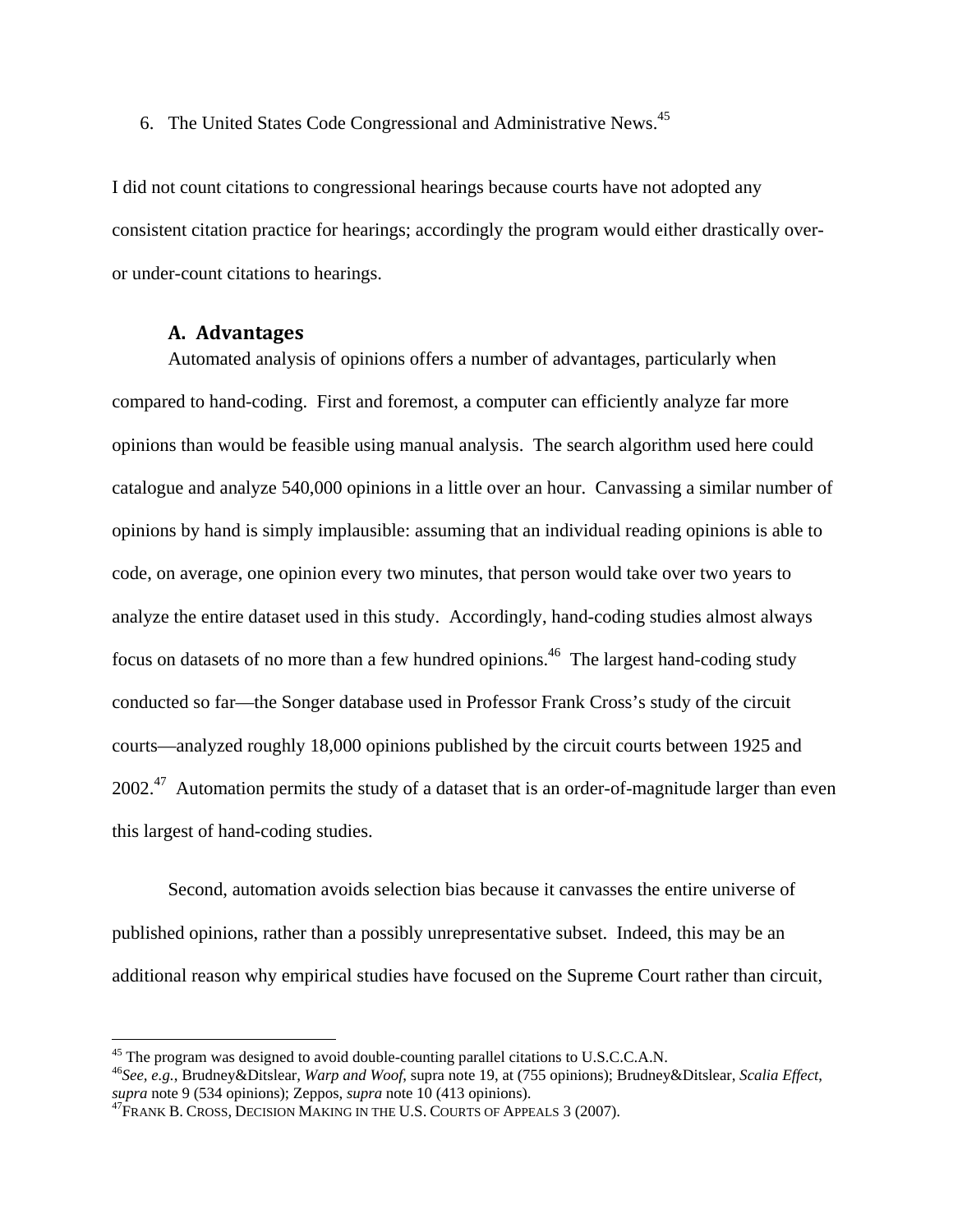6. The United States Code Congressional and Administrative News.[45]

I did not count citations to congressional hearings because courts have not adopted any consistent citation practice for hearings; accordingly the program would either drastically over- or under-count citations to hearings.

### A. Advantages

Automated analysis of opinions offers a number of advantages, particularly when compared to hand-coding. First and foremost, a computer can efficiently analyze far more opinions than would be feasible using manual analysis. The search algorithm used here could catalogue and analyze 540,000 opinions in a little over an hour. Canvassing a similar number of opinions by hand is simply implausible: assuming that an individual reading opinions is able to code, on average, one opinion every two minutes, that person would take over two years to analyze the entire dataset used in this study. Accordingly, hand-coding studies almost always focus on datasets of no more than a few hundred opinions.[46] The largest hand-coding study conducted so far—the Songer database used in Professor Frank Cross's study of the circuit courts—analyzed roughly 18,000 opinions published by the circuit courts between 1925 and 2002.[47] Automation permits the study of a dataset that is an order-of-magnitude larger than even this largest of hand-coding studies.

Second, automation avoids selection bias because it canvasses the entire universe of published opinions, rather than a possibly unrepresentative subset. Indeed, this may be an additional reason why empirical studies have focused on the Supreme Court rather than circuit,

---

[45] The program was designed to avoid double-counting parallel citations to U.S.C.C.A.N.

[46] *See, e.g.*, Brudney&Ditslear, *Warp and Woof*, supra note 19, at (755 opinions); Brudney&Ditslear, *Scalia Effect*, *supra* note 9 (534 opinions); Zeppos, *supra* note 10 (413 opinions).

[47] FRANK B. CROSS, DECISION MAKING IN THE U.S. COURTS OF APPEALS 3 (2007).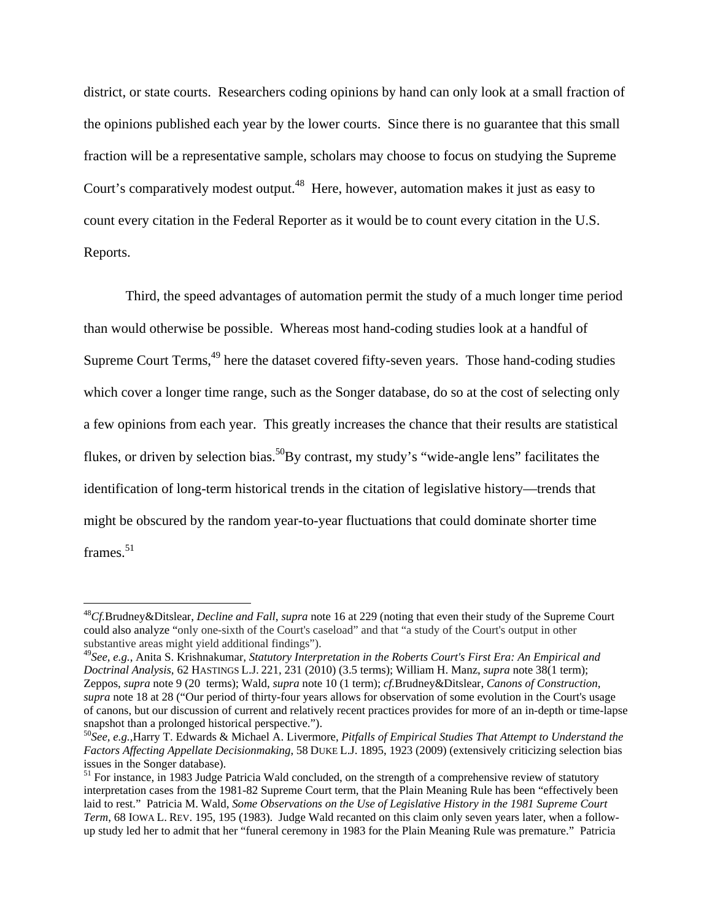district, or state courts. Researchers coding opinions by hand can only look at a small fraction of the opinions published each year by the lower courts. Since there is no guarantee that this small fraction will be a representative sample, scholars may choose to focus on studying the Supreme Court's comparatively modest output.[48] Here, however, automation makes it just as easy to count every citation in the Federal Reporter as it would be to count every citation in the U.S. Reports.

Third, the speed advantages of automation permit the study of a much longer time period than would otherwise be possible. Whereas most hand-coding studies look at a handful of Supreme Court Terms,[49] here the dataset covered fifty-seven years. Those hand-coding studies which cover a longer time range, such as the Songer database, do so at the cost of selecting only a few opinions from each year. This greatly increases the chance that their results are statistical flukes, or driven by selection bias.[50]By contrast, my study's "wide-angle lens" facilitates the identification of long-term historical trends in the citation of legislative history—trends that might be obscured by the random year-to-year fluctuations that could dominate shorter time frames.[51]

---

[48]*Cf.*Brudney&Ditslear, *Decline and Fall*, *supra* note 16 at 229 (noting that even their study of the Supreme Court could also analyze "only one-sixth of the Court's caseload" and that "a study of the Court's output in other substantive areas might yield additional findings").

[49]*See, e.g.*, Anita S. Krishnakumar, *Statutory Interpretation in the Roberts Court's First Era: An Empirical and Doctrinal Analysis*, 62 HASTINGS L.J. 221, 231 (2010) (3.5 terms); William H. Manz, *supra* note 38(1 term); Zeppos, *supra* note 9 (20 terms); Wald, *supra* note 10 (1 term); *cf.*Brudney&Ditslear, *Canons of Construction*, *supra* note 18 at 28 ("Our period of thirty-four years allows for observation of some evolution in the Court's usage of canons, but our discussion of current and relatively recent practices provides for more of an in-depth or time-lapse snapshot than a prolonged historical perspective.").

[50]*See, e.g.*,Harry T. Edwards & Michael A. Livermore, *Pitfalls of Empirical Studies That Attempt to Understand the Factors Affecting Appellate Decisionmaking*, 58 DUKE L.J. 1895, 1923 (2009) (extensively criticizing selection bias issues in the Songer database).

[51] For instance, in 1983 Judge Patricia Wald concluded, on the strength of a comprehensive review of statutory interpretation cases from the 1981-82 Supreme Court term, that the Plain Meaning Rule has been "effectively been laid to rest." Patricia M. Wald, *Some Observations on the Use of Legislative History in the 1981 Supreme Court Term*, 68 IOWA L. REV. 195, 195 (1983). Judge Wald recanted on this claim only seven years later, when a follow-up study led her to admit that her "funeral ceremony in 1983 for the Plain Meaning Rule was premature." Patricia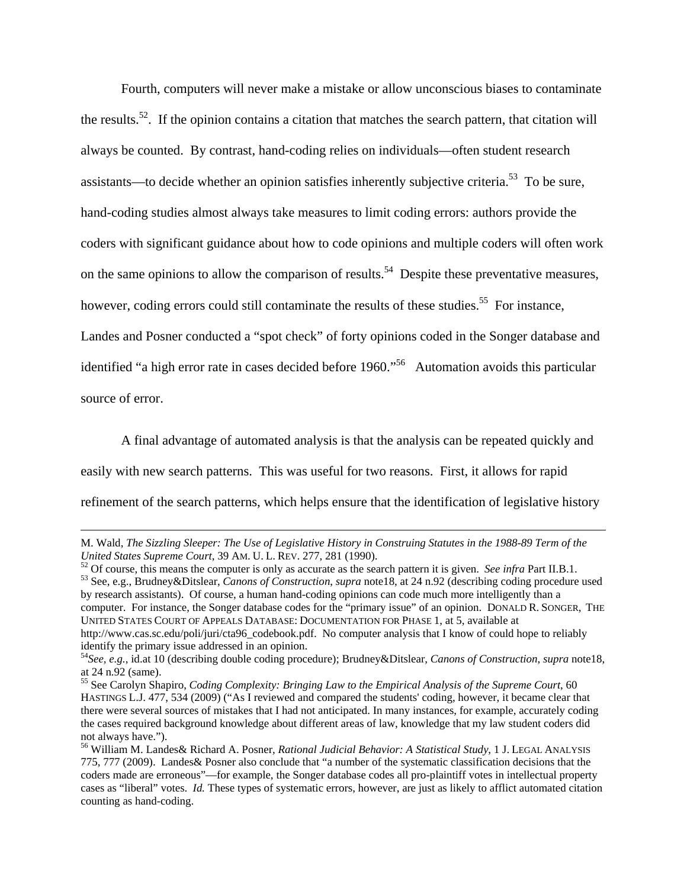Fourth, computers will never make a mistake or allow unconscious biases to contaminate the results.[52]. If the opinion contains a citation that matches the search pattern, that citation will always be counted. By contrast, hand-coding relies on individuals—often student research assistants—to decide whether an opinion satisfies inherently subjective criteria.[53] To be sure, hand-coding studies almost always take measures to limit coding errors: authors provide the coders with significant guidance about how to code opinions and multiple coders will often work on the same opinions to allow the comparison of results.[54] Despite these preventative measures, however, coding errors could still contaminate the results of these studies.[55] For instance, Landes and Posner conducted a "spot check" of forty opinions coded in the Songer database and identified "a high error rate in cases decided before 1960."[56] Automation avoids this particular source of error.

A final advantage of automated analysis is that the analysis can be repeated quickly and easily with new search patterns. This was useful for two reasons. First, it allows for rapid refinement of the search patterns, which helps ensure that the identification of legislative history

---

M. Wald, *The Sizzling Sleeper: The Use of Legislative History in Construing Statutes in the 1988-89 Term of the United States Supreme Court*, 39 AM. U. L. REV. 277, 281 (1990).

[52] Of course, this means the computer is only as accurate as the search pattern it is given. *See infra* Part II.B.1.

[53] See, e.g., Brudney&Ditslear, *Canons of Construction*, *supra* note18, at 24 n.92 (describing coding procedure used by research assistants). Of course, a human hand-coding opinions can code much more intelligently than a computer. For instance, the Songer database codes for the "primary issue" of an opinion. DONALD R. SONGER, THE UNITED STATES COURT OF APPEALS DATABASE: DOCUMENTATION FOR PHASE 1, at 5, available at http://www.cas.sc.edu/poli/juri/cta96_codebook.pdf. No computer analysis that I know of could hope to reliably identify the primary issue addressed in an opinion.

[54] *See, e.g.*, id.at 10 (describing double coding procedure); Brudney&Ditslear, *Canons of Construction*, *supra* note18, at 24 n.92 (same).

[55] See Carolyn Shapiro, *Coding Complexity: Bringing Law to the Empirical Analysis of the Supreme Court*, 60 HASTINGS L.J. 477, 534 (2009) ("As I reviewed and compared the students' coding, however, it became clear that there were several sources of mistakes that I had not anticipated. In many instances, for example, accurately coding the cases required background knowledge about different areas of law, knowledge that my law student coders did not always have.").

[56] William M. Landes& Richard A. Posner, *Rational Judicial Behavior: A Statistical Study*, 1 J. LEGAL ANALYSIS 775, 777 (2009). Landes& Posner also conclude that "a number of the systematic classification decisions that the coders made are erroneous"—for example, the Songer database codes all pro-plaintiff votes in intellectual property cases as "liberal" votes. *Id.* These types of systematic errors, however, are just as likely to afflict automated citation counting as hand-coding.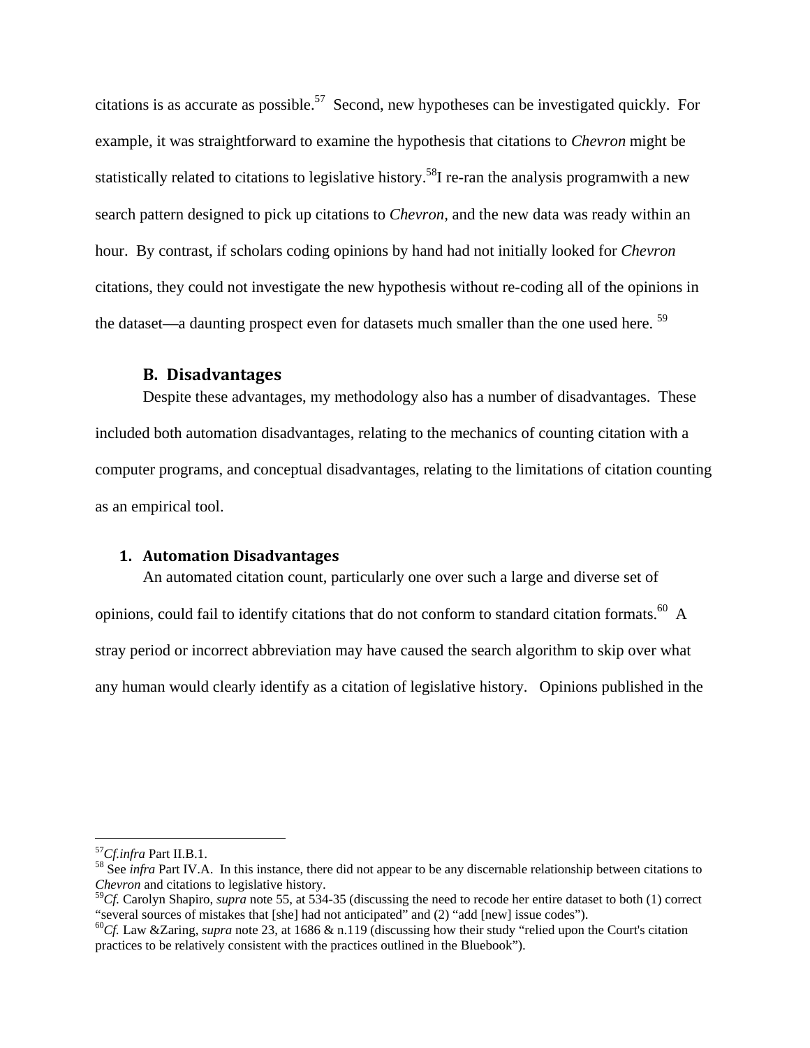citations is as accurate as possible.[57] Second, new hypotheses can be investigated quickly. For example, it was straightforward to examine the hypothesis that citations to *Chevron* might be statistically related to citations to legislative history.[58]I re-ran the analysis programwith a new search pattern designed to pick up citations to *Chevron*, and the new data was ready within an hour. By contrast, if scholars coding opinions by hand had not initially looked for *Chevron* citations, they could not investigate the new hypothesis without re-coding all of the opinions in the dataset—a daunting prospect even for datasets much smaller than the one used here. [59]

### B. Disadvantages

Despite these advantages, my methodology also has a number of disadvantages. These included both automation disadvantages, relating to the mechanics of counting citation with a computer programs, and conceptual disadvantages, relating to the limitations of citation counting as an empirical tool.

#### 1. Automation Disadvantages

An automated citation count, particularly one over such a large and diverse set of opinions, could fail to identify citations that do not conform to standard citation formats.[60] A stray period or incorrect abbreviation may have caused the search algorithm to skip over what any human would clearly identify as a citation of legislative history. Opinions published in the

---

[57]*Cf.infra* Part II.B.1.

[58] See *infra* Part IV.A. In this instance, there did not appear to be any discernable relationship between citations to *Chevron* and citations to legislative history.

[59]*Cf.* Carolyn Shapiro, *supra* note 55, at 534-35 (discussing the need to recode her entire dataset to both (1) correct "several sources of mistakes that [she] had not anticipated" and (2) "add [new] issue codes").

[60]*Cf.* Law &Zaring, *supra* note 23, at 1686 & n.119 (discussing how their study "relied upon the Court's citation practices to be relatively consistent with the practices outlined in the Bluebook").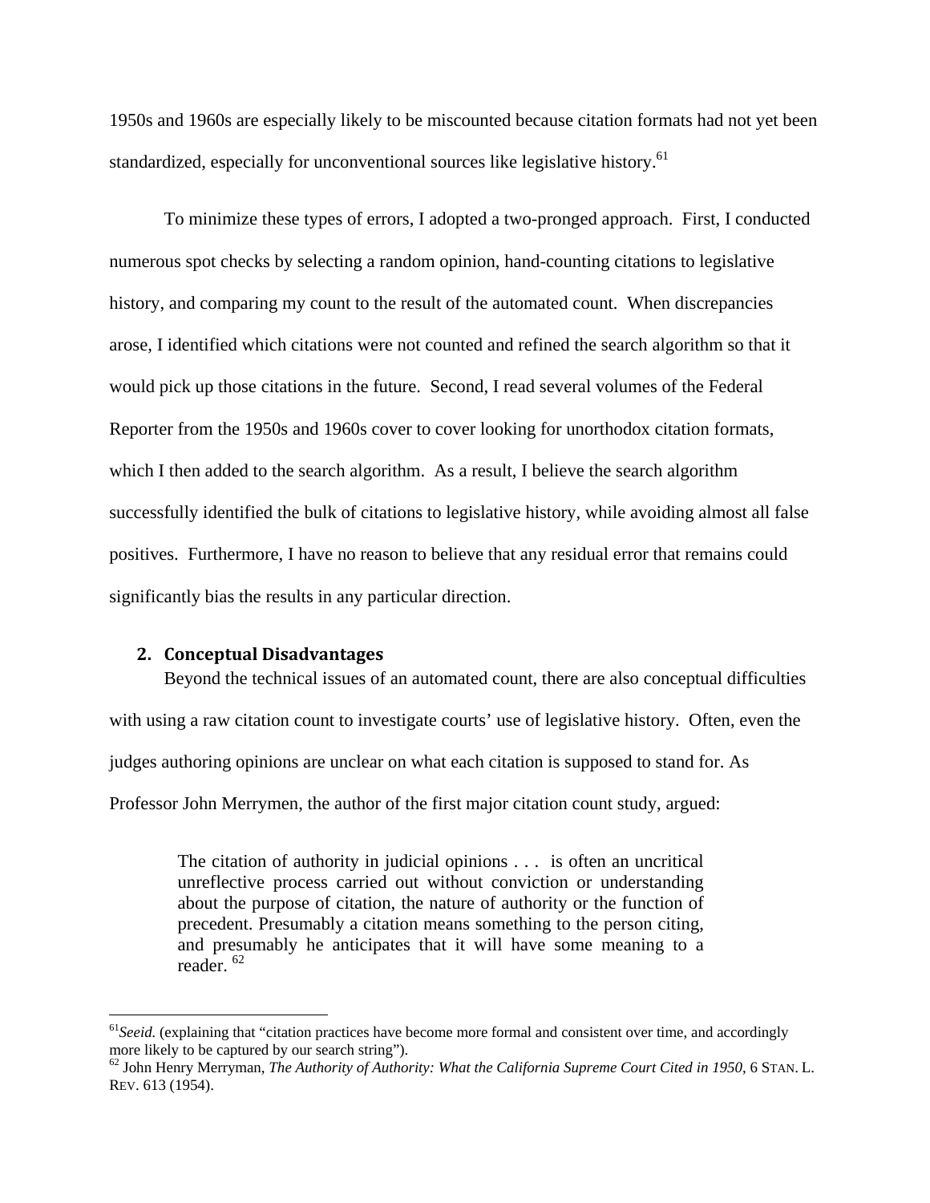1950s and 1960s are especially likely to be miscounted because citation formats had not yet been standardized, especially for unconventional sources like legislative history.[61]

To minimize these types of errors, I adopted a two-pronged approach. First, I conducted numerous spot checks by selecting a random opinion, hand-counting citations to legislative history, and comparing my count to the result of the automated count. When discrepancies arose, I identified which citations were not counted and refined the search algorithm so that it would pick up those citations in the future. Second, I read several volumes of the Federal Reporter from the 1950s and 1960s cover to cover looking for unorthodox citation formats, which I then added to the search algorithm. As a result, I believe the search algorithm successfully identified the bulk of citations to legislative history, while avoiding almost all false positives. Furthermore, I have no reason to believe that any residual error that remains could significantly bias the results in any particular direction.

## 2. Conceptual Disadvantages

Beyond the technical issues of an automated count, there are also conceptual difficulties with using a raw citation count to investigate courts' use of legislative history. Often, even the judges authoring opinions are unclear on what each citation is supposed to stand for. As Professor John Merrymen, the author of the first major citation count study, argued:

> The citation of authority in judicial opinions . . . is often an uncritical unreflective process carried out without conviction or understanding about the purpose of citation, the nature of authority or the function of precedent. Presumably a citation means something to the person citing, and presumably he anticipates that it will have some meaning to a reader. [62]

---

[61] *Seeid.* (explaining that "citation practices have become more formal and consistent over time, and accordingly more likely to be captured by our search string").

[62] John Henry Merryman, *The Authority of Authority: What the California Supreme Court Cited in 1950*, 6 STAN. L. REV. 613 (1954).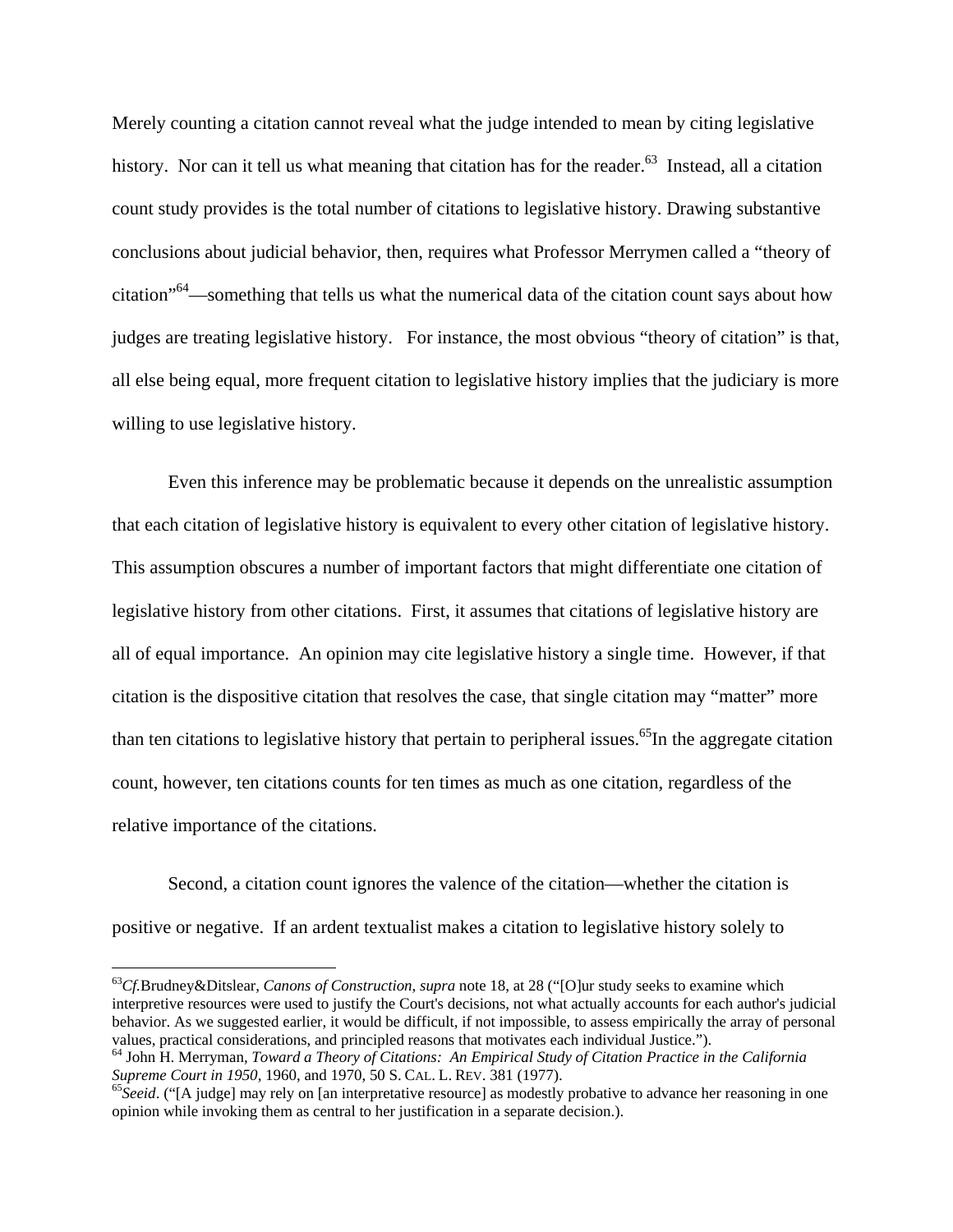Merely counting a citation cannot reveal what the judge intended to mean by citing legislative history. Nor can it tell us what meaning that citation has for the reader.[63] Instead, all a citation count study provides is the total number of citations to legislative history. Drawing substantive conclusions about judicial behavior, then, requires what Professor Merrymen called a "theory of citation"[64]—something that tells us what the numerical data of the citation count says about how judges are treating legislative history. For instance, the most obvious "theory of citation" is that, all else being equal, more frequent citation to legislative history implies that the judiciary is more willing to use legislative history.

Even this inference may be problematic because it depends on the unrealistic assumption that each citation of legislative history is equivalent to every other citation of legislative history. This assumption obscures a number of important factors that might differentiate one citation of legislative history from other citations. First, it assumes that citations of legislative history are all of equal importance. An opinion may cite legislative history a single time. However, if that citation is the dispositive citation that resolves the case, that single citation may "matter" more than ten citations to legislative history that pertain to peripheral issues.[65]In the aggregate citation count, however, ten citations counts for ten times as much as one citation, regardless of the relative importance of the citations.

Second, a citation count ignores the valence of the citation—whether the citation is positive or negative. If an ardent textualist makes a citation to legislative history solely to

---

[63] *Cf.*Brudney&Ditslear, *Canons of Construction, supra* note 18, at 28 ("[O]ur study seeks to examine which interpretive resources were used to justify the Court's decisions, not what actually accounts for each author's judicial behavior. As we suggested earlier, it would be difficult, if not impossible, to assess empirically the array of personal values, practical considerations, and principled reasons that motivates each individual Justice.").

[64] John H. Merryman, *Toward a Theory of Citations: An Empirical Study of Citation Practice in the California Supreme Court in 1950*, 1960, and 1970, 50 S. CAL. L. REV. 381 (1977).

[65] *Seeid*. ("[A judge] may rely on [an interpretative resource] as modestly probative to advance her reasoning in one opinion while invoking them as central to her justification in a separate decision.).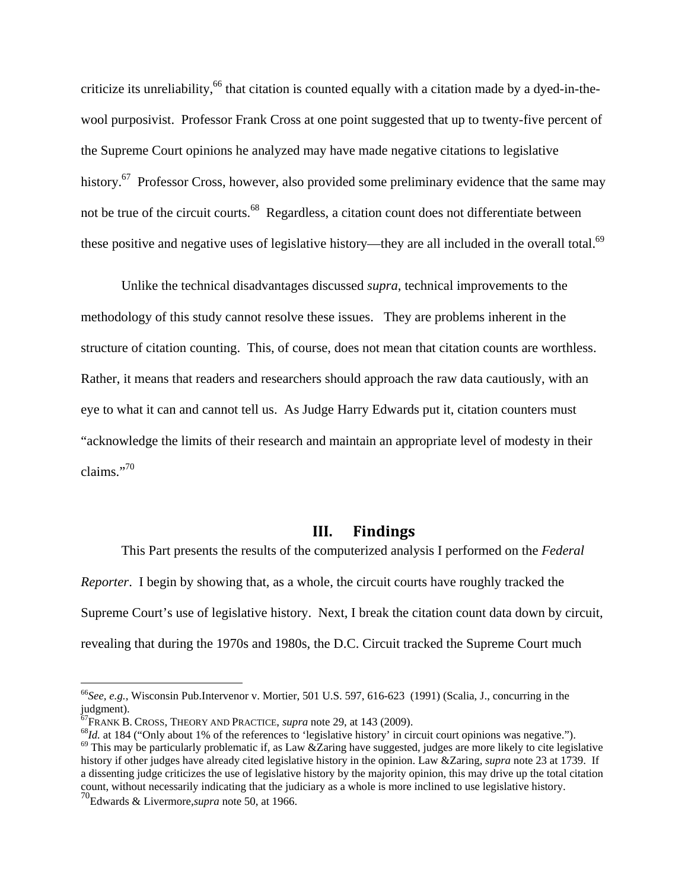criticize its unreliability,[66] that citation is counted equally with a citation made by a dyed-in-the-wool purposivist. Professor Frank Cross at one point suggested that up to twenty-five percent of the Supreme Court opinions he analyzed may have made negative citations to legislative history.[67] Professor Cross, however, also provided some preliminary evidence that the same may not be true of the circuit courts.[68] Regardless, a citation count does not differentiate between these positive and negative uses of legislative history—they are all included in the overall total.[69]

Unlike the technical disadvantages discussed *supra*, technical improvements to the methodology of this study cannot resolve these issues. They are problems inherent in the structure of citation counting. This, of course, does not mean that citation counts are worthless. Rather, it means that readers and researchers should approach the raw data cautiously, with an eye to what it can and cannot tell us. As Judge Harry Edwards put it, citation counters must "acknowledge the limits of their research and maintain an appropriate level of modesty in their claims."[70]

## III. Findings

This Part presents the results of the computerized analysis I performed on the *Federal Reporter*. I begin by showing that, as a whole, the circuit courts have roughly tracked the Supreme Court's use of legislative history. Next, I break the citation count data down by circuit, revealing that during the 1970s and 1980s, the D.C. Circuit tracked the Supreme Court much

---

[66] *See, e.g.*, Wisconsin Pub.Intervenor v. Mortier, 501 U.S. 597, 616-623 (1991) (Scalia, J., concurring in the judgment).

[67] FRANK B. CROSS, THEORY AND PRACTICE, *supra* note 29, at 143 (2009).

[68] *Id.* at 184 ("Only about 1% of the references to 'legislative history' in circuit court opinions was negative.").

[69] This may be particularly problematic if, as Law &Zaring have suggested, judges are more likely to cite legislative history if other judges have already cited legislative history in the opinion. Law &Zaring, *supra* note 23 at 1739. If a dissenting judge criticizes the use of legislative history by the majority opinion, this may drive up the total citation count, without necessarily indicating that the judiciary as a whole is more inclined to use legislative history.

[70] Edwards & Livermore,*supra* note 50, at 1966.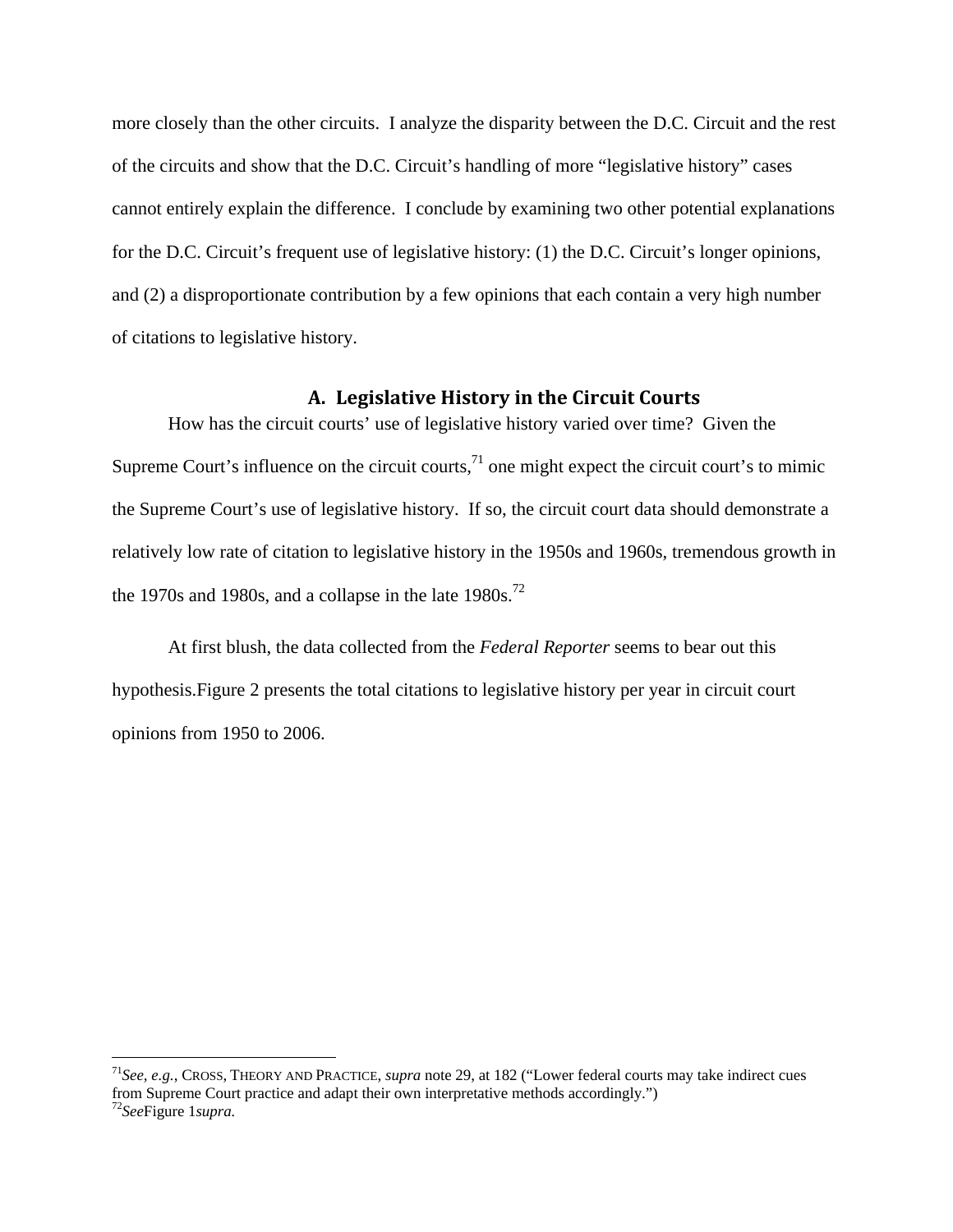more closely than the other circuits. I analyze the disparity between the D.C. Circuit and the rest of the circuits and show that the D.C. Circuit's handling of more "legislative history" cases cannot entirely explain the difference. I conclude by examining two other potential explanations for the D.C. Circuit's frequent use of legislative history: (1) the D.C. Circuit's longer opinions, and (2) a disproportionate contribution by a few opinions that each contain a very high number of citations to legislative history.

### A. Legislative History in the Circuit Courts

How has the circuit courts' use of legislative history varied over time? Given the Supreme Court's influence on the circuit courts,[71] one might expect the circuit court's to mimic the Supreme Court's use of legislative history. If so, the circuit court data should demonstrate a relatively low rate of citation to legislative history in the 1950s and 1960s, tremendous growth in the 1970s and 1980s, and a collapse in the late 1980s.[72]

At first blush, the data collected from the *Federal Reporter* seems to bear out this hypothesis.Figure 2 presents the total citations to legislative history per year in circuit court opinions from 1950 to 2006.

---

[71] *See, e.g.*, CROSS, THEORY AND PRACTICE, *supra* note 29, at 182 ("Lower federal courts may take indirect cues from Supreme Court practice and adapt their own interpretative methods accordingly.")

[72] *See*Figure 1*supra.*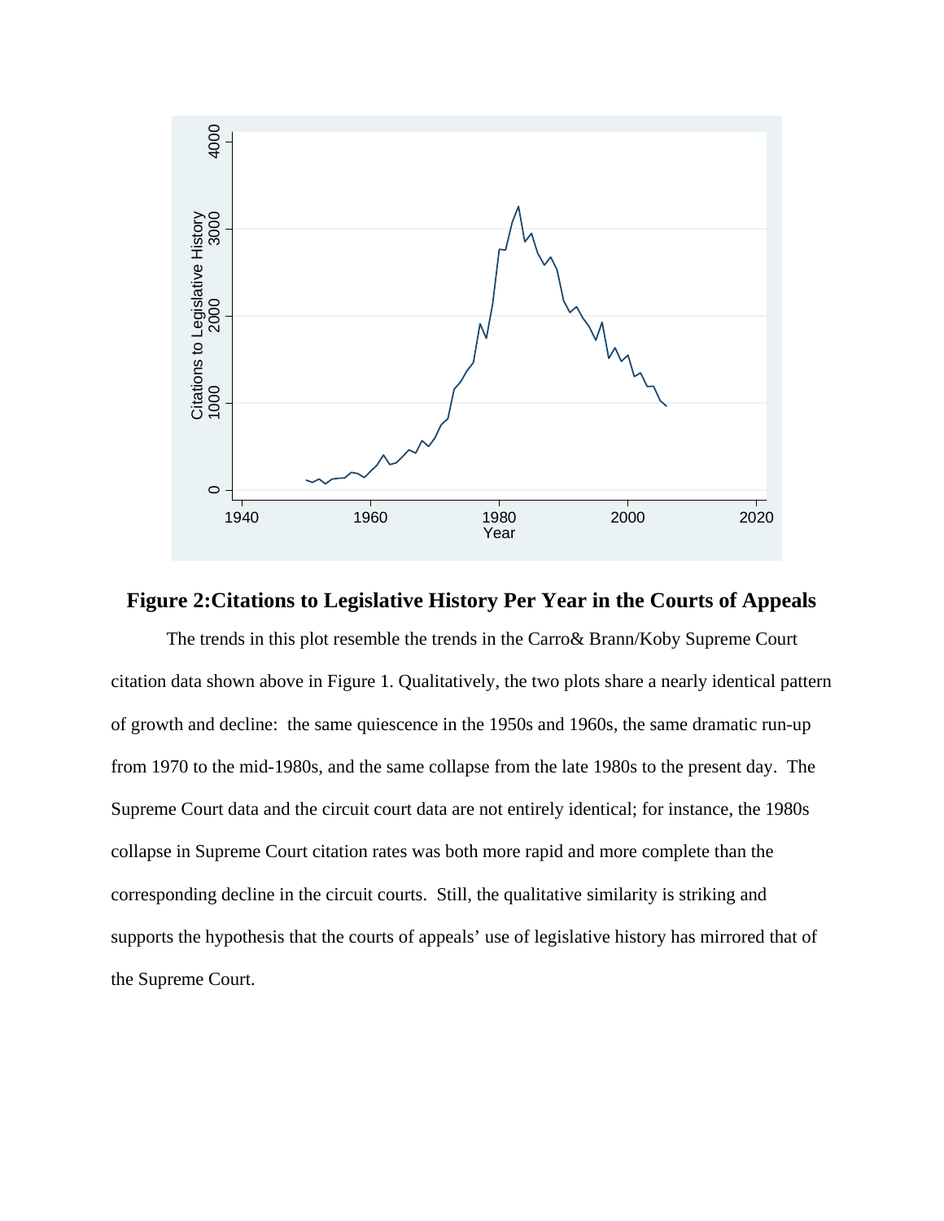**Figure 2:Citations to Legislative History Per Year in the Courts of Appeals**

The trends in this plot resemble the trends in the Carro& Brann/Koby Supreme Court citation data shown above in Figure 1. Qualitatively, the two plots share a nearly identical pattern of growth and decline: the same quiescence in the 1950s and 1960s, the same dramatic run-up from 1970 to the mid-1980s, and the same collapse from the late 1980s to the present day. The Supreme Court data and the circuit court data are not entirely identical; for instance, the 1980s collapse in Supreme Court citation rates was both more rapid and more complete than the corresponding decline in the circuit courts. Still, the qualitative similarity is striking and supports the hypothesis that the courts of appeals' use of legislative history has mirrored that of the Supreme Court.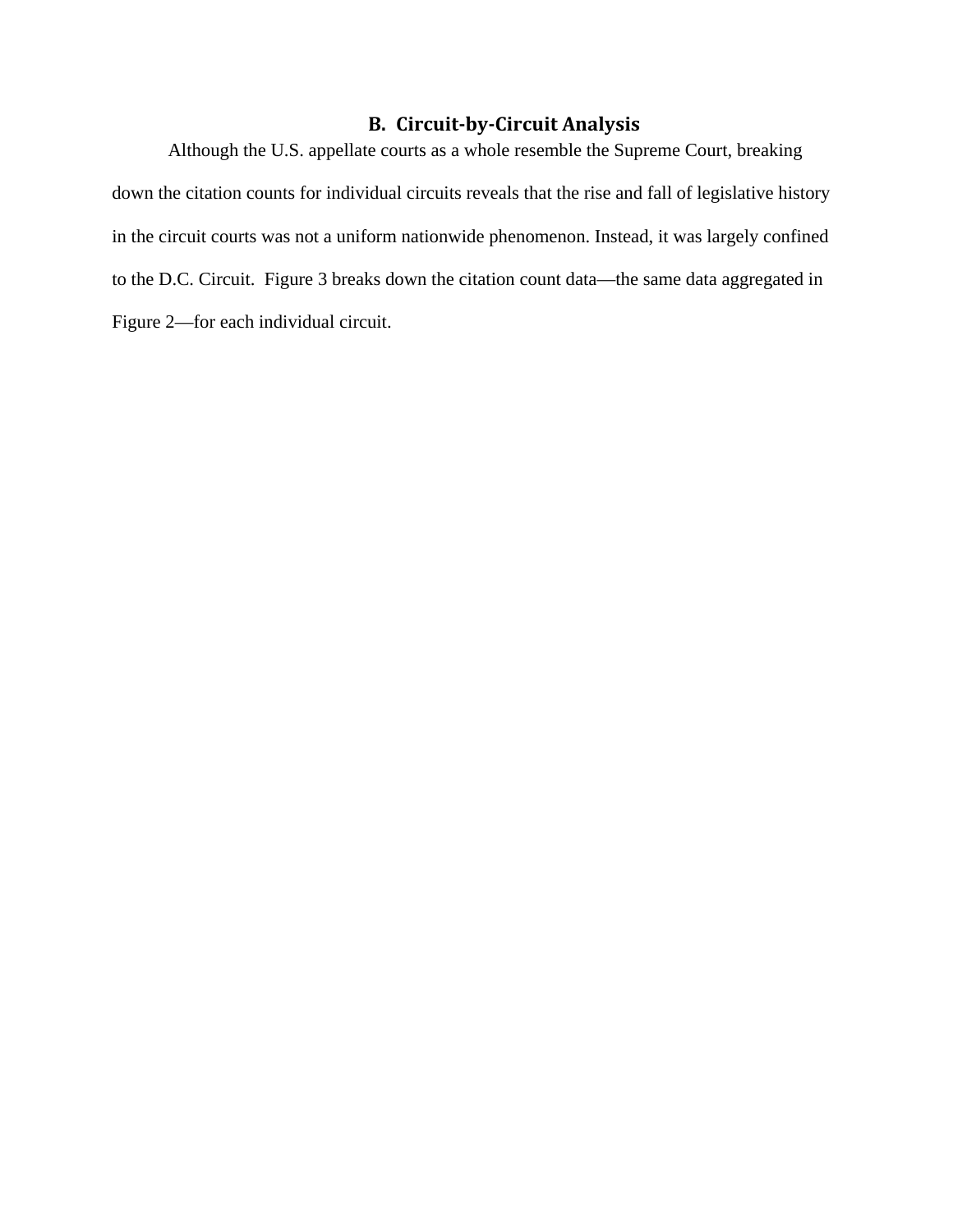### B. Circuit-by-Circuit Analysis

Although the U.S. appellate courts as a whole resemble the Supreme Court, breaking down the citation counts for individual circuits reveals that the rise and fall of legislative history in the circuit courts was not a uniform nationwide phenomenon. Instead, it was largely confined to the D.C. Circuit. Figure 3 breaks down the citation count data—the same data aggregated in Figure 2—for each individual circuit.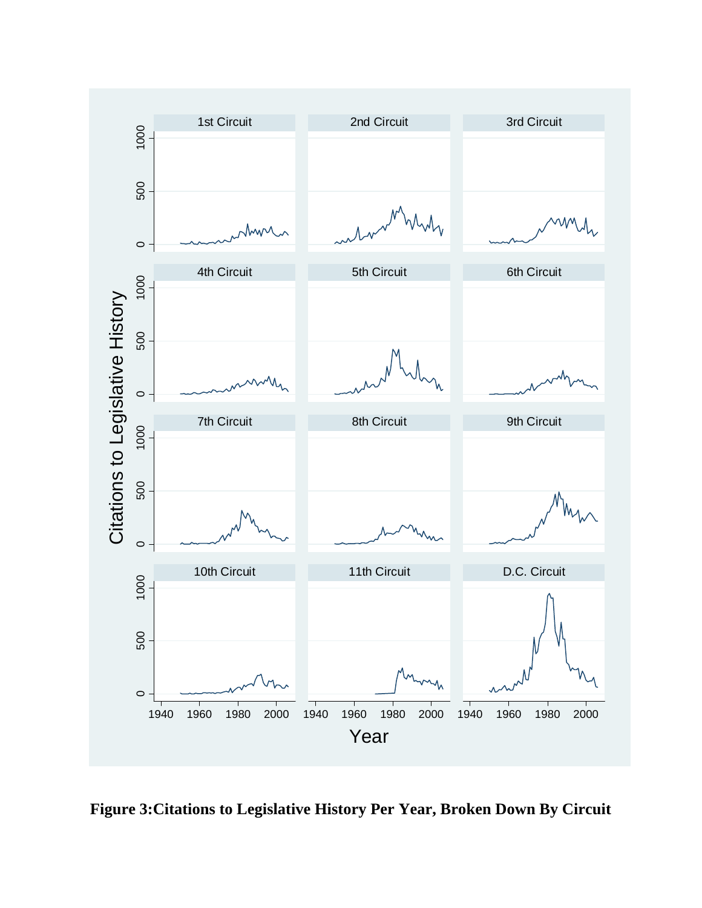**Figure 3:Citations to Legislative History Per Year, Broken Down By Circuit**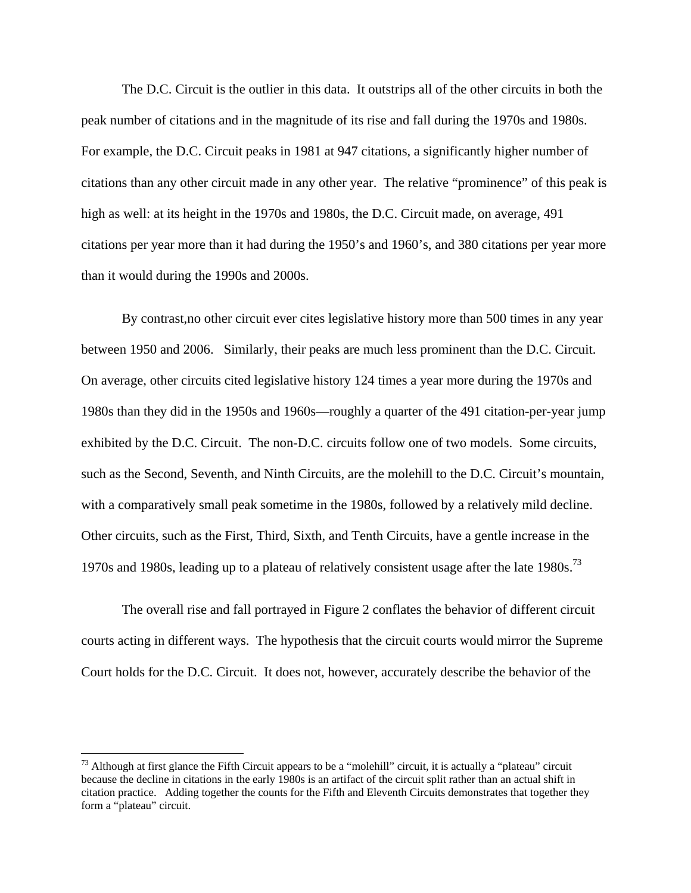The D.C. Circuit is the outlier in this data. It outstrips all of the other circuits in both the peak number of citations and in the magnitude of its rise and fall during the 1970s and 1980s. For example, the D.C. Circuit peaks in 1981 at 947 citations, a significantly higher number of citations than any other circuit made in any other year. The relative "prominence" of this peak is high as well: at its height in the 1970s and 1980s, the D.C. Circuit made, on average, 491 citations per year more than it had during the 1950's and 1960's, and 380 citations per year more than it would during the 1990s and 2000s.

By contrast,no other circuit ever cites legislative history more than 500 times in any year between 1950 and 2006. Similarly, their peaks are much less prominent than the D.C. Circuit. On average, other circuits cited legislative history 124 times a year more during the 1970s and 1980s than they did in the 1950s and 1960s—roughly a quarter of the 491 citation-per-year jump exhibited by the D.C. Circuit. The non-D.C. circuits follow one of two models. Some circuits, such as the Second, Seventh, and Ninth Circuits, are the molehill to the D.C. Circuit's mountain, with a comparatively small peak sometime in the 1980s, followed by a relatively mild decline. Other circuits, such as the First, Third, Sixth, and Tenth Circuits, have a gentle increase in the 1970s and 1980s, leading up to a plateau of relatively consistent usage after the late 1980s.[73]

The overall rise and fall portrayed in Figure 2 conflates the behavior of different circuit courts acting in different ways. The hypothesis that the circuit courts would mirror the Supreme Court holds for the D.C. Circuit. It does not, however, accurately describe the behavior of the

---

[73] Although at first glance the Fifth Circuit appears to be a "molehill" circuit, it is actually a "plateau" circuit because the decline in citations in the early 1980s is an artifact of the circuit split rather than an actual shift in citation practice. Adding together the counts for the Fifth and Eleventh Circuits demonstrates that together they form a "plateau" circuit.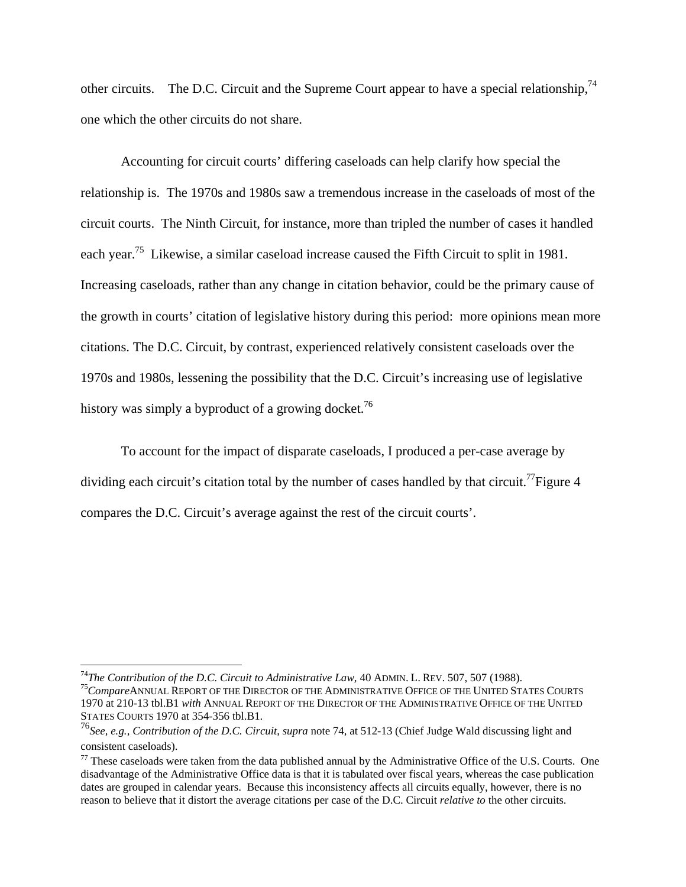other circuits. The D.C. Circuit and the Supreme Court appear to have a special relationship,[74] one which the other circuits do not share.

Accounting for circuit courts' differing caseloads can help clarify how special the relationship is. The 1970s and 1980s saw a tremendous increase in the caseloads of most of the circuit courts. The Ninth Circuit, for instance, more than tripled the number of cases it handled each year.[75] Likewise, a similar caseload increase caused the Fifth Circuit to split in 1981. Increasing caseloads, rather than any change in citation behavior, could be the primary cause of the growth in courts' citation of legislative history during this period: more opinions mean more citations. The D.C. Circuit, by contrast, experienced relatively consistent caseloads over the 1970s and 1980s, lessening the possibility that the D.C. Circuit's increasing use of legislative history was simply a byproduct of a growing docket.[76]

To account for the impact of disparate caseloads, I produced a per-case average by dividing each circuit's citation total by the number of cases handled by that circuit.[77]Figure 4 compares the D.C. Circuit's average against the rest of the circuit courts'.

---

[74]*The Contribution of the D.C. Circuit to Administrative Law*, 40 ADMIN. L. REV. 507, 507 (1988).

[75]*Compare*ANNUAL REPORT OF THE DIRECTOR OF THE ADMINISTRATIVE OFFICE OF THE UNITED STATES COURTS 1970 at 210-13 tbl.B1 *with* ANNUAL REPORT OF THE DIRECTOR OF THE ADMINISTRATIVE OFFICE OF THE UNITED STATES COURTS 1970 at 354-356 tbl.B1.

[76]*See, e.g.*, *Contribution of the D.C. Circuit*, *supra* note 74, at 512-13 (Chief Judge Wald discussing light and consistent caseloads).

[77] These caseloads were taken from the data published annual by the Administrative Office of the U.S. Courts. One disadvantage of the Administrative Office data is that it is tabulated over fiscal years, whereas the case publication dates are grouped in calendar years. Because this inconsistency affects all circuits equally, however, there is no reason to believe that it distort the average citations per case of the D.C. Circuit *relative to* the other circuits.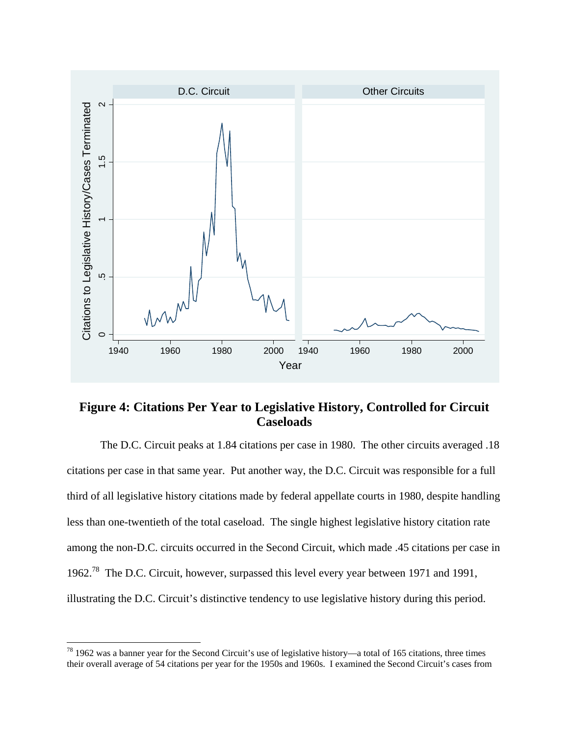**Figure 4: Citations Per Year to Legislative History, Controlled for Circuit Caseloads**

The D.C. Circuit peaks at 1.84 citations per case in 1980. The other circuits averaged .18 citations per case in that same year. Put another way, the D.C. Circuit was responsible for a full third of all legislative history citations made by federal appellate courts in 1980, despite handling less than one-twentieth of the total caseload. The single highest legislative history citation rate among the non-D.C. circuits occurred in the Second Circuit, which made .45 citations per case in 1962.[78] The D.C. Circuit, however, surpassed this level every year between 1971 and 1991, illustrating the D.C. Circuit's distinctive tendency to use legislative history during this period.

---

[78] 1962 was a banner year for the Second Circuit's use of legislative history—a total of 165 citations, three times their overall average of 54 citations per year for the 1950s and 1960s. I examined the Second Circuit's cases from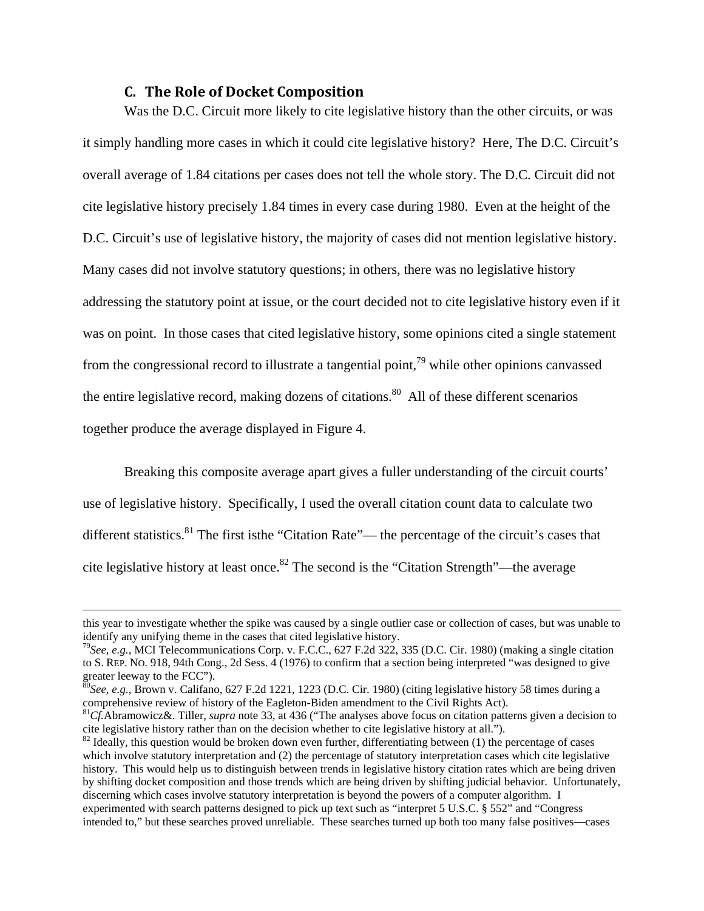### C. The Role of Docket Composition

Was the D.C. Circuit more likely to cite legislative history than the other circuits, or was it simply handling more cases in which it could cite legislative history? Here, The D.C. Circuit's overall average of 1.84 citations per cases does not tell the whole story. The D.C. Circuit did not cite legislative history precisely 1.84 times in every case during 1980. Even at the height of the D.C. Circuit's use of legislative history, the majority of cases did not mention legislative history. Many cases did not involve statutory questions; in others, there was no legislative history addressing the statutory point at issue, or the court decided not to cite legislative history even if it was on point. In those cases that cited legislative history, some opinions cited a single statement from the congressional record to illustrate a tangential point,[79] while other opinions canvassed the entire legislative record, making dozens of citations.[80] All of these different scenarios together produce the average displayed in Figure 4.

Breaking this composite average apart gives a fuller understanding of the circuit courts' use of legislative history. Specifically, I used the overall citation count data to calculate two different statistics.[81] The first isthe "Citation Rate"— the percentage of the circuit's cases that cite legislative history at least once.[82] The second is the "Citation Strength"—the average

---

this year to investigate whether the spike was caused by a single outlier case or collection of cases, but was unable to identify any unifying theme in the cases that cited legislative history.

[79] *See, e.g.*, MCI Telecommunications Corp. v. F.C.C., 627 F.2d 322, 335 (D.C. Cir. 1980) (making a single citation to S. REP. NO. 918, 94th Cong., 2d Sess. 4 (1976) to confirm that a section being interpreted "was designed to give greater leeway to the FCC").

[80] *See, e.g.*, Brown v. Califano, 627 F.2d 1221, 1223 (D.C. Cir. 1980) (citing legislative history 58 times during a comprehensive review of history of the Eagleton-Biden amendment to the Civil Rights Act).

[81] *Cf.*Abramowicz&. Tiller, *supra* note 33, at 436 ("The analyses above focus on citation patterns given a decision to cite legislative history rather than on the decision whether to cite legislative history at all.").

[82] Ideally, this question would be broken down even further, differentiating between (1) the percentage of cases which involve statutory interpretation and (2) the percentage of statutory interpretation cases which cite legislative history. This would help us to distinguish between trends in legislative history citation rates which are being driven by shifting docket composition and those trends which are being driven by shifting judicial behavior. Unfortunately, discerning which cases involve statutory interpretation is beyond the powers of a computer algorithm. I experimented with search patterns designed to pick up text such as "interpret 5 U.S.C. § 552" and "Congress intended to," but these searches proved unreliable. These searches turned up both too many false positives—cases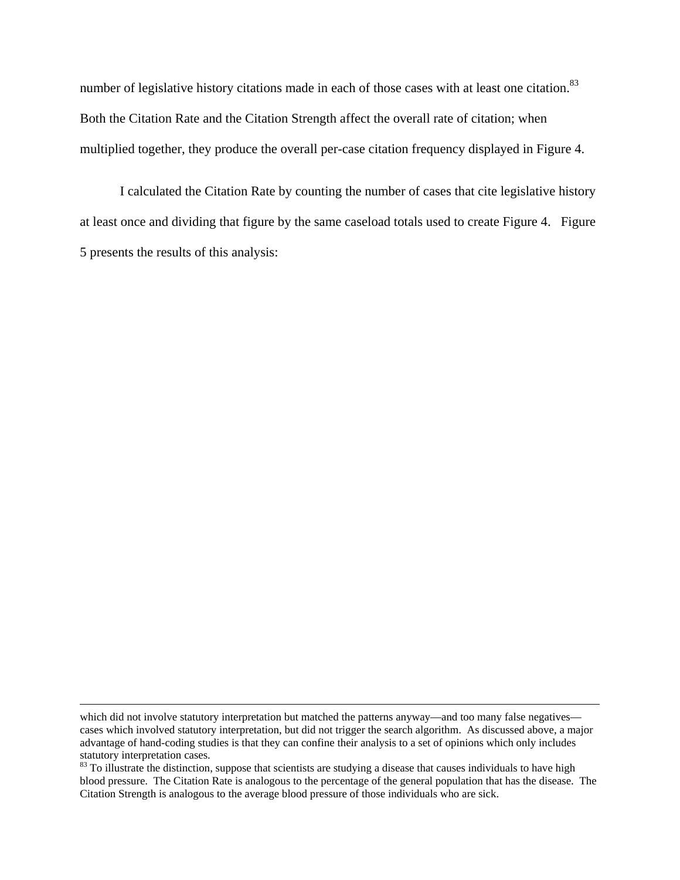number of legislative history citations made in each of those cases with at least one citation.[83] Both the Citation Rate and the Citation Strength affect the overall rate of citation; when multiplied together, they produce the overall per-case citation frequency displayed in Figure 4.

I calculated the Citation Rate by counting the number of cases that cite legislative history at least once and dividing that figure by the same caseload totals used to create Figure 4. Figure 5 presents the results of this analysis:

---

which did not involve statutory interpretation but matched the patterns anyway—and too many false negatives—cases which involved statutory interpretation, but did not trigger the search algorithm. As discussed above, a major advantage of hand-coding studies is that they can confine their analysis to a set of opinions which only includes statutory interpretation cases.

[83] To illustrate the distinction, suppose that scientists are studying a disease that causes individuals to have high blood pressure. The Citation Rate is analogous to the percentage of the general population that has the disease. The Citation Strength is analogous to the average blood pressure of those individuals who are sick.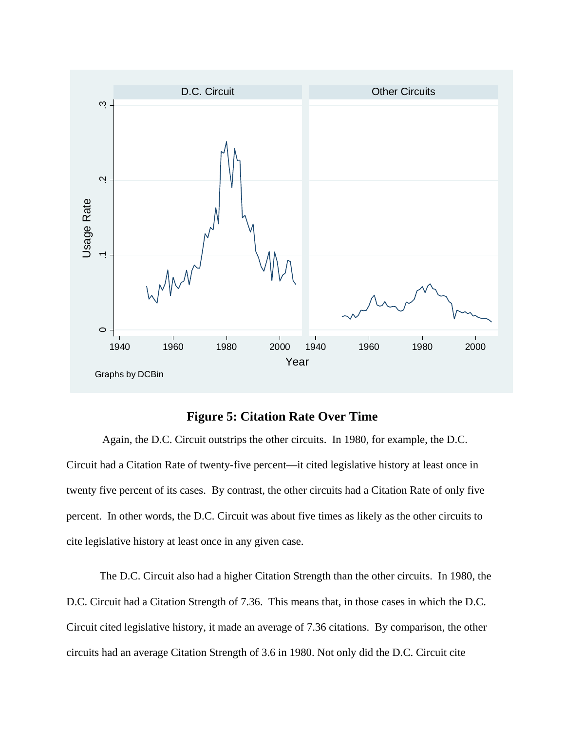**Figure 5: Citation Rate Over Time**

Again, the D.C. Circuit outstrips the other circuits. In 1980, for example, the D.C. Circuit had a Citation Rate of twenty-five percent—it cited legislative history at least once in twenty five percent of its cases. By contrast, the other circuits had a Citation Rate of only five percent. In other words, the D.C. Circuit was about five times as likely as the other circuits to cite legislative history at least once in any given case.

The D.C. Circuit also had a higher Citation Strength than the other circuits. In 1980, the D.C. Circuit had a Citation Strength of 7.36. This means that, in those cases in which the D.C. Circuit cited legislative history, it made an average of 7.36 citations. By comparison, the other circuits had an average Citation Strength of 3.6 in 1980. Not only did the D.C. Circuit cite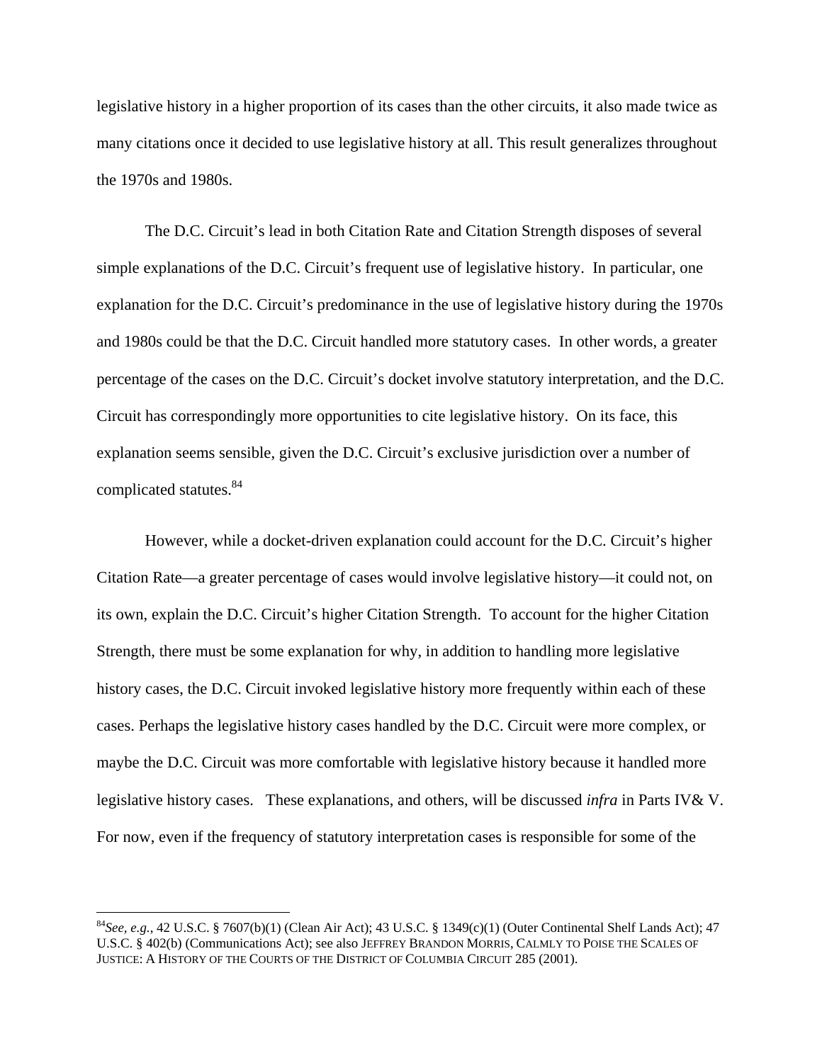legislative history in a higher proportion of its cases than the other circuits, it also made twice as many citations once it decided to use legislative history at all. This result generalizes throughout the 1970s and 1980s.

The D.C. Circuit's lead in both Citation Rate and Citation Strength disposes of several simple explanations of the D.C. Circuit's frequent use of legislative history. In particular, one explanation for the D.C. Circuit's predominance in the use of legislative history during the 1970s and 1980s could be that the D.C. Circuit handled more statutory cases. In other words, a greater percentage of the cases on the D.C. Circuit's docket involve statutory interpretation, and the D.C. Circuit has correspondingly more opportunities to cite legislative history. On its face, this explanation seems sensible, given the D.C. Circuit's exclusive jurisdiction over a number of complicated statutes.[84]

However, while a docket-driven explanation could account for the D.C. Circuit's higher Citation Rate—a greater percentage of cases would involve legislative history—it could not, on its own, explain the D.C. Circuit's higher Citation Strength. To account for the higher Citation Strength, there must be some explanation for why, in addition to handling more legislative history cases, the D.C. Circuit invoked legislative history more frequently within each of these cases. Perhaps the legislative history cases handled by the D.C. Circuit were more complex, or maybe the D.C. Circuit was more comfortable with legislative history because it handled more legislative history cases. These explanations, and others, will be discussed *infra* in Parts IV& V. For now, even if the frequency of statutory interpretation cases is responsible for some of the

---

[84] *See, e.g.*, 42 U.S.C. § 7607(b)(1) (Clean Air Act); 43 U.S.C. § 1349(c)(1) (Outer Continental Shelf Lands Act); 47 U.S.C. § 402(b) (Communications Act); see also JEFFREY BRANDON MORRIS, CALMLY TO POISE THE SCALES OF JUSTICE: A HISTORY OF THE COURTS OF THE DISTRICT OF COLUMBIA CIRCUIT 285 (2001).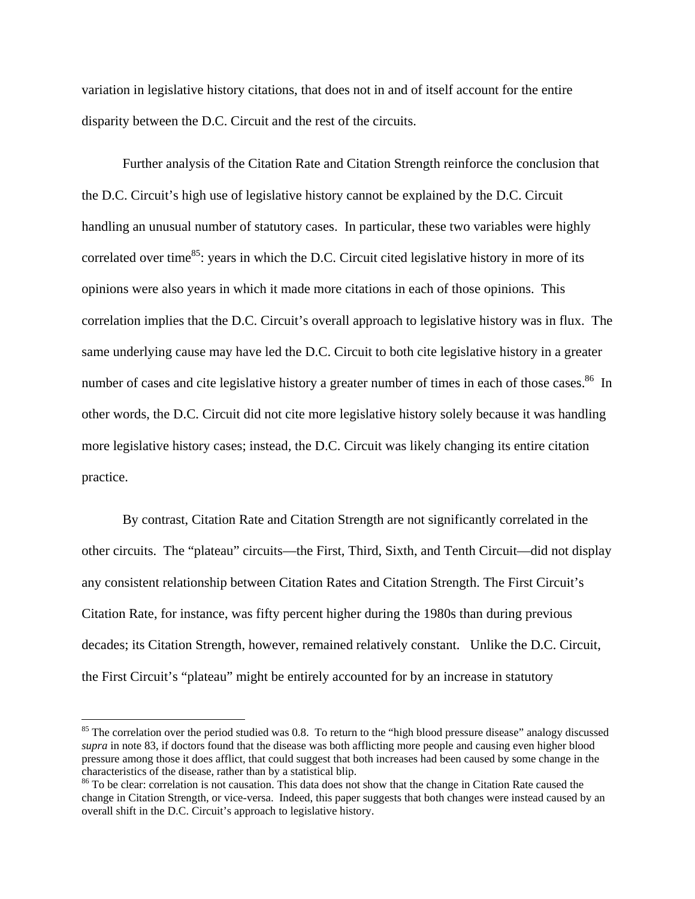variation in legislative history citations, that does not in and of itself account for the entire disparity between the D.C. Circuit and the rest of the circuits.

Further analysis of the Citation Rate and Citation Strength reinforce the conclusion that the D.C. Circuit's high use of legislative history cannot be explained by the D.C. Circuit handling an unusual number of statutory cases. In particular, these two variables were highly correlated over time[85]: years in which the D.C. Circuit cited legislative history in more of its opinions were also years in which it made more citations in each of those opinions. This correlation implies that the D.C. Circuit's overall approach to legislative history was in flux. The same underlying cause may have led the D.C. Circuit to both cite legislative history in a greater number of cases and cite legislative history a greater number of times in each of those cases.[86] In other words, the D.C. Circuit did not cite more legislative history solely because it was handling more legislative history cases; instead, the D.C. Circuit was likely changing its entire citation practice.

By contrast, Citation Rate and Citation Strength are not significantly correlated in the other circuits. The "plateau" circuits—the First, Third, Sixth, and Tenth Circuit—did not display any consistent relationship between Citation Rates and Citation Strength. The First Circuit's Citation Rate, for instance, was fifty percent higher during the 1980s than during previous decades; its Citation Strength, however, remained relatively constant. Unlike the D.C. Circuit, the First Circuit's "plateau" might be entirely accounted for by an increase in statutory

---

[85] The correlation over the period studied was 0.8. To return to the "high blood pressure disease" analogy discussed *supra* in note 83, if doctors found that the disease was both afflicting more people and causing even higher blood pressure among those it does afflict, that could suggest that both increases had been caused by some change in the characteristics of the disease, rather than by a statistical blip.

[86] To be clear: correlation is not causation. This data does not show that the change in Citation Rate caused the change in Citation Strength, or vice-versa. Indeed, this paper suggests that both changes were instead caused by an overall shift in the D.C. Circuit's approach to legislative history.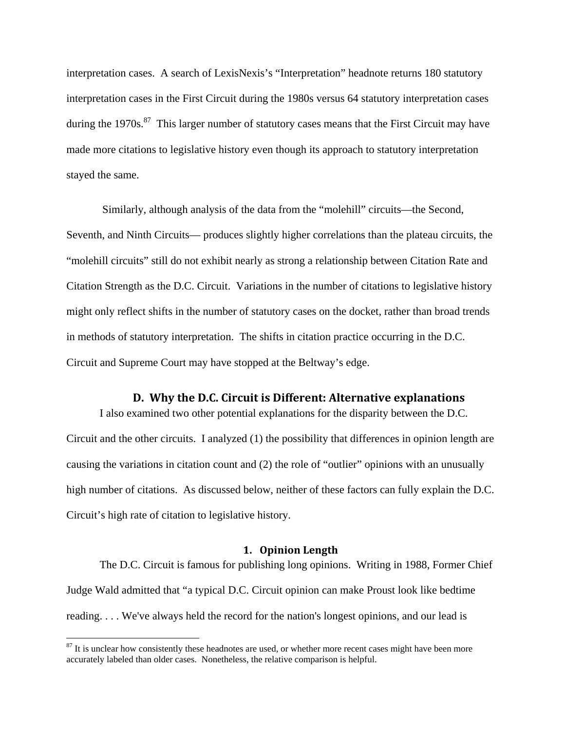interpretation cases. A search of LexisNexis's "Interpretation" headnote returns 180 statutory interpretation cases in the First Circuit during the 1980s versus 64 statutory interpretation cases during the 1970s.[87] This larger number of statutory cases means that the First Circuit may have made more citations to legislative history even though its approach to statutory interpretation stayed the same.

Similarly, although analysis of the data from the "molehill" circuits—the Second, Seventh, and Ninth Circuits— produces slightly higher correlations than the plateau circuits, the "molehill circuits" still do not exhibit nearly as strong a relationship between Citation Rate and Citation Strength as the D.C. Circuit. Variations in the number of citations to legislative history might only reflect shifts in the number of statutory cases on the docket, rather than broad trends in methods of statutory interpretation. The shifts in citation practice occurring in the D.C. Circuit and Supreme Court may have stopped at the Beltway's edge.

### D. Why the D.C. Circuit is Different: Alternative explanations

I also examined two other potential explanations for the disparity between the D.C. Circuit and the other circuits. I analyzed (1) the possibility that differences in opinion length are causing the variations in citation count and (2) the role of "outlier" opinions with an unusually high number of citations. As discussed below, neither of these factors can fully explain the D.C. Circuit's high rate of citation to legislative history.

#### 1. Opinion Length

The D.C. Circuit is famous for publishing long opinions. Writing in 1988, Former Chief Judge Wald admitted that "a typical D.C. Circuit opinion can make Proust look like bedtime reading. . . . We've always held the record for the nation's longest opinions, and our lead is

[87] It is unclear how consistently these headnotes are used, or whether more recent cases might have been more accurately labeled than older cases. Nonetheless, the relative comparison is helpful.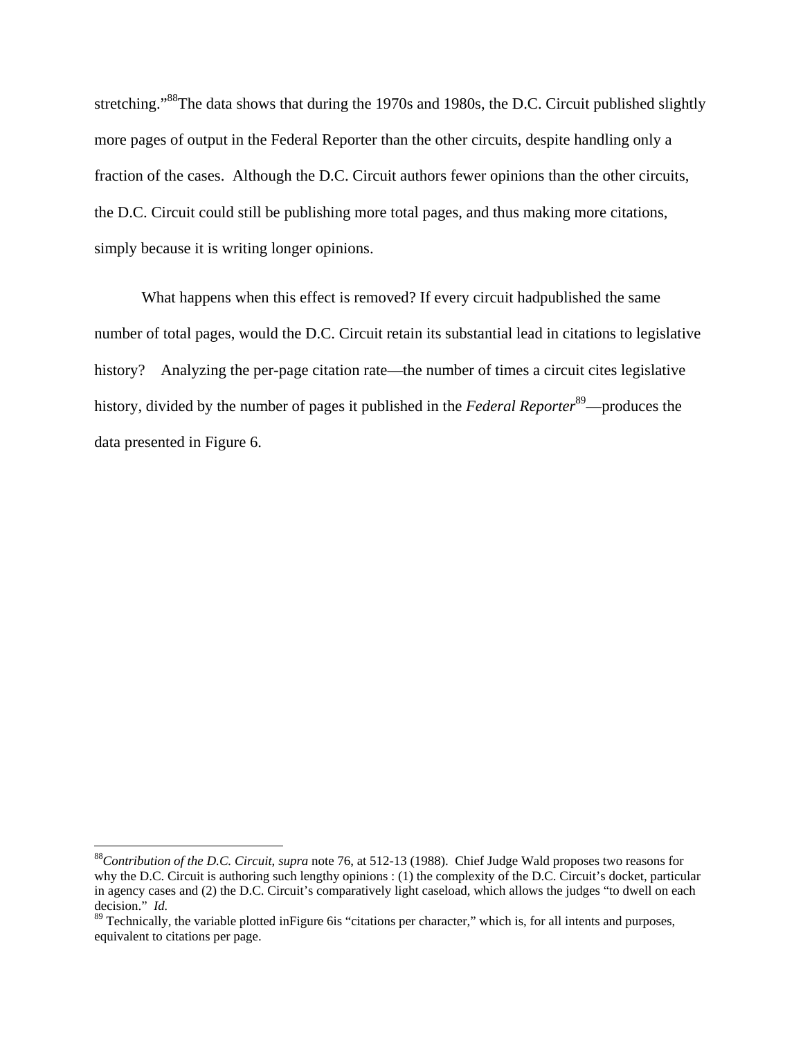stretching."[88]The data shows that during the 1970s and 1980s, the D.C. Circuit published slightly more pages of output in the Federal Reporter than the other circuits, despite handling only a fraction of the cases. Although the D.C. Circuit authors fewer opinions than the other circuits, the D.C. Circuit could still be publishing more total pages, and thus making more citations, simply because it is writing longer opinions.

What happens when this effect is removed? If every circuit hadpublished the same number of total pages, would the D.C. Circuit retain its substantial lead in citations to legislative history? Analyzing the per-page citation rate—the number of times a circuit cites legislative history, divided by the number of pages it published in the *Federal Reporter*[89]—produces the data presented in Figure 6.

---

[88]*Contribution of the D.C. Circuit*, *supra* note 76, at 512-13 (1988). Chief Judge Wald proposes two reasons for why the D.C. Circuit is authoring such lengthy opinions : (1) the complexity of the D.C. Circuit's docket, particular in agency cases and (2) the D.C. Circuit's comparatively light caseload, which allows the judges "to dwell on each decision." *Id.*

[89] Technically, the variable plotted inFigure 6is "citations per character," which is, for all intents and purposes, equivalent to citations per page.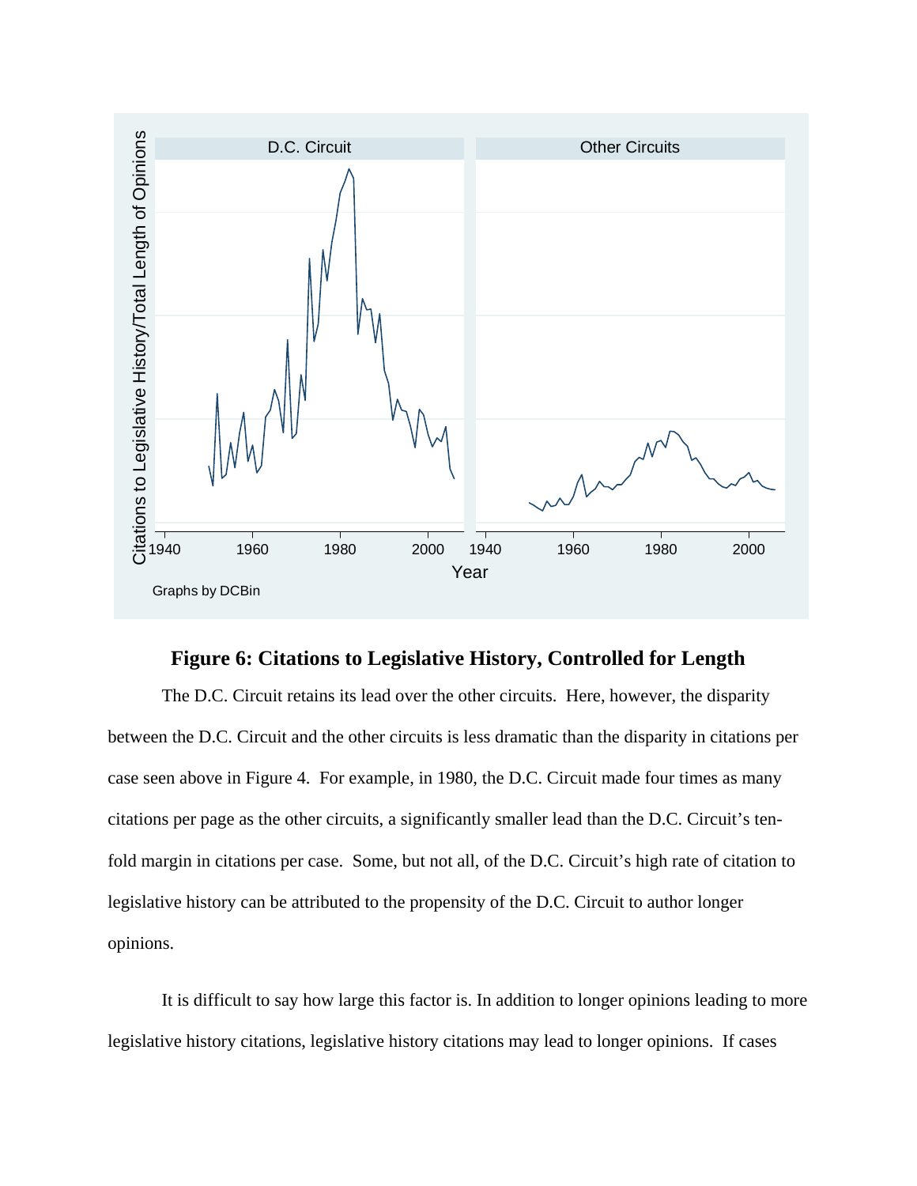**Figure 6: Citations to Legislative History, Controlled for Length**

The D.C. Circuit retains its lead over the other circuits. Here, however, the disparity between the D.C. Circuit and the other circuits is less dramatic than the disparity in citations per case seen above in Figure 4. For example, in 1980, the D.C. Circuit made four times as many citations per page as the other circuits, a significantly smaller lead than the D.C. Circuit's ten-fold margin in citations per case. Some, but not all, of the D.C. Circuit's high rate of citation to legislative history can be attributed to the propensity of the D.C. Circuit to author longer opinions.

It is difficult to say how large this factor is. In addition to longer opinions leading to more legislative history citations, legislative history citations may lead to longer opinions. If cases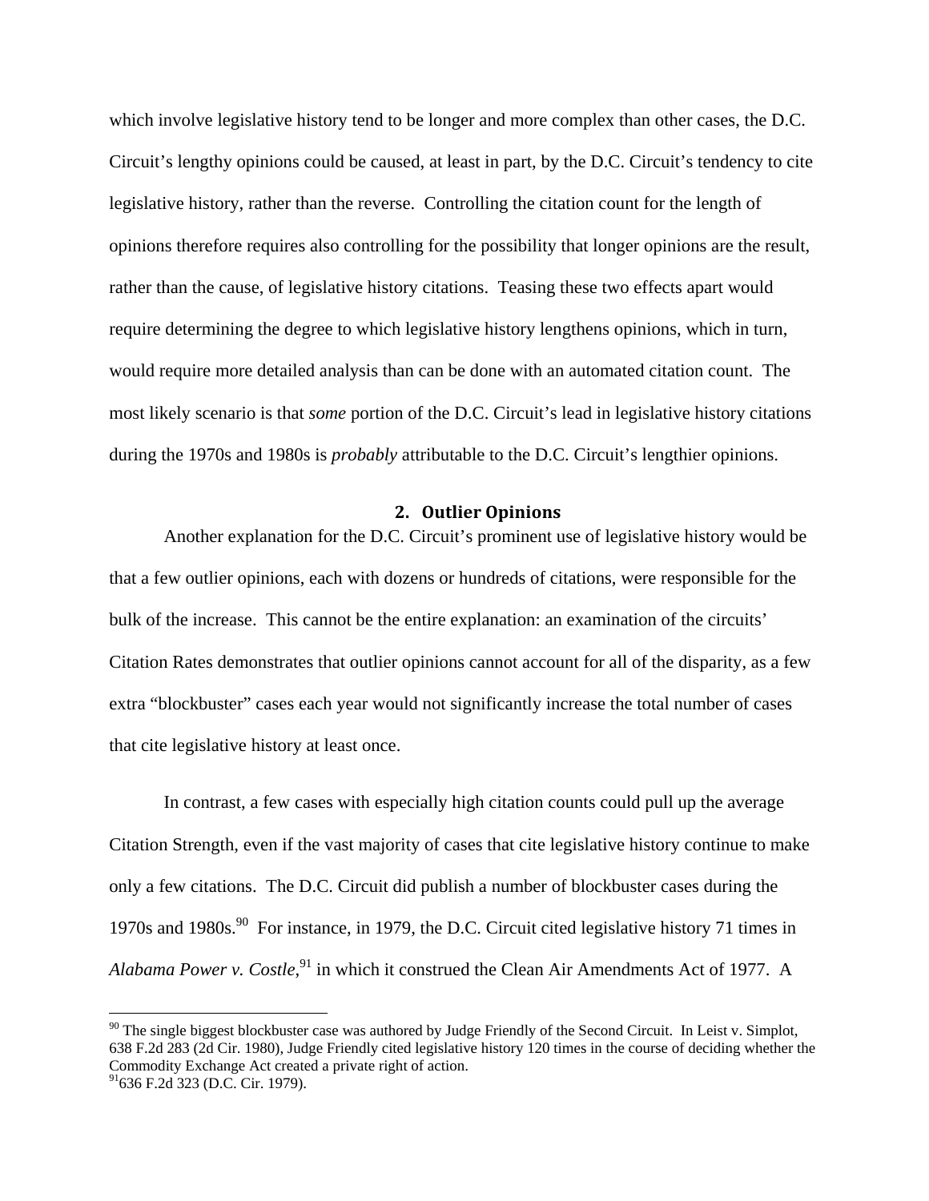which involve legislative history tend to be longer and more complex than other cases, the D.C. Circuit's lengthy opinions could be caused, at least in part, by the D.C. Circuit's tendency to cite legislative history, rather than the reverse. Controlling the citation count for the length of opinions therefore requires also controlling for the possibility that longer opinions are the result, rather than the cause, of legislative history citations. Teasing these two effects apart would require determining the degree to which legislative history lengthens opinions, which in turn, would require more detailed analysis than can be done with an automated citation count. The most likely scenario is that *some* portion of the D.C. Circuit's lead in legislative history citations during the 1970s and 1980s is *probably* attributable to the D.C. Circuit's lengthier opinions.

### 2. Outlier Opinions

Another explanation for the D.C. Circuit's prominent use of legislative history would be that a few outlier opinions, each with dozens or hundreds of citations, were responsible for the bulk of the increase. This cannot be the entire explanation: an examination of the circuits' Citation Rates demonstrates that outlier opinions cannot account for all of the disparity, as a few extra "blockbuster" cases each year would not significantly increase the total number of cases that cite legislative history at least once.

In contrast, a few cases with especially high citation counts could pull up the average Citation Strength, even if the vast majority of cases that cite legislative history continue to make only a few citations. The D.C. Circuit did publish a number of blockbuster cases during the 1970s and 1980s.[90] For instance, in 1979, the D.C. Circuit cited legislative history 71 times in *Alabama Power v. Costle*,[91] in which it construed the Clean Air Amendments Act of 1977. A

---

[90] The single biggest blockbuster case was authored by Judge Friendly of the Second Circuit. In Leist v. Simplot, 638 F.2d 283 (2d Cir. 1980), Judge Friendly cited legislative history 120 times in the course of deciding whether the Commodity Exchange Act created a private right of action.

[91] 636 F.2d 323 (D.C. Cir. 1979).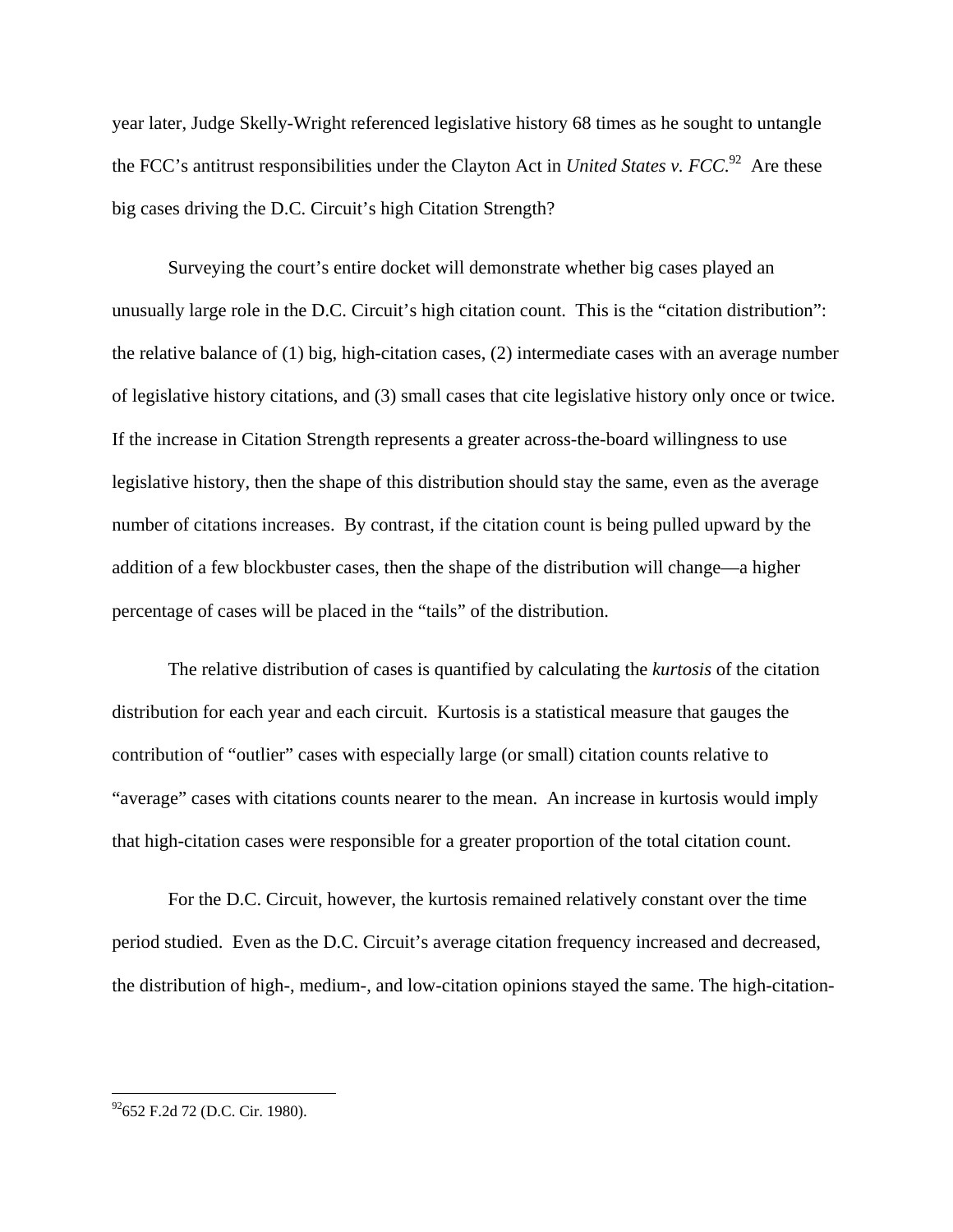year later, Judge Skelly-Wright referenced legislative history 68 times as he sought to untangle the FCC's antitrust responsibilities under the Clayton Act in *United States v. FCC*.[92] Are these big cases driving the D.C. Circuit's high Citation Strength?

Surveying the court's entire docket will demonstrate whether big cases played an unusually large role in the D.C. Circuit's high citation count. This is the "citation distribution": the relative balance of (1) big, high-citation cases, (2) intermediate cases with an average number of legislative history citations, and (3) small cases that cite legislative history only once or twice. If the increase in Citation Strength represents a greater across-the-board willingness to use legislative history, then the shape of this distribution should stay the same, even as the average number of citations increases. By contrast, if the citation count is being pulled upward by the addition of a few blockbuster cases, then the shape of the distribution will change—a higher percentage of cases will be placed in the "tails" of the distribution.

The relative distribution of cases is quantified by calculating the *kurtosis* of the citation distribution for each year and each circuit. Kurtosis is a statistical measure that gauges the contribution of "outlier" cases with especially large (or small) citation counts relative to "average" cases with citations counts nearer to the mean. An increase in kurtosis would imply that high-citation cases were responsible for a greater proportion of the total citation count.

For the D.C. Circuit, however, the kurtosis remained relatively constant over the time period studied. Even as the D.C. Circuit's average citation frequency increased and decreased, the distribution of high-, medium-, and low-citation opinions stayed the same. The high-citation-

[92] 652 F.2d 72 (D.C. Cir. 1980).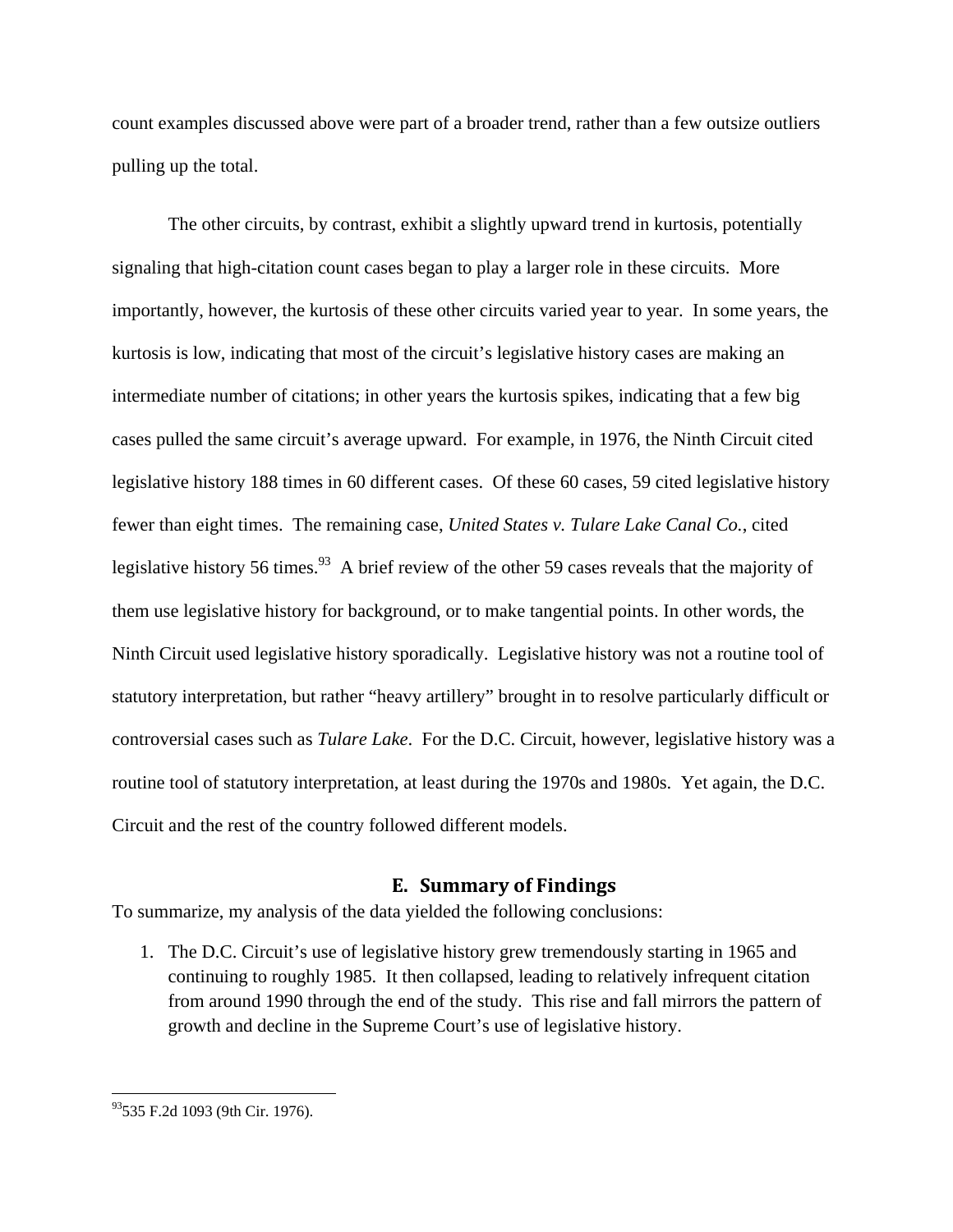count examples discussed above were part of a broader trend, rather than a few outsize outliers pulling up the total.

The other circuits, by contrast, exhibit a slightly upward trend in kurtosis, potentially signaling that high-citation count cases began to play a larger role in these circuits. More importantly, however, the kurtosis of these other circuits varied year to year. In some years, the kurtosis is low, indicating that most of the circuit's legislative history cases are making an intermediate number of citations; in other years the kurtosis spikes, indicating that a few big cases pulled the same circuit's average upward. For example, in 1976, the Ninth Circuit cited legislative history 188 times in 60 different cases. Of these 60 cases, 59 cited legislative history fewer than eight times. The remaining case, *United States v. Tulare Lake Canal Co.*, cited legislative history 56 times.[93] A brief review of the other 59 cases reveals that the majority of them use legislative history for background, or to make tangential points. In other words, the Ninth Circuit used legislative history sporadically. Legislative history was not a routine tool of statutory interpretation, but rather "heavy artillery" brought in to resolve particularly difficult or controversial cases such as *Tulare Lake*. For the D.C. Circuit, however, legislative history was a routine tool of statutory interpretation, at least during the 1970s and 1980s. Yet again, the D.C. Circuit and the rest of the country followed different models.

## E. Summary of Findings

To summarize, my analysis of the data yielded the following conclusions:

1. The D.C. Circuit's use of legislative history grew tremendously starting in 1965 and continuing to roughly 1985. It then collapsed, leading to relatively infrequent citation from around 1990 through the end of the study. This rise and fall mirrors the pattern of growth and decline in the Supreme Court's use of legislative history.

---

[93] 535 F.2d 1093 (9th Cir. 1976).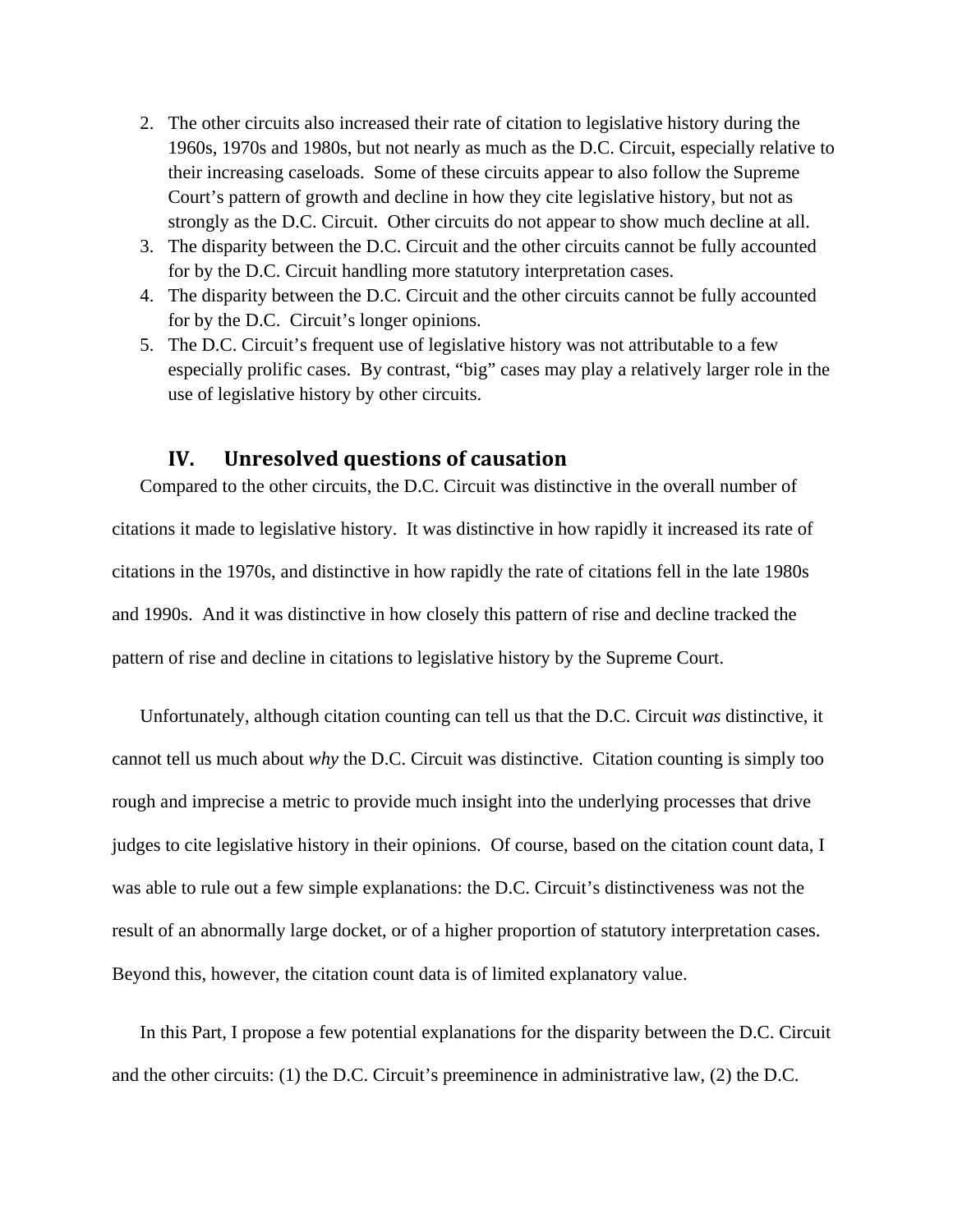2. The other circuits also increased their rate of citation to legislative history during the 1960s, 1970s and 1980s, but not nearly as much as the D.C. Circuit, especially relative to their increasing caseloads. Some of these circuits appear to also follow the Supreme Court's pattern of growth and decline in how they cite legislative history, but not as strongly as the D.C. Circuit. Other circuits do not appear to show much decline at all.
3. The disparity between the D.C. Circuit and the other circuits cannot be fully accounted for by the D.C. Circuit handling more statutory interpretation cases.
4. The disparity between the D.C. Circuit and the other circuits cannot be fully accounted for by the D.C. Circuit's longer opinions.
5. The D.C. Circuit's frequent use of legislative history was not attributable to a few especially prolific cases. By contrast, "big" cases may play a relatively larger role in the use of legislative history by other circuits.

## IV. Unresolved questions of causation

Compared to the other circuits, the D.C. Circuit was distinctive in the overall number of citations it made to legislative history. It was distinctive in how rapidly it increased its rate of citations in the 1970s, and distinctive in how rapidly the rate of citations fell in the late 1980s and 1990s. And it was distinctive in how closely this pattern of rise and decline tracked the pattern of rise and decline in citations to legislative history by the Supreme Court.

Unfortunately, although citation counting can tell us that the D.C. Circuit *was* distinctive, it cannot tell us much about *why* the D.C. Circuit was distinctive. Citation counting is simply too rough and imprecise a metric to provide much insight into the underlying processes that drive judges to cite legislative history in their opinions. Of course, based on the citation count data, I was able to rule out a few simple explanations: the D.C. Circuit's distinctiveness was not the result of an abnormally large docket, or of a higher proportion of statutory interpretation cases. Beyond this, however, the citation count data is of limited explanatory value.

In this Part, I propose a few potential explanations for the disparity between the D.C. Circuit and the other circuits: (1) the D.C. Circuit's preeminence in administrative law, (2) the D.C.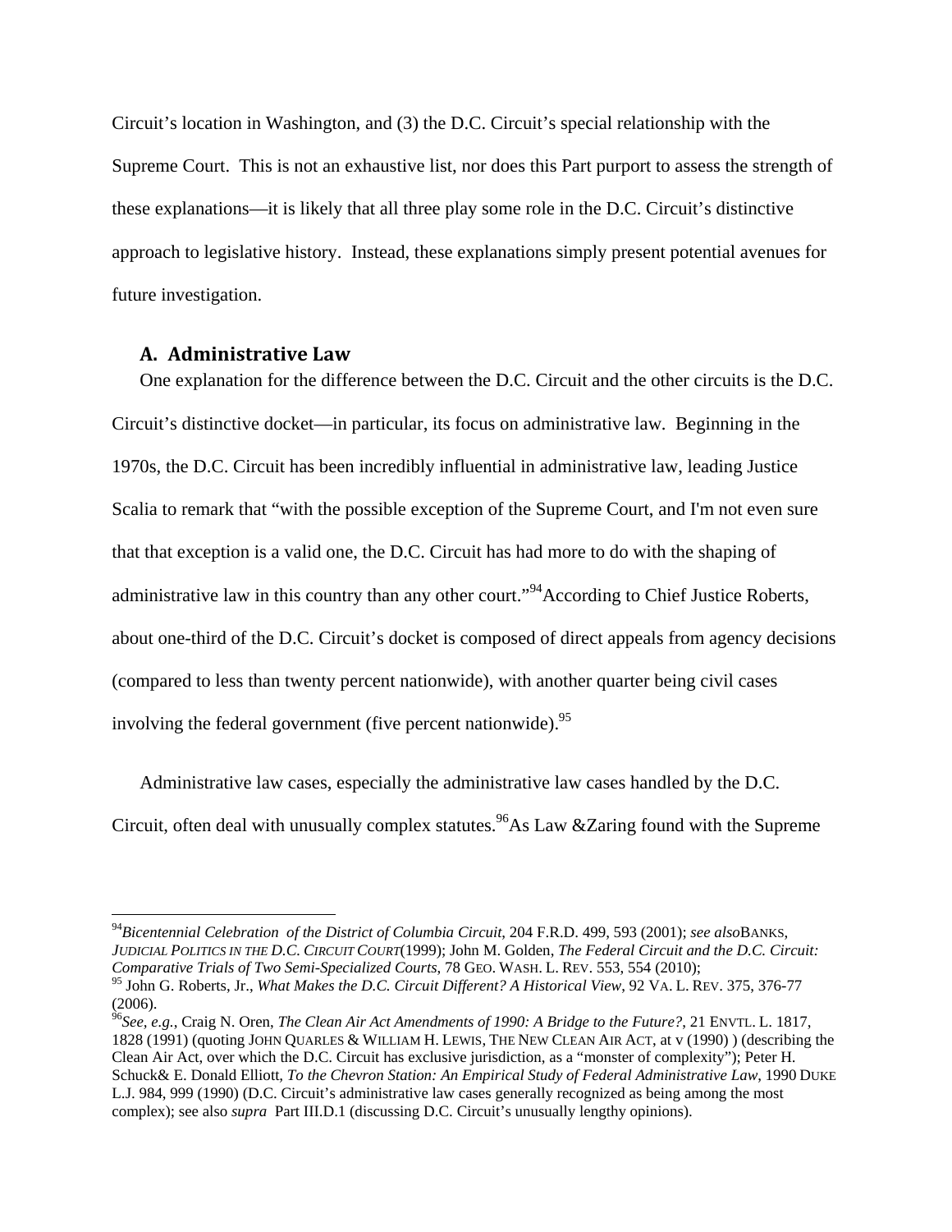Circuit's location in Washington, and (3) the D.C. Circuit's special relationship with the Supreme Court. This is not an exhaustive list, nor does this Part purport to assess the strength of these explanations—it is likely that all three play some role in the D.C. Circuit's distinctive approach to legislative history. Instead, these explanations simply present potential avenues for future investigation.

### A. Administrative Law

One explanation for the difference between the D.C. Circuit and the other circuits is the D.C. Circuit's distinctive docket—in particular, its focus on administrative law. Beginning in the 1970s, the D.C. Circuit has been incredibly influential in administrative law, leading Justice Scalia to remark that "with the possible exception of the Supreme Court, and I'm not even sure that that exception is a valid one, the D.C. Circuit has had more to do with the shaping of administrative law in this country than any other court."[94] According to Chief Justice Roberts, about one-third of the D.C. Circuit's docket is composed of direct appeals from agency decisions (compared to less than twenty percent nationwide), with another quarter being civil cases involving the federal government (five percent nationwide).[95]

Administrative law cases, especially the administrative law cases handled by the D.C. Circuit, often deal with unusually complex statutes.[96] As Law &Zaring found with the Supreme

---

[94] *Bicentennial Celebration of the District of Columbia Circuit*, 204 F.R.D. 499, 593 (2001); *see also* BANKS, *JUDICIAL POLITICS IN THE D.C. CIRCUIT COURT* (1999); John M. Golden, *The Federal Circuit and the D.C. Circuit: Comparative Trials of Two Semi-Specialized Courts*, 78 GEO. WASH. L. REV. 553, 554 (2010);

[95] John G. Roberts, Jr., *What Makes the D.C. Circuit Different? A Historical View*, 92 VA. L. REV. 375, 376-77 (2006).

[96] *See, e.g.*, Craig N. Oren, *The Clean Air Act Amendments of 1990: A Bridge to the Future?*, 21 ENVTL. L. 1817, 1828 (1991) (quoting JOHN QUARLES & WILLIAM H. LEWIS, THE NEW CLEAN AIR ACT, at v (1990) ) (describing the Clean Air Act, over which the D.C. Circuit has exclusive jurisdiction, as a "monster of complexity"); Peter H. Schuck& E. Donald Elliott, *To the Chevron Station: An Empirical Study of Federal Administrative Law*, 1990 DUKE L.J. 984, 999 (1990) (D.C. Circuit's administrative law cases generally recognized as being among the most complex); see also *supra* Part III.D.1 (discussing D.C. Circuit's unusually lengthy opinions).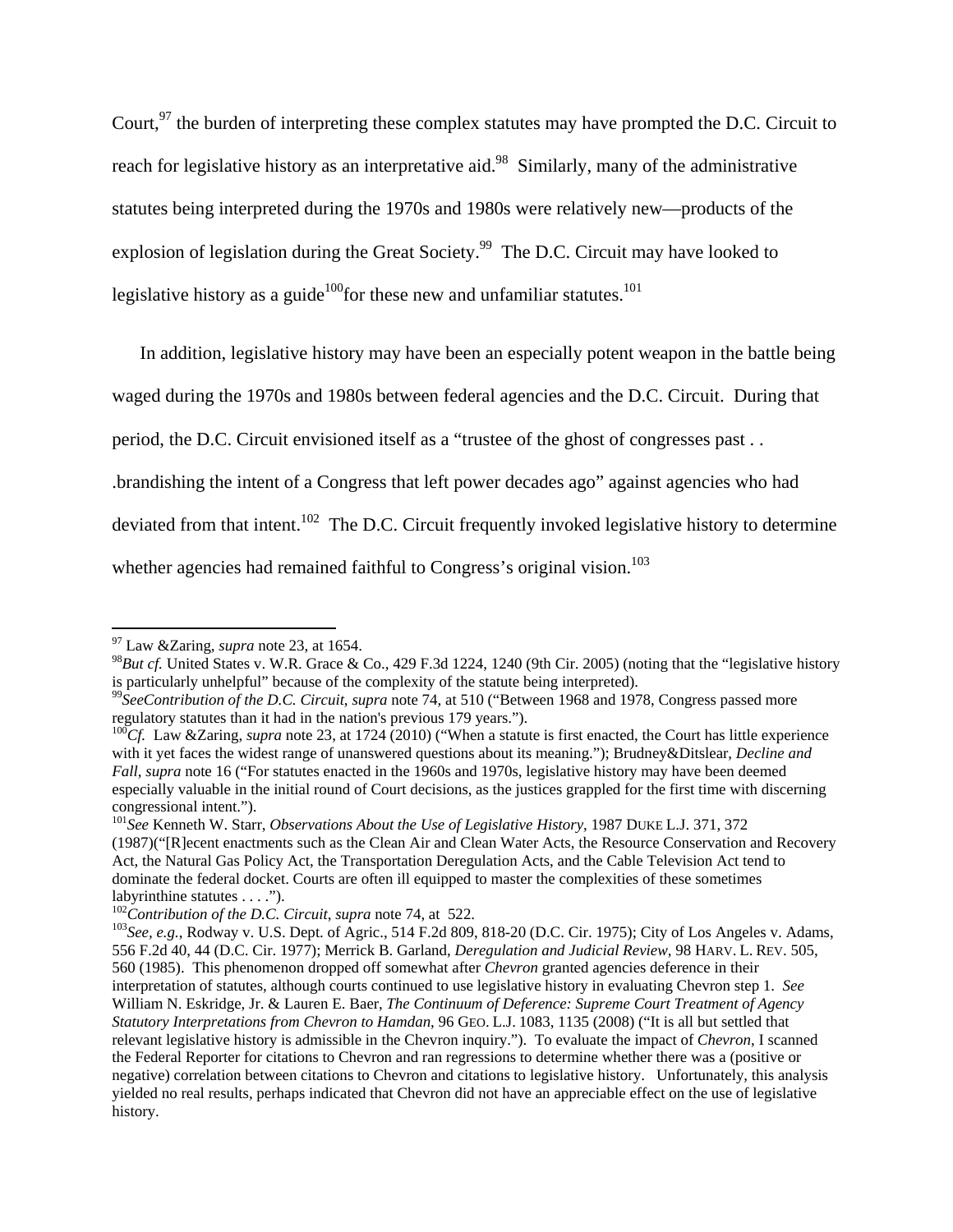Court,[97] the burden of interpreting these complex statutes may have prompted the D.C. Circuit to reach for legislative history as an interpretative aid.[98] Similarly, many of the administrative statutes being interpreted during the 1970s and 1980s were relatively new—products of the explosion of legislation during the Great Society.[99] The D.C. Circuit may have looked to legislative history as a guide[100]for these new and unfamiliar statutes.[101]

In addition, legislative history may have been an especially potent weapon in the battle being waged during the 1970s and 1980s between federal agencies and the D.C. Circuit. During that period, the D.C. Circuit envisioned itself as a "trustee of the ghost of congresses past . . .brandishing the intent of a Congress that left power decades ago" against agencies who had deviated from that intent.[102] The D.C. Circuit frequently invoked legislative history to determine whether agencies had remained faithful to Congress's original vision.[103]

---

[97] Law &Zaring, *supra* note 23, at 1654.

[98] *But cf.* United States v. W.R. Grace & Co., 429 F.3d 1224, 1240 (9th Cir. 2005) (noting that the "legislative history is particularly unhelpful" because of the complexity of the statute being interpreted).

[99] *SeeContribution of the D.C. Circuit*, *supra* note 74, at 510 ("Between 1968 and 1978, Congress passed more regulatory statutes than it had in the nation's previous 179 years.").

[100] *Cf.* Law &Zaring, *supra* note 23, at 1724 (2010) ("When a statute is first enacted, the Court has little experience with it yet faces the widest range of unanswered questions about its meaning."); Brudney&Ditslear, *Decline and Fall*, *supra* note 16 ("For statutes enacted in the 1960s and 1970s, legislative history may have been deemed especially valuable in the initial round of Court decisions, as the justices grappled for the first time with discerning congressional intent.").

[101] *See* Kenneth W. Starr, *Observations About the Use of Legislative History*, 1987 DUKE L.J. 371, 372 (1987)("[R]ecent enactments such as the Clean Air and Clean Water Acts, the Resource Conservation and Recovery Act, the Natural Gas Policy Act, the Transportation Deregulation Acts, and the Cable Television Act tend to dominate the federal docket. Courts are often ill equipped to master the complexities of these sometimes labyrinthine statutes . . . .").

[102] *Contribution of the D.C. Circuit*, *supra* note 74, at 522.

[103] *See, e.g.*, Rodway v. U.S. Dept. of Agric., 514 F.2d 809, 818-20 (D.C. Cir. 1975); City of Los Angeles v. Adams, 556 F.2d 40, 44 (D.C. Cir. 1977); Merrick B. Garland, *Deregulation and Judicial Review*, 98 HARV. L. REV. 505, 560 (1985). This phenomenon dropped off somewhat after *Chevron* granted agencies deference in their interpretation of statutes, although courts continued to use legislative history in evaluating Chevron step 1. *See* William N. Eskridge, Jr. & Lauren E. Baer, *The Continuum of Deference: Supreme Court Treatment of Agency Statutory Interpretations from Chevron to Hamdan*, 96 GEO. L.J. 1083, 1135 (2008) ("It is all but settled that relevant legislative history is admissible in the Chevron inquiry."). To evaluate the impact of *Chevron*, I scanned the Federal Reporter for citations to Chevron and ran regressions to determine whether there was a (positive or negative) correlation between citations to Chevron and citations to legislative history. Unfortunately, this analysis yielded no real results, perhaps indicated that Chevron did not have an appreciable effect on the use of legislative history.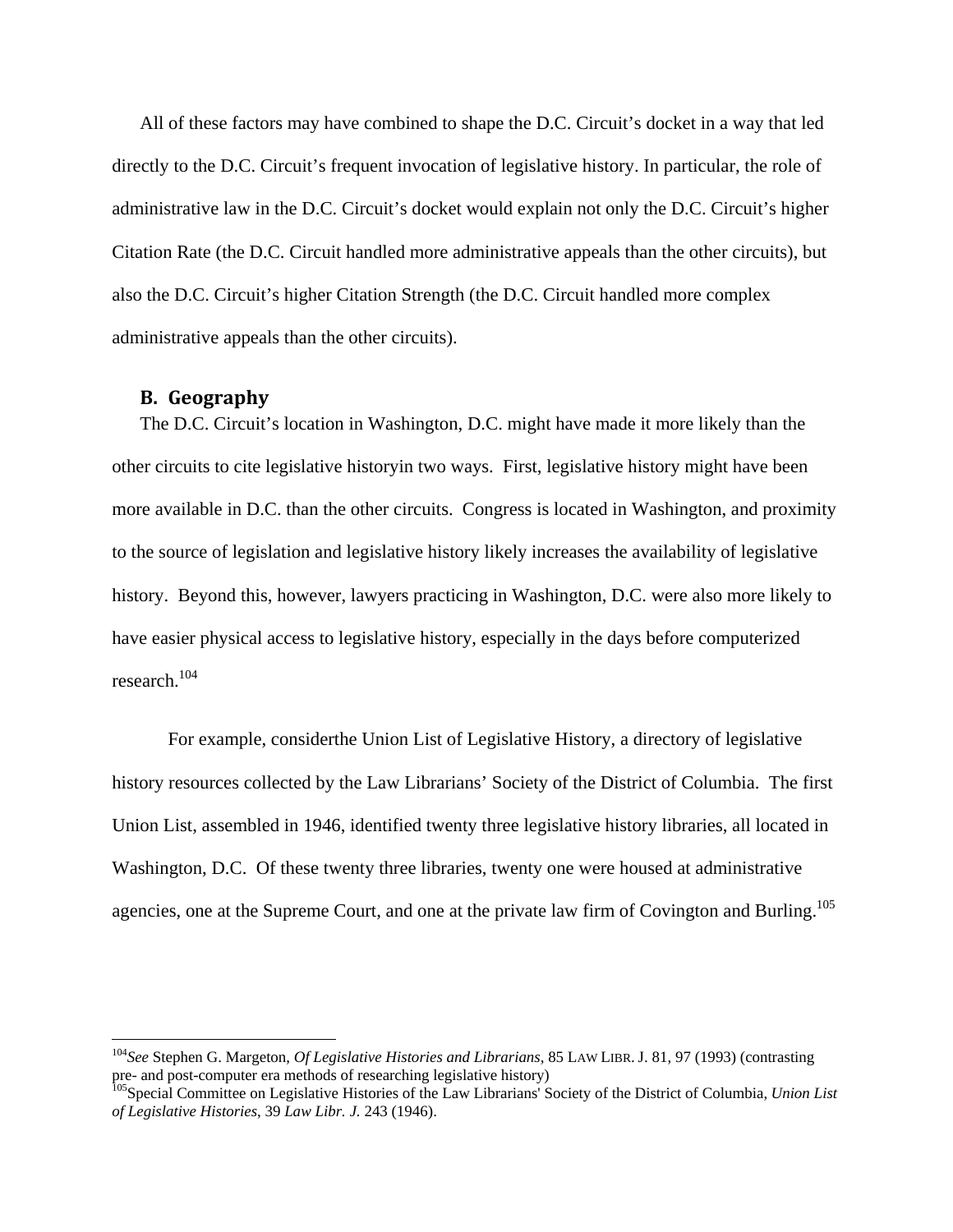All of these factors may have combined to shape the D.C. Circuit's docket in a way that led directly to the D.C. Circuit's frequent invocation of legislative history. In particular, the role of administrative law in the D.C. Circuit's docket would explain not only the D.C. Circuit's higher Citation Rate (the D.C. Circuit handled more administrative appeals than the other circuits), but also the D.C. Circuit's higher Citation Strength (the D.C. Circuit handled more complex administrative appeals than the other circuits).

## B. Geography

The D.C. Circuit's location in Washington, D.C. might have made it more likely than the other circuits to cite legislative historyin two ways. First, legislative history might have been more available in D.C. than the other circuits. Congress is located in Washington, and proximity to the source of legislation and legislative history likely increases the availability of legislative history. Beyond this, however, lawyers practicing in Washington, D.C. were also more likely to have easier physical access to legislative history, especially in the days before computerized research.[104]

For example, considerthe Union List of Legislative History, a directory of legislative history resources collected by the Law Librarians' Society of the District of Columbia. The first Union List, assembled in 1946, identified twenty three legislative history libraries, all located in Washington, D.C. Of these twenty three libraries, twenty one were housed at administrative agencies, one at the Supreme Court, and one at the private law firm of Covington and Burling.[105]

---

[104] *See* Stephen G. Margeton, *Of Legislative Histories and Librarians*, 85 LAW LIBR. J. 81, 97 (1993) (contrasting pre- and post-computer era methods of researching legislative history)

[105] Special Committee on Legislative Histories of the Law Librarians' Society of the District of Columbia, *Union List of Legislative Histories*, 39 *Law Libr. J.* 243 (1946).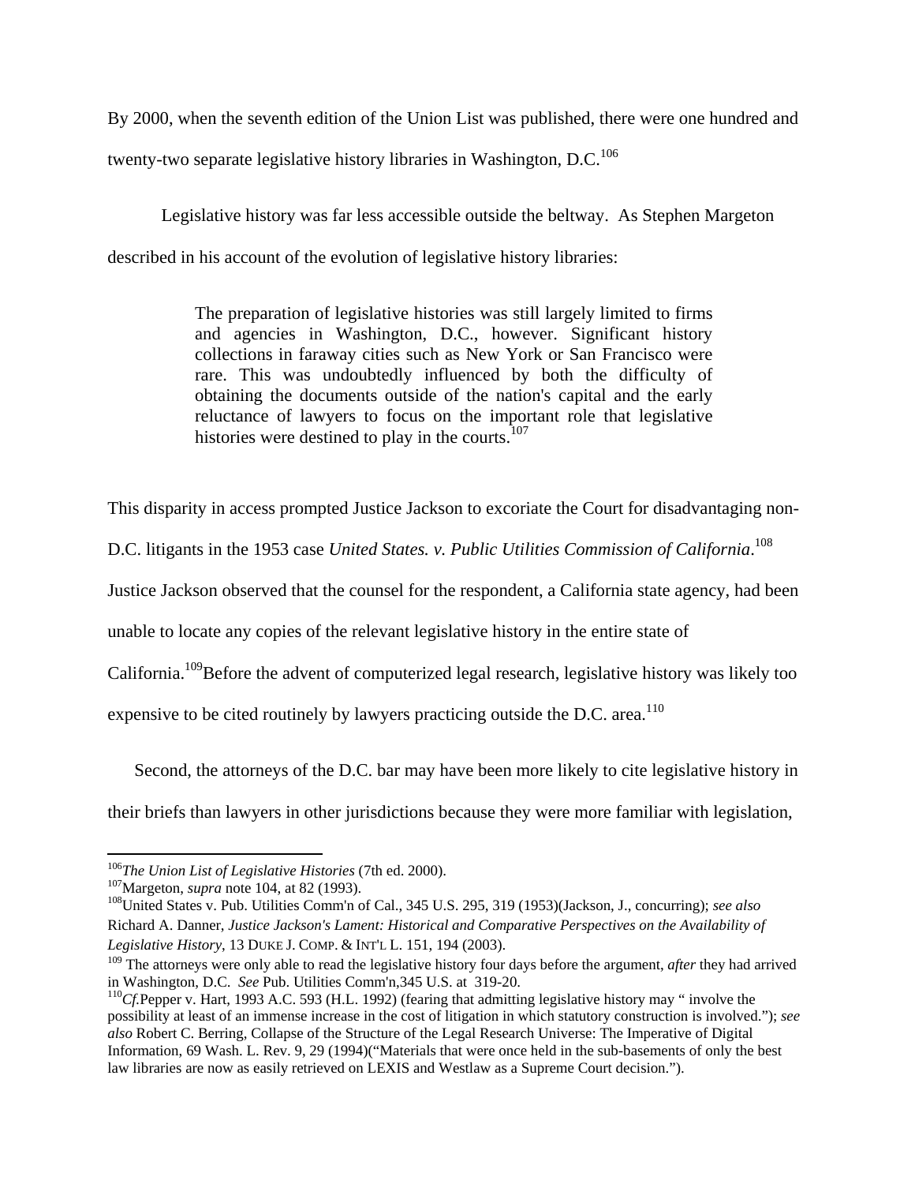By 2000, when the seventh edition of the Union List was published, there were one hundred and twenty-two separate legislative history libraries in Washington, D.C.[106]

Legislative history was far less accessible outside the beltway. As Stephen Margeton described in his account of the evolution of legislative history libraries:

> The preparation of legislative histories was still largely limited to firms and agencies in Washington, D.C., however. Significant history collections in faraway cities such as New York or San Francisco were rare. This was undoubtedly influenced by both the difficulty of obtaining the documents outside of the nation's capital and the early reluctance of lawyers to focus on the important role that legislative histories were destined to play in the courts.[107]

This disparity in access prompted Justice Jackson to excoriate the Court for disadvantaging non-D.C. litigants in the 1953 case *United States. v. Public Utilities Commission of California*.[108] Justice Jackson observed that the counsel for the respondent, a California state agency, had been unable to locate any copies of the relevant legislative history in the entire state of California.[109]Before the advent of computerized legal research, legislative history was likely too expensive to be cited routinely by lawyers practicing outside the D.C. area.[110]

Second, the attorneys of the D.C. bar may have been more likely to cite legislative history in their briefs than lawyers in other jurisdictions because they were more familiar with legislation,

---

[106]*The Union List of Legislative Histories* (7th ed. 2000).

[107]Margeton, *supra* note 104, at 82 (1993).

[108]United States v. Pub. Utilities Comm'n of Cal., 345 U.S. 295, 319 (1953)(Jackson, J., concurring); *see also* Richard A. Danner, *Justice Jackson's Lament: Historical and Comparative Perspectives on the Availability of Legislative History*, 13 DUKE J. COMP. & INT'L L. 151, 194 (2003).

[109] The attorneys were only able to read the legislative history four days before the argument, *after* they had arrived in Washington, D.C. *See* Pub. Utilities Comm'n,345 U.S. at 319-20.

[110]*Cf.*Pepper v. Hart, 1993 A.C. 593 (H.L. 1992) (fearing that admitting legislative history may " involve the possibility at least of an immense increase in the cost of litigation in which statutory construction is involved."); *see also* Robert C. Berring, Collapse of the Structure of the Legal Research Universe: The Imperative of Digital Information, 69 Wash. L. Rev. 9, 29 (1994)("Materials that were once held in the sub-basements of only the best law libraries are now as easily retrieved on LEXIS and Westlaw as a Supreme Court decision.").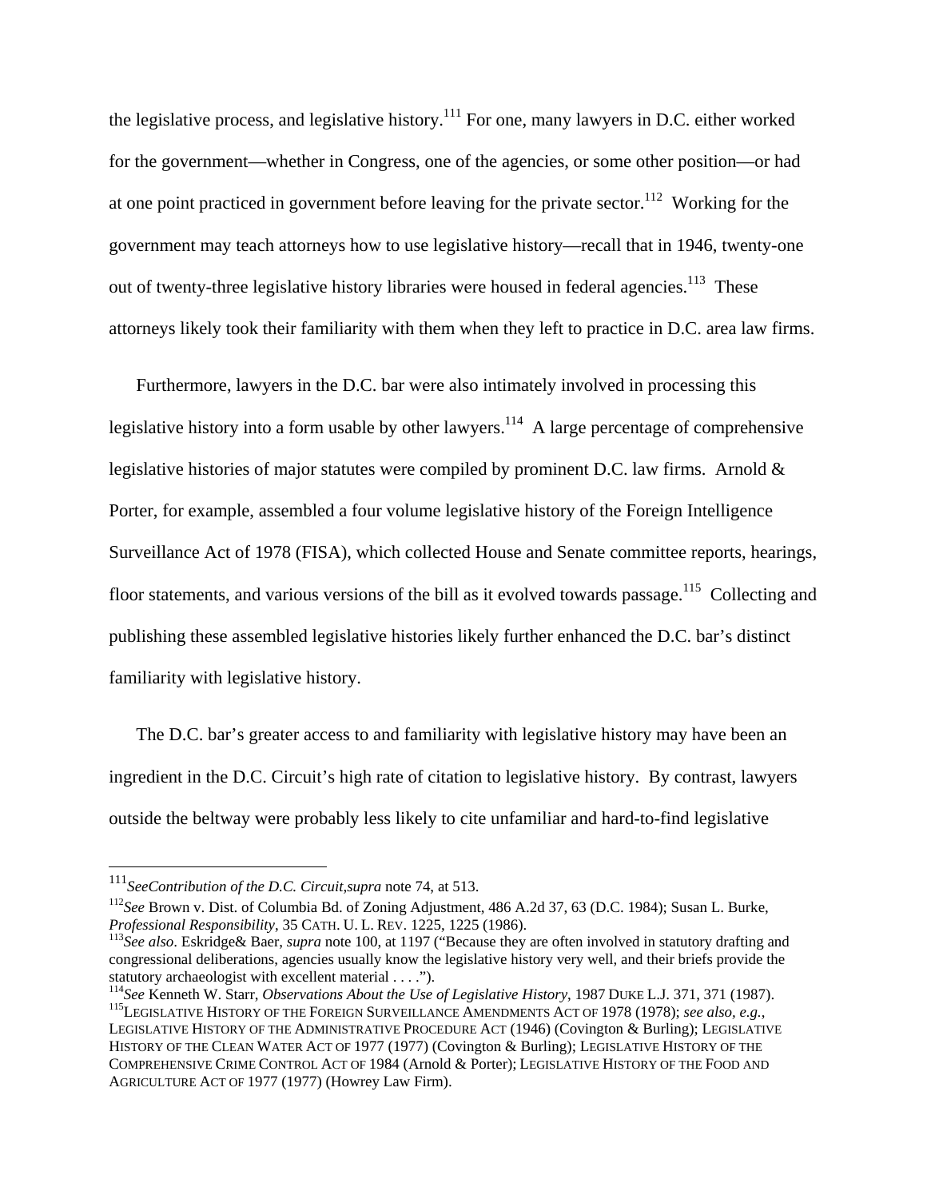the legislative process, and legislative history.[111] For one, many lawyers in D.C. either worked for the government—whether in Congress, one of the agencies, or some other position—or had at one point practiced in government before leaving for the private sector.[112] Working for the government may teach attorneys how to use legislative history—recall that in 1946, twenty-one out of twenty-three legislative history libraries were housed in federal agencies.[113] These attorneys likely took their familiarity with them when they left to practice in D.C. area law firms.

Furthermore, lawyers in the D.C. bar were also intimately involved in processing this legislative history into a form usable by other lawyers.[114] A large percentage of comprehensive legislative histories of major statutes were compiled by prominent D.C. law firms. Arnold & Porter, for example, assembled a four volume legislative history of the Foreign Intelligence Surveillance Act of 1978 (FISA), which collected House and Senate committee reports, hearings, floor statements, and various versions of the bill as it evolved towards passage.[115] Collecting and publishing these assembled legislative histories likely further enhanced the D.C. bar's distinct familiarity with legislative history.

The D.C. bar's greater access to and familiarity with legislative history may have been an ingredient in the D.C. Circuit's high rate of citation to legislative history. By contrast, lawyers outside the beltway were probably less likely to cite unfamiliar and hard-to-find legislative

---

[111] *SeeContribution of the D.C. Circuit,supra* note 74, at 513.

[112] *See* Brown v. Dist. of Columbia Bd. of Zoning Adjustment, 486 A.2d 37, 63 (D.C. 1984); Susan L. Burke, *Professional Responsibility*, 35 CATH. U. L. REV. 1225, 1225 (1986).

[113] *See also*. Eskridge& Baer, *supra* note 100, at 1197 ("Because they are often involved in statutory drafting and congressional deliberations, agencies usually know the legislative history very well, and their briefs provide the statutory archaeologist with excellent material . . . .").

[114] *See* Kenneth W. Starr, *Observations About the Use of Legislative History*, 1987 DUKE L.J. 371, 371 (1987).

[115] LEGISLATIVE HISTORY OF THE FOREIGN SURVEILLANCE AMENDMENTS ACT OF 1978 (1978); *see also, e.g.*, LEGISLATIVE HISTORY OF THE ADMINISTRATIVE PROCEDURE ACT (1946) (Covington & Burling); LEGISLATIVE HISTORY OF THE CLEAN WATER ACT OF 1977 (1977) (Covington & Burling); LEGISLATIVE HISTORY OF THE COMPREHENSIVE CRIME CONTROL ACT OF 1984 (Arnold & Porter); LEGISLATIVE HISTORY OF THE FOOD AND AGRICULTURE ACT OF 1977 (1977) (Howrey Law Firm).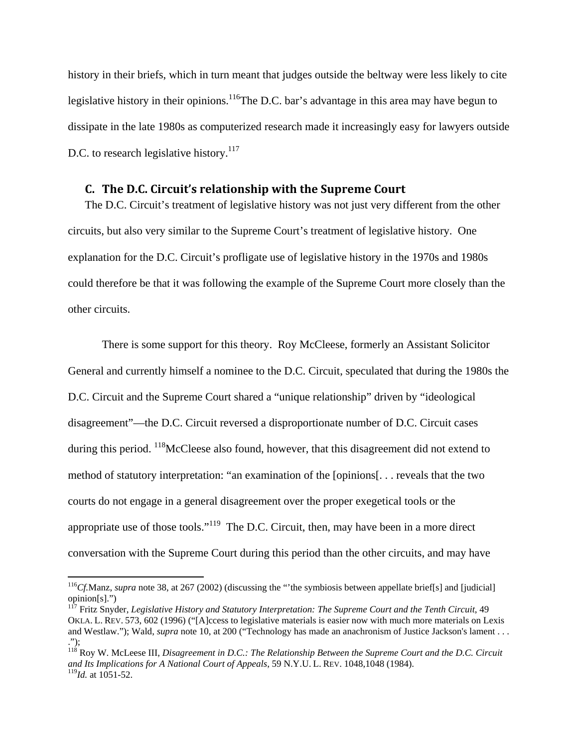history in their briefs, which in turn meant that judges outside the beltway were less likely to cite legislative history in their opinions.[116]The D.C. bar's advantage in this area may have begun to dissipate in the late 1980s as computerized research made it increasingly easy for lawyers outside D.C. to research legislative history.[117]

### C. The D.C. Circuit's relationship with the Supreme Court

The D.C. Circuit's treatment of legislative history was not just very different from the other circuits, but also very similar to the Supreme Court's treatment of legislative history. One explanation for the D.C. Circuit's profligate use of legislative history in the 1970s and 1980s could therefore be that it was following the example of the Supreme Court more closely than the other circuits.

There is some support for this theory. Roy McCleese, formerly an Assistant Solicitor General and currently himself a nominee to the D.C. Circuit, speculated that during the 1980s the D.C. Circuit and the Supreme Court shared a "unique relationship" driven by "ideological disagreement"—the D.C. Circuit reversed a disproportionate number of D.C. Circuit cases during this period. [118]McCleese also found, however, that this disagreement did not extend to method of statutory interpretation: "an examination of the [opinions[. . . reveals that the two courts do not engage in a general disagreement over the proper exegetical tools or the appropriate use of those tools."[119] The D.C. Circuit, then, may have been in a more direct conversation with the Supreme Court during this period than the other circuits, and may have

---

[116]*Cf.*Manz, *supra* note 38, at 267 (2002) (discussing the "'the symbiosis between appellate brief[s] and [judicial] opinion[s].")

[117] Fritz Snyder, *Legislative History and Statutory Interpretation: The Supreme Court and the Tenth Circuit*, 49 OKLA. L. REV. 573, 602 (1996) ("[A]ccess to legislative materials is easier now with much more materials on Lexis and Westlaw."); Wald, *supra* note 10, at 200 ("Technology has made an anachronism of Justice Jackson's lament . . . .");

[118] Roy W. McLeese III, *Disagreement in D.C.: The Relationship Between the Supreme Court and the D.C. Circuit and Its Implications for A National Court of Appeals*, 59 N.Y.U. L. REV. 1048,1048 (1984).

[119]*Id.* at 1051-52.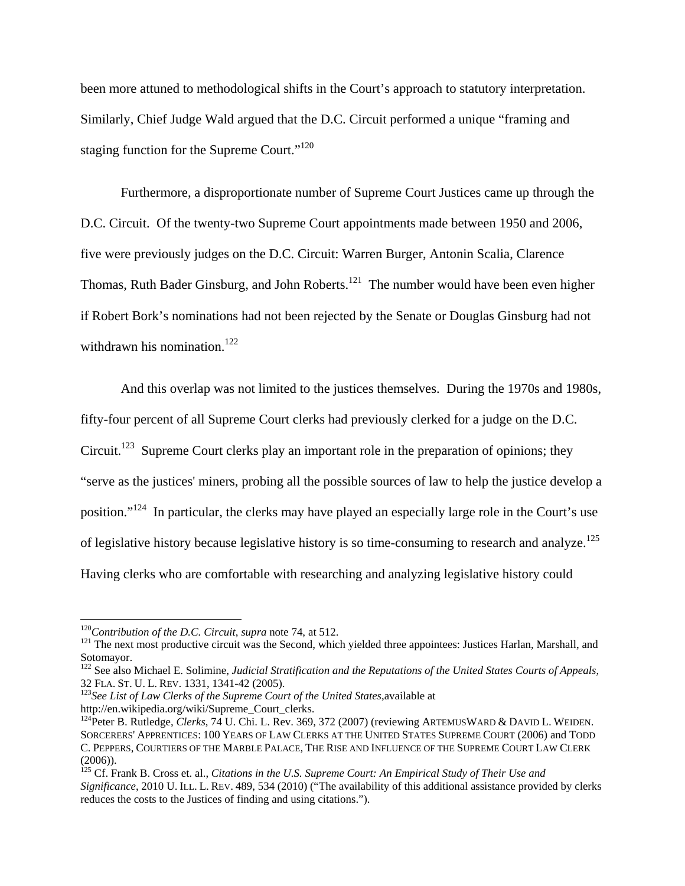been more attuned to methodological shifts in the Court's approach to statutory interpretation. Similarly, Chief Judge Wald argued that the D.C. Circuit performed a unique "framing and staging function for the Supreme Court."[120]

Furthermore, a disproportionate number of Supreme Court Justices came up through the D.C. Circuit. Of the twenty-two Supreme Court appointments made between 1950 and 2006, five were previously judges on the D.C. Circuit: Warren Burger, Antonin Scalia, Clarence Thomas, Ruth Bader Ginsburg, and John Roberts.[121] The number would have been even higher if Robert Bork's nominations had not been rejected by the Senate or Douglas Ginsburg had not withdrawn his nomination.[122]

And this overlap was not limited to the justices themselves. During the 1970s and 1980s, fifty-four percent of all Supreme Court clerks had previously clerked for a judge on the D.C. Circuit.[123] Supreme Court clerks play an important role in the preparation of opinions; they "serve as the justices' miners, probing all the possible sources of law to help the justice develop a position."[124] In particular, the clerks may have played an especially large role in the Court's use of legislative history because legislative history is so time-consuming to research and analyze.[125] Having clerks who are comfortable with researching and analyzing legislative history could

---

[120] *Contribution of the D.C. Circuit, supra* note 74, at 512.

[121] The next most productive circuit was the Second, which yielded three appointees: Justices Harlan, Marshall, and Sotomayor.

[122] See also Michael E. Solimine, *Judicial Stratification and the Reputations of the United States Courts of Appeals*, 32 FLA. ST. U. L. REV. 1331, 1341-42 (2005).

[123] *See List of Law Clerks of the Supreme Court of the United States*, available at http://en.wikipedia.org/wiki/Supreme_Court_clerks.

[124] Peter B. Rutledge, *Clerks*, 74 U. Chi. L. Rev. 369, 372 (2007) (reviewing ARTEMUS WARD & DAVID L. WEIDEN. SORCERERS' APPRENTICES: 100 YEARS OF LAW CLERKS AT THE UNITED STATES SUPREME COURT (2006) and TODD C. PEPPERS, COURTIERS OF THE MARBLE PALACE, THE RISE AND INFLUENCE OF THE SUPREME COURT LAW CLERK (2006)).

[125] Cf. Frank B. Cross et. al., *Citations in the U.S. Supreme Court: An Empirical Study of Their Use and Significance*, 2010 U. ILL. L. REV. 489, 534 (2010) ("The availability of this additional assistance provided by clerks reduces the costs to the Justices of finding and using citations.").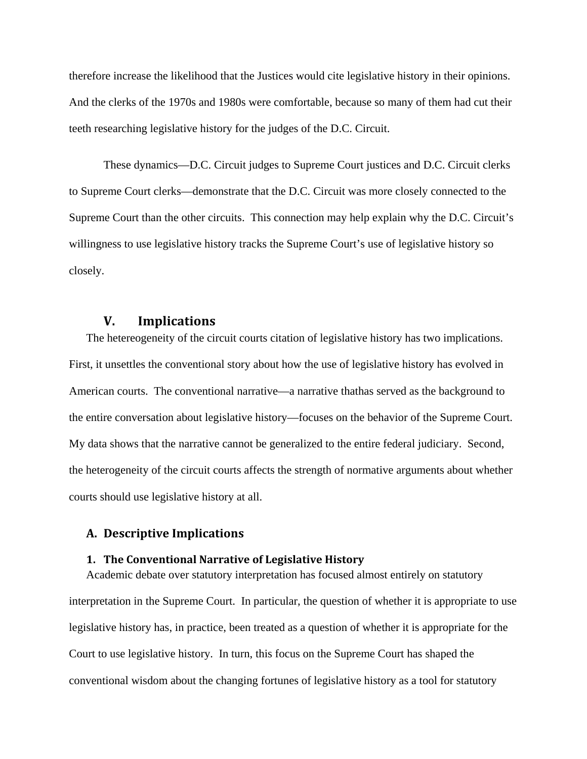therefore increase the likelihood that the Justices would cite legislative history in their opinions. And the clerks of the 1970s and 1980s were comfortable, because so many of them had cut their teeth researching legislative history for the judges of the D.C. Circuit.

These dynamics—D.C. Circuit judges to Supreme Court justices and D.C. Circuit clerks to Supreme Court clerks—demonstrate that the D.C. Circuit was more closely connected to the Supreme Court than the other circuits. This connection may help explain why the D.C. Circuit's willingness to use legislative history tracks the Supreme Court's use of legislative history so closely.

## V. Implications

The hetereogeneity of the circuit courts citation of legislative history has two implications. First, it unsettles the conventional story about how the use of legislative history has evolved in American courts. The conventional narrative—a narrative thathas served as the background to the entire conversation about legislative history—focuses on the behavior of the Supreme Court. My data shows that the narrative cannot be generalized to the entire federal judiciary. Second, the heterogeneity of the circuit courts affects the strength of normative arguments about whether courts should use legislative history at all.

### A. Descriptive Implications

#### 1. The Conventional Narrative of Legislative History

Academic debate over statutory interpretation has focused almost entirely on statutory interpretation in the Supreme Court. In particular, the question of whether it is appropriate to use legislative history has, in practice, been treated as a question of whether it is appropriate for the Court to use legislative history. In turn, this focus on the Supreme Court has shaped the conventional wisdom about the changing fortunes of legislative history as a tool for statutory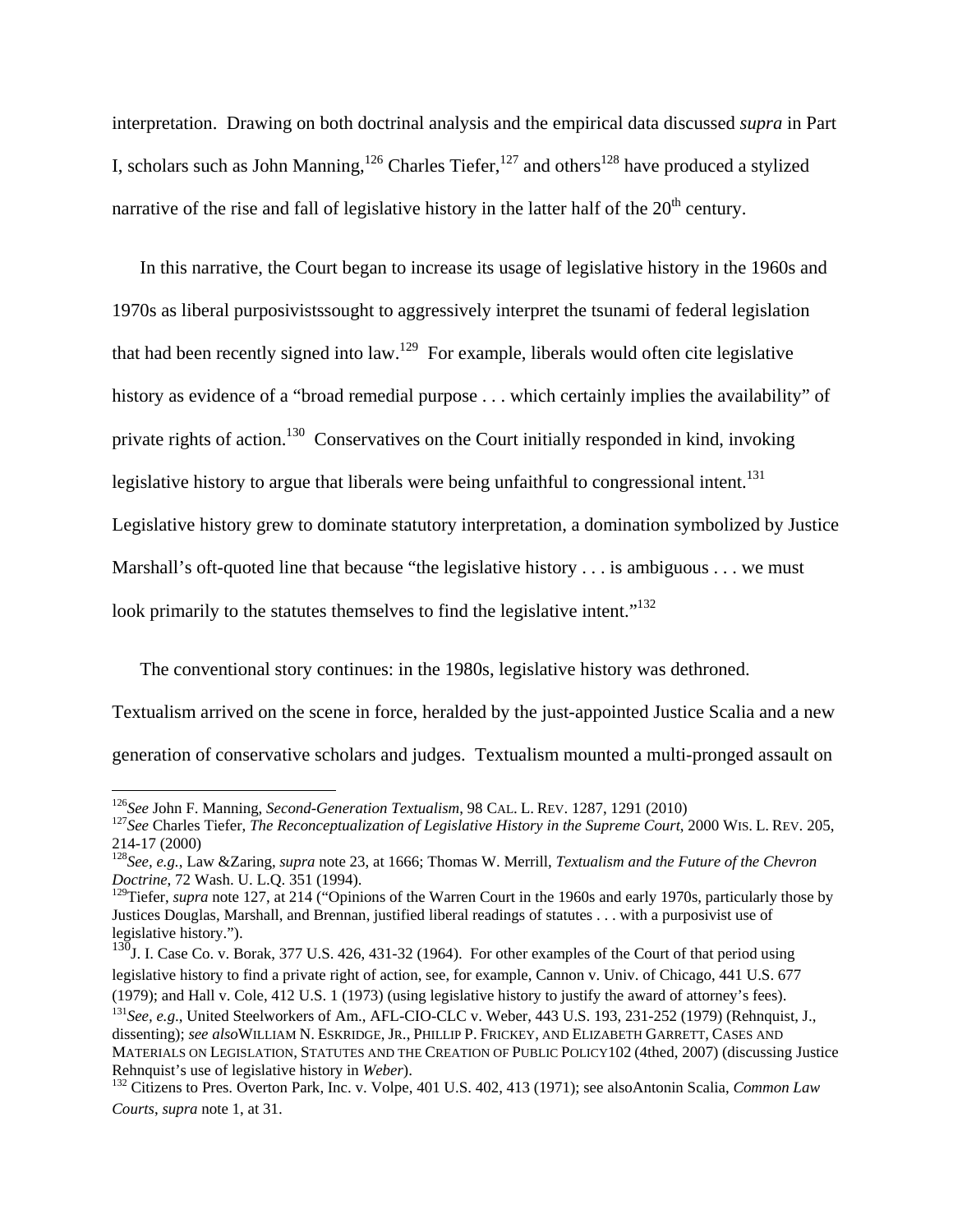interpretation. Drawing on both doctrinal analysis and the empirical data discussed *supra* in Part I, scholars such as John Manning,[126] Charles Tiefer,[127] and others[128] have produced a stylized narrative of the rise and fall of legislative history in the latter half of the 20th century.

In this narrative, the Court began to increase its usage of legislative history in the 1960s and 1970s as liberal purposivistssought to aggressively interpret the tsunami of federal legislation that had been recently signed into law.[129] For example, liberals would often cite legislative history as evidence of a "broad remedial purpose . . . which certainly implies the availability" of private rights of action.[130] Conservatives on the Court initially responded in kind, invoking legislative history to argue that liberals were being unfaithful to congressional intent.[131] Legislative history grew to dominate statutory interpretation, a domination symbolized by Justice Marshall's oft-quoted line that because "the legislative history . . . is ambiguous . . . we must look primarily to the statutes themselves to find the legislative intent."[132]

The conventional story continues: in the 1980s, legislative history was dethroned. Textualism arrived on the scene in force, heralded by the just-appointed Justice Scalia and a new generation of conservative scholars and judges. Textualism mounted a multi-pronged assault on

---

[126] *See* John F. Manning, *Second-Generation Textualism*, 98 CAL. L. REV. 1287, 1291 (2010)

[127] *See* Charles Tiefer, *The Reconceptualization of Legislative History in the Supreme Court*, 2000 WIS. L. REV. 205, 214-17 (2000)

[128] *See, e.g.*, Law &Zaring, *supra* note 23, at 1666; Thomas W. Merrill, *Textualism and the Future of the Chevron Doctrine*, 72 Wash. U. L.Q. 351 (1994).

[129] Tiefer, *supra* note 127, at 214 ("Opinions of the Warren Court in the 1960s and early 1970s, particularly those by Justices Douglas, Marshall, and Brennan, justified liberal readings of statutes . . . with a purposivist use of legislative history.").

[130] J. I. Case Co. v. Borak, 377 U.S. 426, 431-32 (1964). For other examples of the Court of that period using legislative history to find a private right of action, see, for example, Cannon v. Univ. of Chicago, 441 U.S. 677 (1979); and Hall v. Cole, 412 U.S. 1 (1973) (using legislative history to justify the award of attorney's fees).

[131] *See, e.g.*, United Steelworkers of Am., AFL-CIO-CLC v. Weber, 443 U.S. 193, 231-252 (1979) (Rehnquist, J., dissenting); *see also*WILLIAM N. ESKRIDGE, JR., PHILLIP P. FRICKEY, AND ELIZABETH GARRETT, CASES AND MATERIALS ON LEGISLATION, STATUTES AND THE CREATION OF PUBLIC POLICY102 (4thed, 2007) (discussing Justice Rehnquist's use of legislative history in *Weber*).

[132] Citizens to Pres. Overton Park, Inc. v. Volpe, 401 U.S. 402, 413 (1971); see alsoAntonin Scalia, *Common Law Courts*, *supra* note 1, at 31.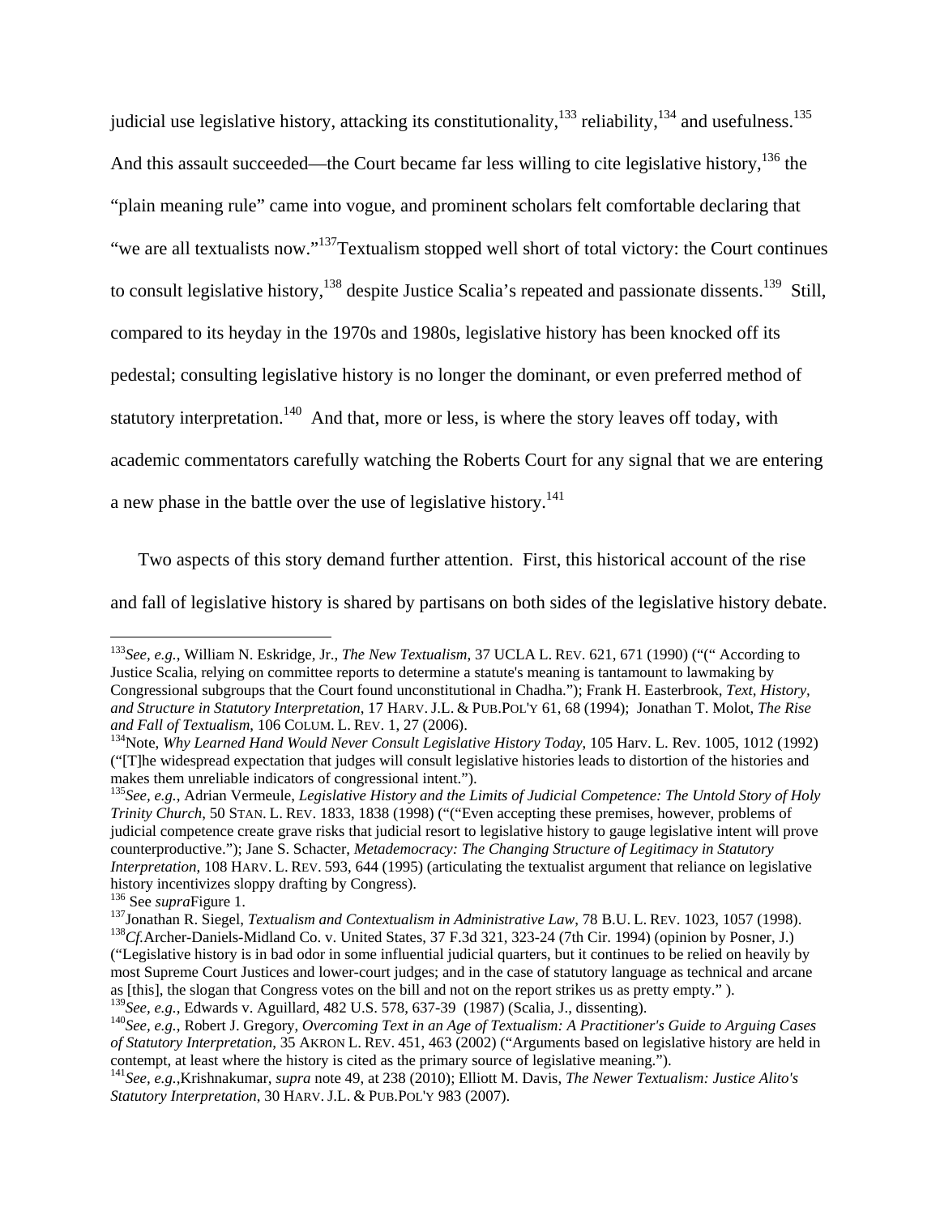judicial use legislative history, attacking its constitutionality,[133] reliability,[134] and usefulness.[135] And this assault succeeded—the Court became far less willing to cite legislative history,[136] the "plain meaning rule" came into vogue, and prominent scholars felt comfortable declaring that "we are all textualists now."[137]Textualism stopped well short of total victory: the Court continues to consult legislative history,[138] despite Justice Scalia's repeated and passionate dissents.[139] Still, compared to its heyday in the 1970s and 1980s, legislative history has been knocked off its pedestal; consulting legislative history is no longer the dominant, or even preferred method of statutory interpretation.[140] And that, more or less, is where the story leaves off today, with academic commentators carefully watching the Roberts Court for any signal that we are entering a new phase in the battle over the use of legislative history.[141]

Two aspects of this story demand further attention. First, this historical account of the rise and fall of legislative history is shared by partisans on both sides of the legislative history debate.

---

[133]*See, e.g.*, William N. Eskridge, Jr., *The New Textualism*, 37 UCLA L. REV. 621, 671 (1990) ("(" According to Justice Scalia, relying on committee reports to determine a statute's meaning is tantamount to lawmaking by Congressional subgroups that the Court found unconstitutional in Chadha."); Frank H. Easterbrook, *Text, History, and Structure in Statutory Interpretation*, 17 HARV. J.L. & PUB.POL'Y 61, 68 (1994); Jonathan T. Molot, *The Rise and Fall of Textualism*, 106 COLUM. L. REV. 1, 27 (2006).

[134]Note, *Why Learned Hand Would Never Consult Legislative History Today*, 105 Harv. L. Rev. 1005, 1012 (1992) ("[T]he widespread expectation that judges will consult legislative histories leads to distortion of the histories and makes them unreliable indicators of congressional intent.").

[135]*See, e.g.*, Adrian Vermeule, *Legislative History and the Limits of Judicial Competence: The Untold Story of Holy Trinity Church*, 50 STAN. L. REV. 1833, 1838 (1998) ("("Even accepting these premises, however, problems of judicial competence create grave risks that judicial resort to legislative history to gauge legislative intent will prove counterproductive."); Jane S. Schacter, *Metademocracy: The Changing Structure of Legitimacy in Statutory Interpretation*, 108 HARV. L. REV. 593, 644 (1995) (articulating the textualist argument that reliance on legislative history incentivizes sloppy drafting by Congress).

[136] See *supra*Figure 1.

[137]Jonathan R. Siegel, *Textualism and Contextualism in Administrative Law*, 78 B.U. L. REV. 1023, 1057 (1998).

[138]*Cf.*Archer-Daniels-Midland Co. v. United States, 37 F.3d 321, 323-24 (7th Cir. 1994) (opinion by Posner, J.) ("Legislative history is in bad odor in some influential judicial quarters, but it continues to be relied on heavily by most Supreme Court Justices and lower-court judges; and in the case of statutory language as technical and arcane as [this], the slogan that Congress votes on the bill and not on the report strikes us as pretty empty." ).

[139]*See, e.g.*, Edwards v. Aguillard, 482 U.S. 578, 637-39 (1987) (Scalia, J., dissenting).

[140]*See, e.g.*, Robert J. Gregory, *Overcoming Text in an Age of Textualism: A Practitioner's Guide to Arguing Cases of Statutory Interpretation*, 35 AKRON L. REV. 451, 463 (2002) ("Arguments based on legislative history are held in contempt, at least where the history is cited as the primary source of legislative meaning.").

[141]*See, e.g.*,Krishnakumar, *supra* note 49, at 238 (2010); Elliott M. Davis, *The Newer Textualism: Justice Alito's Statutory Interpretation*, 30 HARV. J.L. & PUB.POL'Y 983 (2007).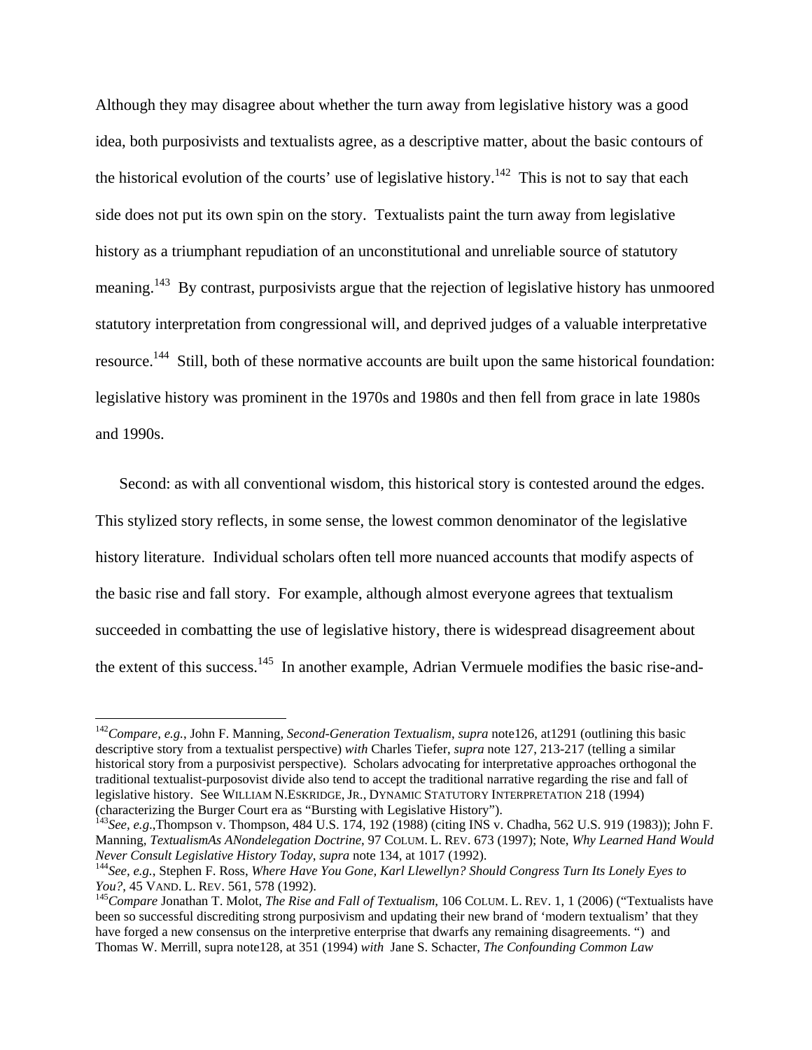Although they may disagree about whether the turn away from legislative history was a good idea, both purposivists and textualists agree, as a descriptive matter, about the basic contours of the historical evolution of the courts' use of legislative history.[142] This is not to say that each side does not put its own spin on the story. Textualists paint the turn away from legislative history as a triumphant repudiation of an unconstitutional and unreliable source of statutory meaning.[143] By contrast, purposivists argue that the rejection of legislative history has unmoored statutory interpretation from congressional will, and deprived judges of a valuable interpretative resource.[144] Still, both of these normative accounts are built upon the same historical foundation: legislative history was prominent in the 1970s and 1980s and then fell from grace in late 1980s and 1990s.

Second: as with all conventional wisdom, this historical story is contested around the edges. This stylized story reflects, in some sense, the lowest common denominator of the legislative history literature. Individual scholars often tell more nuanced accounts that modify aspects of the basic rise and fall story. For example, although almost everyone agrees that textualism succeeded in combatting the use of legislative history, there is widespread disagreement about the extent of this success.[145] In another example, Adrian Vermuele modifies the basic rise-and-

---

[142] *Compare, e.g.*, John F. Manning, *Second-Generation Textualism*, *supra* note126, at1291 (outlining this basic descriptive story from a textualist perspective) *with* Charles Tiefer, *supra* note 127, 213-217 (telling a similar historical story from a purposivist perspective). Scholars advocating for interpretative approaches orthogonal the traditional textualist-purposovist divide also tend to accept the traditional narrative regarding the rise and fall of legislative history. See WILLIAM N.ESKRIDGE, JR., DYNAMIC STATUTORY INTERPRETATION 218 (1994) (characterizing the Burger Court era as "Bursting with Legislative History").

[143] *See, e.g.*,Thompson v. Thompson, 484 U.S. 174, 192 (1988) (citing INS v. Chadha, 562 U.S. 919 (1983)); John F. Manning, *TextualismAs ANondelegation Doctrine*, 97 COLUM. L. REV. 673 (1997); Note, *Why Learned Hand Would Never Consult Legislative History Today*, *supra* note 134, at 1017 (1992).

[144] *See, e.g.*, Stephen F. Ross, *Where Have You Gone, Karl Llewellyn? Should Congress Turn Its Lonely Eyes to You?*, 45 VAND. L. REV. 561, 578 (1992).

[145] *Compare* Jonathan T. Molot, *The Rise and Fall of Textualism*, 106 COLUM. L. REV. 1, 1 (2006) ("Textualists have been so successful discrediting strong purposivism and updating their new brand of 'modern textualism' that they have forged a new consensus on the interpretive enterprise that dwarfs any remaining disagreements. ") and Thomas W. Merrill, supra note128, at 351 (1994) *with* Jane S. Schacter, *The Confounding Common Law*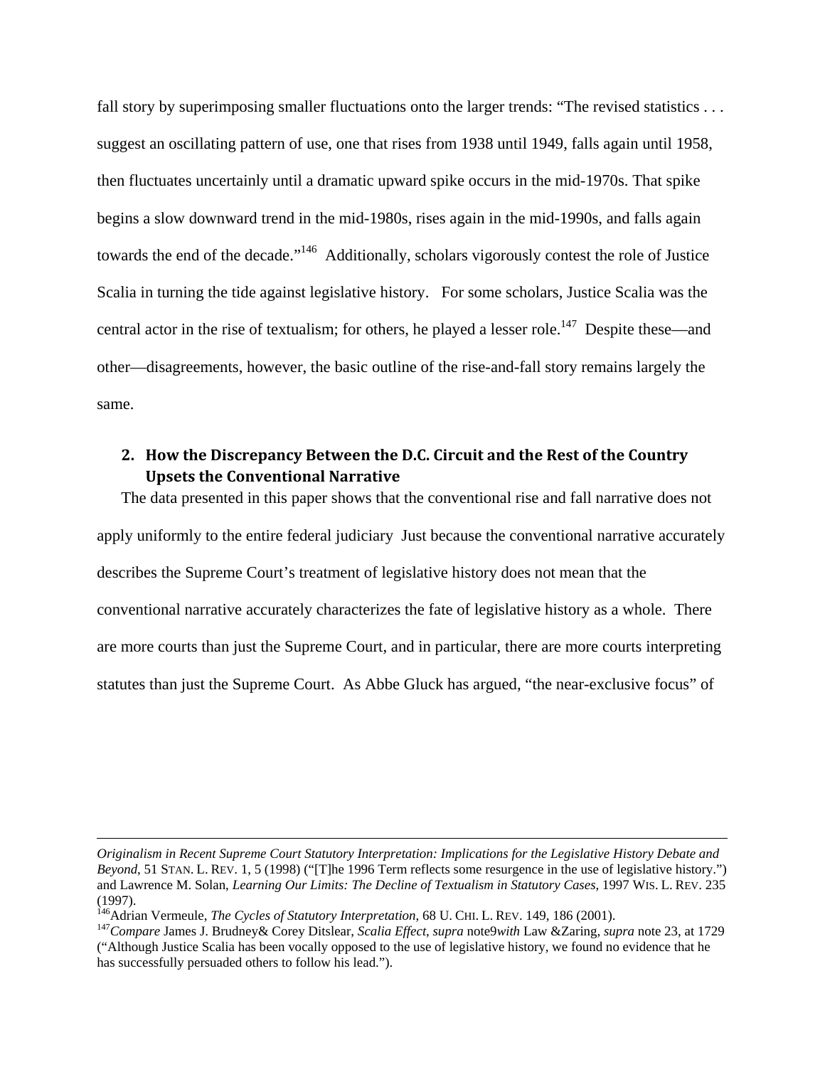fall story by superimposing smaller fluctuations onto the larger trends: "The revised statistics . . . suggest an oscillating pattern of use, one that rises from 1938 until 1949, falls again until 1958, then fluctuates uncertainly until a dramatic upward spike occurs in the mid-1970s. That spike begins a slow downward trend in the mid-1980s, rises again in the mid-1990s, and falls again towards the end of the decade."[146] Additionally, scholars vigorously contest the role of Justice Scalia in turning the tide against legislative history. For some scholars, Justice Scalia was the central actor in the rise of textualism; for others, he played a lesser role.[147] Despite these—and other—disagreements, however, the basic outline of the rise-and-fall story remains largely the same.

## 2. How the Discrepancy Between the D.C. Circuit and the Rest of the Country Upsets the Conventional Narrative

The data presented in this paper shows that the conventional rise and fall narrative does not apply uniformly to the entire federal judiciary Just because the conventional narrative accurately describes the Supreme Court's treatment of legislative history does not mean that the conventional narrative accurately characterizes the fate of legislative history as a whole. There are more courts than just the Supreme Court, and in particular, there are more courts interpreting statutes than just the Supreme Court. As Abbe Gluck has argued, "the near-exclusive focus" of

---

*Originalism in Recent Supreme Court Statutory Interpretation: Implications for the Legislative History Debate and Beyond*, 51 STAN. L. REV. 1, 5 (1998) ("[T]he 1996 Term reflects some resurgence in the use of legislative history.") and Lawrence M. Solan, *Learning Our Limits: The Decline of Textualism in Statutory Cases*, 1997 WIS. L. REV. 235 (1997).

[146] Adrian Vermeule, *The Cycles of Statutory Interpretation*, 68 U. CHI. L. REV. 149, 186 (2001).

[147] *Compare* James J. Brudney& Corey Ditslear, *Scalia Effect*, *supra* note9*with* Law &Zaring, *supra* note 23, at 1729 ("Although Justice Scalia has been vocally opposed to the use of legislative history, we found no evidence that he has successfully persuaded others to follow his lead.").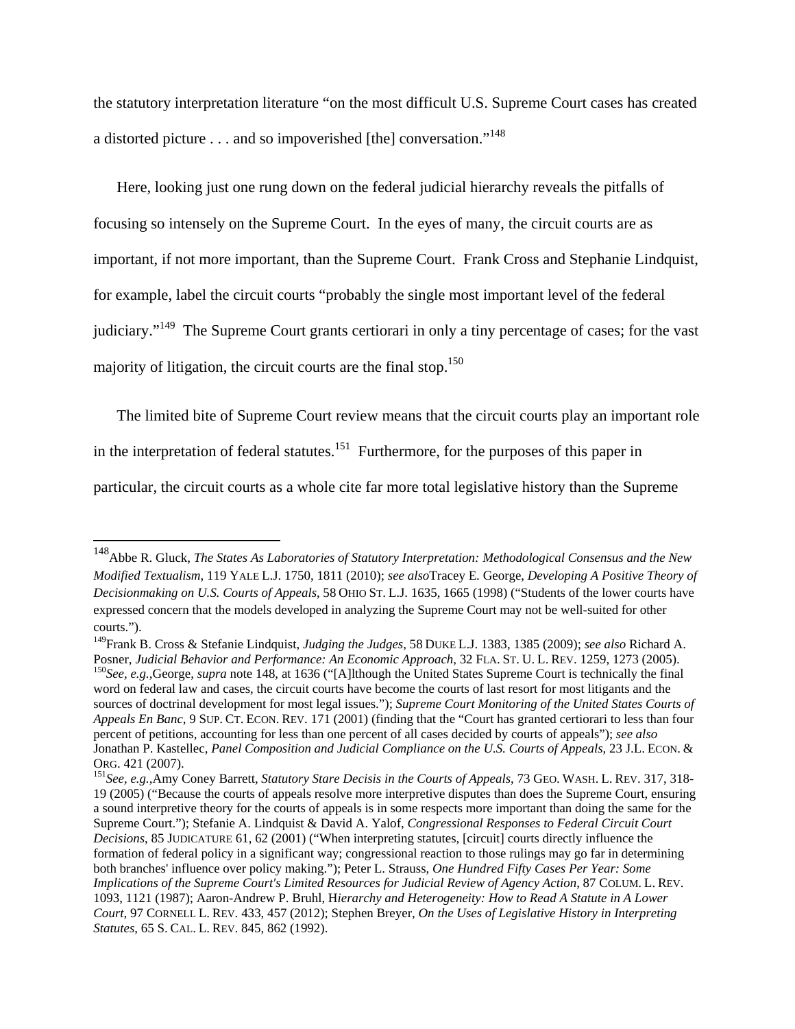the statutory interpretation literature "on the most difficult U.S. Supreme Court cases has created a distorted picture . . . and so impoverished [the] conversation."[148]

Here, looking just one rung down on the federal judicial hierarchy reveals the pitfalls of focusing so intensely on the Supreme Court. In the eyes of many, the circuit courts are as important, if not more important, than the Supreme Court. Frank Cross and Stephanie Lindquist, for example, label the circuit courts "probably the single most important level of the federal judiciary."[149] The Supreme Court grants certiorari in only a tiny percentage of cases; for the vast majority of litigation, the circuit courts are the final stop.[150]

The limited bite of Supreme Court review means that the circuit courts play an important role in the interpretation of federal statutes.[151] Furthermore, for the purposes of this paper in particular, the circuit courts as a whole cite far more total legislative history than the Supreme

---

[148] Abbe R. Gluck, *The States As Laboratories of Statutory Interpretation: Methodological Consensus and the New Modified Textualism*, 119 YALE L.J. 1750, 1811 (2010); *see also*Tracey E. George, *Developing A Positive Theory of Decisionmaking on U.S. Courts of Appeals*, 58 OHIO ST. L.J. 1635, 1665 (1998) ("Students of the lower courts have expressed concern that the models developed in analyzing the Supreme Court may not be well-suited for other courts.").

[149] Frank B. Cross & Stefanie Lindquist, *Judging the Judges*, 58 DUKE L.J. 1383, 1385 (2009); *see also* Richard A. Posner, *Judicial Behavior and Performance: An Economic Approach*, 32 FLA. ST. U. L. REV. 1259, 1273 (2005).

[150] *See, e.g.*,George, *supra* note 148, at 1636 ("[A]lthough the United States Supreme Court is technically the final word on federal law and cases, the circuit courts have become the courts of last resort for most litigants and the sources of doctrinal development for most legal issues."); *Supreme Court Monitoring of the United States Courts of Appeals En Banc*, 9 SUP. CT. ECON. REV. 171 (2001) (finding that the "Court has granted certiorari to less than four percent of petitions, accounting for less than one percent of all cases decided by courts of appeals"); *see also* Jonathan P. Kastellec, *Panel Composition and Judicial Compliance on the U.S. Courts of Appeals*, 23 J.L. ECON. & ORG. 421 (2007).

[151] *See, e.g.*,Amy Coney Barrett, *Statutory Stare Decisis in the Courts of Appeals*, 73 GEO. WASH. L. REV. 317, 318-19 (2005) ("Because the courts of appeals resolve more interpretive disputes than does the Supreme Court, ensuring a sound interpretive theory for the courts of appeals is in some respects more important than doing the same for the Supreme Court."); Stefanie A. Lindquist & David A. Yalof, *Congressional Responses to Federal Circuit Court Decisions*, 85 JUDICATURE 61, 62 (2001) ("When interpreting statutes, [circuit] courts directly influence the formation of federal policy in a significant way; congressional reaction to those rulings may go far in determining both branches' influence over policy making."); Peter L. Strauss, *One Hundred Fifty Cases Per Year: Some Implications of the Supreme Court's Limited Resources for Judicial Review of Agency Action*, 87 COLUM. L. REV. 1093, 1121 (1987); Aaron-Andrew P. Bruhl, H*ierarchy and Heterogeneity: How to Read A Statute in A Lower Court*, 97 CORNELL L. REV. 433, 457 (2012); Stephen Breyer, *On the Uses of Legislative History in Interpreting Statutes*, 65 S. CAL. L. REV. 845, 862 (1992).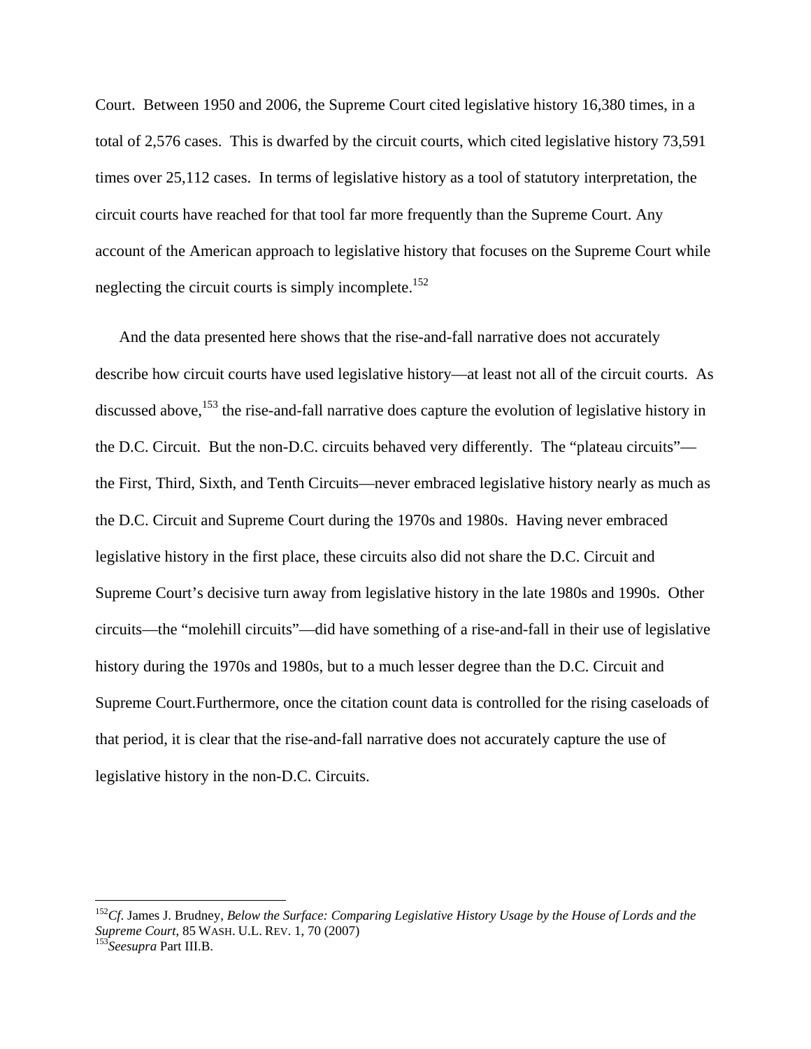Court. Between 1950 and 2006, the Supreme Court cited legislative history 16,380 times, in a total of 2,576 cases. This is dwarfed by the circuit courts, which cited legislative history 73,591 times over 25,112 cases. In terms of legislative history as a tool of statutory interpretation, the circuit courts have reached for that tool far more frequently than the Supreme Court. Any account of the American approach to legislative history that focuses on the Supreme Court while neglecting the circuit courts is simply incomplete.[152]

And the data presented here shows that the rise-and-fall narrative does not accurately describe how circuit courts have used legislative history—at least not all of the circuit courts. As discussed above,[153] the rise-and-fall narrative does capture the evolution of legislative history in the D.C. Circuit. But the non-D.C. circuits behaved very differently. The "plateau circuits"—the First, Third, Sixth, and Tenth Circuits—never embraced legislative history nearly as much as the D.C. Circuit and Supreme Court during the 1970s and 1980s. Having never embraced legislative history in the first place, these circuits also did not share the D.C. Circuit and Supreme Court's decisive turn away from legislative history in the late 1980s and 1990s. Other circuits—the "molehill circuits"—did have something of a rise-and-fall in their use of legislative history during the 1970s and 1980s, but to a much lesser degree than the D.C. Circuit and Supreme Court.Furthermore, once the citation count data is controlled for the rising caseloads of that period, it is clear that the rise-and-fall narrative does not accurately capture the use of legislative history in the non-D.C. Circuits.

---

[152] *Cf.* James J. Brudney, *Below the Surface: Comparing Legislative History Usage by the House of Lords and the Supreme Court*, 85 WASH. U.L. REV. 1, 70 (2007)

[153] *Seesupra* Part III.B.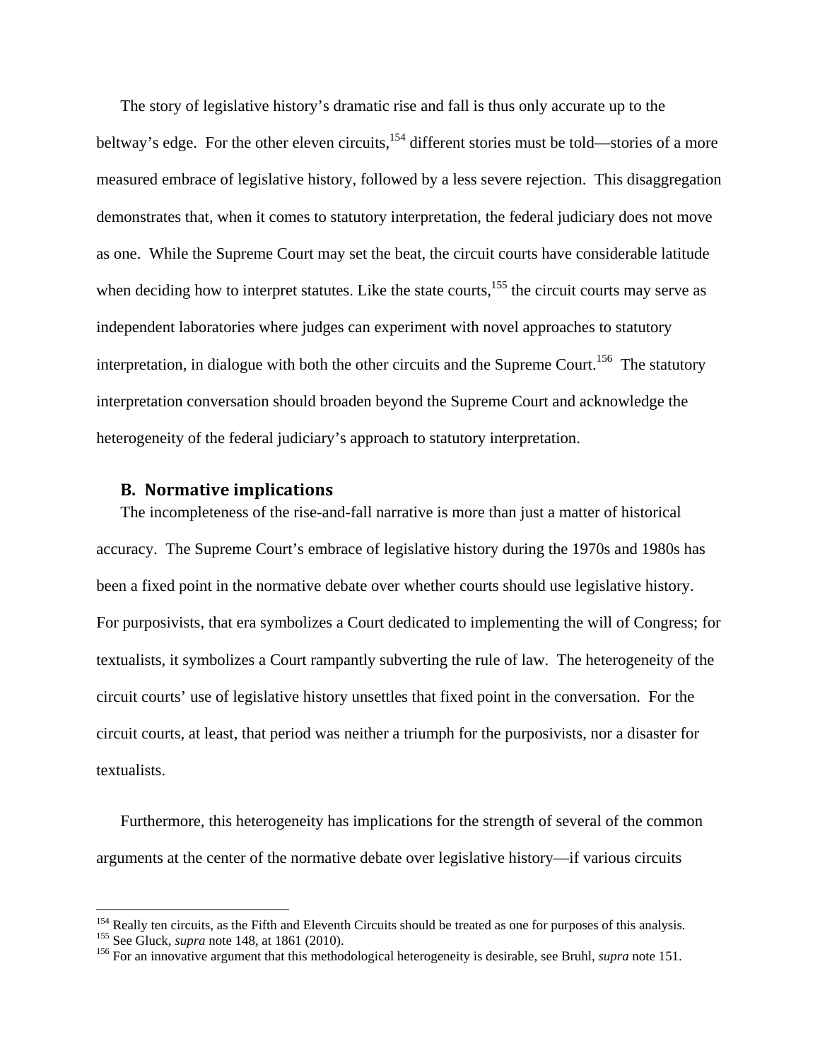The story of legislative history's dramatic rise and fall is thus only accurate up to the beltway's edge. For the other eleven circuits,[154] different stories must be told—stories of a more measured embrace of legislative history, followed by a less severe rejection. This disaggregation demonstrates that, when it comes to statutory interpretation, the federal judiciary does not move as one. While the Supreme Court may set the beat, the circuit courts have considerable latitude when deciding how to interpret statutes. Like the state courts,[155] the circuit courts may serve as independent laboratories where judges can experiment with novel approaches to statutory interpretation, in dialogue with both the other circuits and the Supreme Court.[156] The statutory interpretation conversation should broaden beyond the Supreme Court and acknowledge the heterogeneity of the federal judiciary's approach to statutory interpretation.

### B. Normative implications

The incompleteness of the rise-and-fall narrative is more than just a matter of historical accuracy. The Supreme Court's embrace of legislative history during the 1970s and 1980s has been a fixed point in the normative debate over whether courts should use legislative history. For purposivists, that era symbolizes a Court dedicated to implementing the will of Congress; for textualists, it symbolizes a Court rampantly subverting the rule of law. The heterogeneity of the circuit courts' use of legislative history unsettles that fixed point in the conversation. For the circuit courts, at least, that period was neither a triumph for the purposivists, nor a disaster for textualists.

Furthermore, this heterogeneity has implications for the strength of several of the common arguments at the center of the normative debate over legislative history—if various circuits

---

[154] Really ten circuits, as the Fifth and Eleventh Circuits should be treated as one for purposes of this analysis.

[155] See Gluck, *supra* note 148, at 1861 (2010).

[156] For an innovative argument that this methodological heterogeneity is desirable, see Bruhl, *supra* note 151.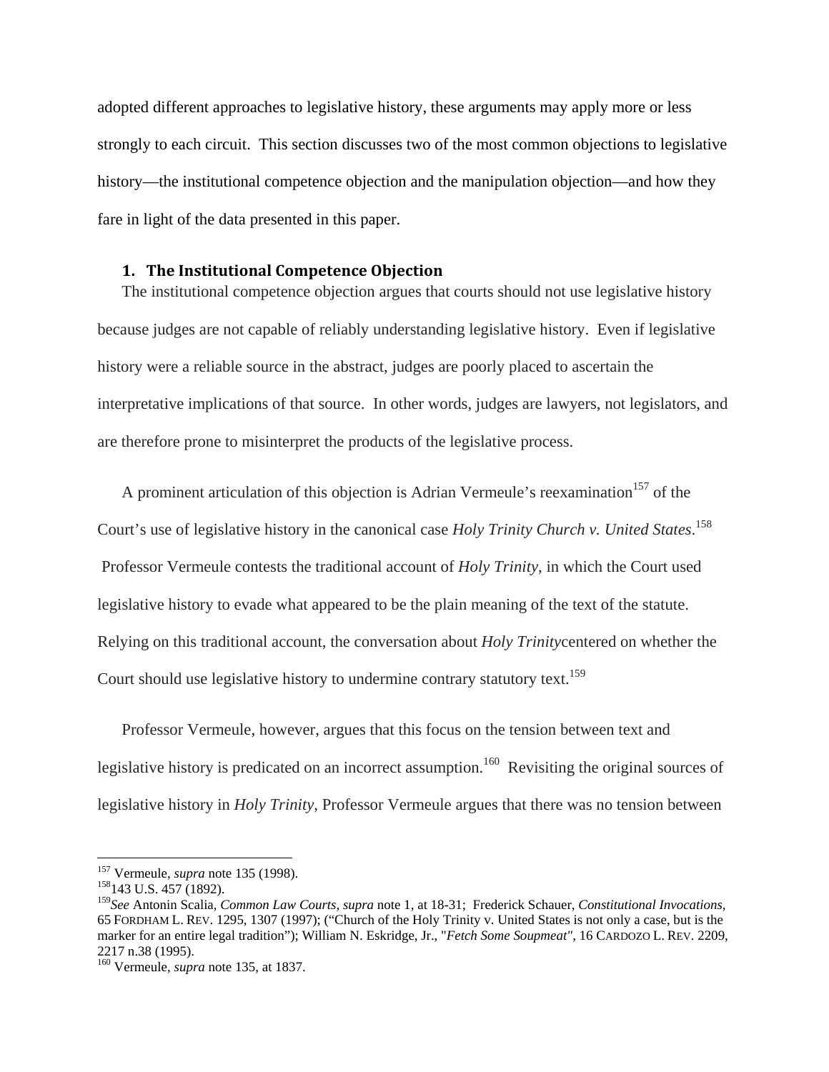adopted different approaches to legislative history, these arguments may apply more or less strongly to each circuit. This section discusses two of the most common objections to legislative history—the institutional competence objection and the manipulation objection—and how they fare in light of the data presented in this paper.

### 1. The Institutional Competence Objection

The institutional competence objection argues that courts should not use legislative history because judges are not capable of reliably understanding legislative history. Even if legislative history were a reliable source in the abstract, judges are poorly placed to ascertain the interpretative implications of that source. In other words, judges are lawyers, not legislators, and are therefore prone to misinterpret the products of the legislative process.

A prominent articulation of this objection is Adrian Vermeule's reexamination[157] of the Court's use of legislative history in the canonical case *Holy Trinity Church v. United States*.[158] Professor Vermeule contests the traditional account of *Holy Trinity*, in which the Court used legislative history to evade what appeared to be the plain meaning of the text of the statute. Relying on this traditional account, the conversation about *Holy Trinity*centered on whether the Court should use legislative history to undermine contrary statutory text.[159]

Professor Vermeule, however, argues that this focus on the tension between text and legislative history is predicated on an incorrect assumption.[160] Revisiting the original sources of legislative history in *Holy Trinity*, Professor Vermeule argues that there was no tension between

---

[157] Vermeule, *supra* note 135 (1998).

[158] 143 U.S. 457 (1892).

[159] *See* Antonin Scalia, *Common Law Courts, supra* note 1, at 18-31; Frederick Schauer, *Constitutional Invocations*, 65 FORDHAM L. REV. 1295, 1307 (1997); ("Church of the Holy Trinity v. United States is not only a case, but is the marker for an entire legal tradition"); William N. Eskridge, Jr., "*Fetch Some Soupmeat"*, 16 CARDOZO L. REV. 2209, 2217 n.38 (1995).

[160] Vermeule, *supra* note 135, at 1837.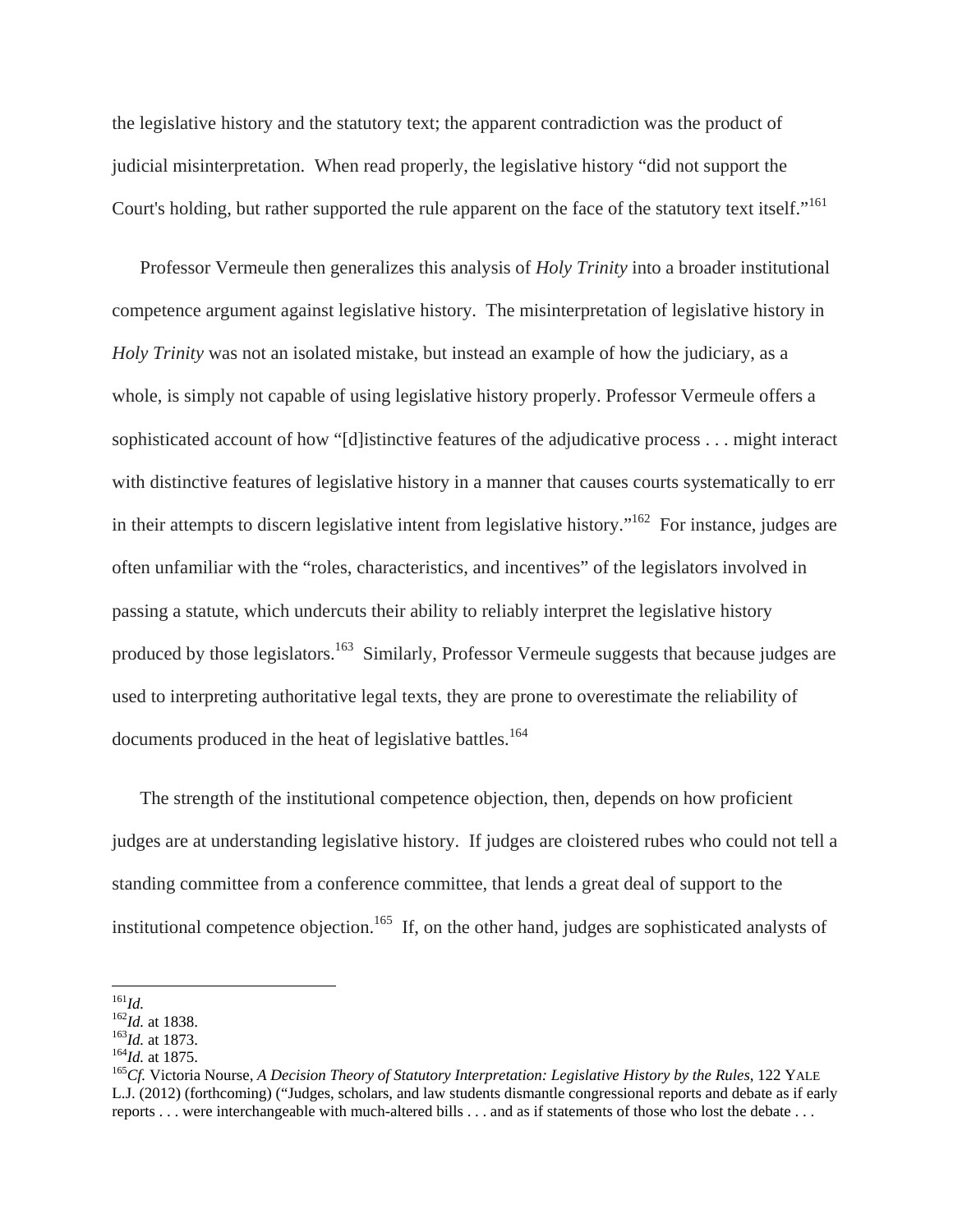the legislative history and the statutory text; the apparent contradiction was the product of judicial misinterpretation. When read properly, the legislative history "did not support the Court's holding, but rather supported the rule apparent on the face of the statutory text itself."[161]

Professor Vermeule then generalizes this analysis of *Holy Trinity* into a broader institutional competence argument against legislative history. The misinterpretation of legislative history in *Holy Trinity* was not an isolated mistake, but instead an example of how the judiciary, as a whole, is simply not capable of using legislative history properly. Professor Vermeule offers a sophisticated account of how "[d]istinctive features of the adjudicative process . . . might interact with distinctive features of legislative history in a manner that causes courts systematically to err in their attempts to discern legislative intent from legislative history."[162] For instance, judges are often unfamiliar with the "roles, characteristics, and incentives" of the legislators involved in passing a statute, which undercuts their ability to reliably interpret the legislative history produced by those legislators.[163] Similarly, Professor Vermeule suggests that because judges are used to interpreting authoritative legal texts, they are prone to overestimate the reliability of documents produced in the heat of legislative battles.[164]

The strength of the institutional competence objection, then, depends on how proficient judges are at understanding legislative history. If judges are cloistered rubes who could not tell a standing committee from a conference committee, that lends a great deal of support to the institutional competence objection.[165] If, on the other hand, judges are sophisticated analysts of

---

[161] *Id.*
[162] *Id.* at 1838.
[163] *Id.* at 1873.
[164] *Id.* at 1875.
[165] *Cf.* Victoria Nourse, *A Decision Theory of Statutory Interpretation: Legislative History by the Rules*, 122 YALE L.J. (2012) (forthcoming) ("Judges, scholars, and law students dismantle congressional reports and debate as if early reports . . . were interchangeable with much-altered bills . . . and as if statements of those who lost the debate . . .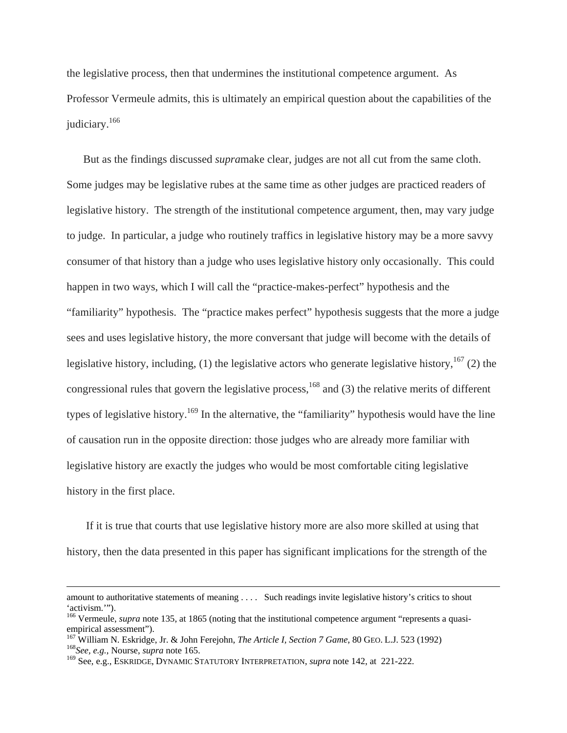the legislative process, then that undermines the institutional competence argument. As Professor Vermeule admits, this is ultimately an empirical question about the capabilities of the judiciary.[166]

But as the findings discussed *supra*make clear, judges are not all cut from the same cloth. Some judges may be legislative rubes at the same time as other judges are practiced readers of legislative history. The strength of the institutional competence argument, then, may vary judge to judge. In particular, a judge who routinely traffics in legislative history may be a more savvy consumer of that history than a judge who uses legislative history only occasionally. This could happen in two ways, which I will call the "practice-makes-perfect" hypothesis and the "familiarity" hypothesis. The "practice makes perfect" hypothesis suggests that the more a judge sees and uses legislative history, the more conversant that judge will become with the details of legislative history, including, (1) the legislative actors who generate legislative history,[167] (2) the congressional rules that govern the legislative process,[168] and (3) the relative merits of different types of legislative history.[169] In the alternative, the "familiarity" hypothesis would have the line of causation run in the opposite direction: those judges who are already more familiar with legislative history are exactly the judges who would be most comfortable citing legislative history in the first place.

If it is true that courts that use legislative history more are also more skilled at using that history, then the data presented in this paper has significant implications for the strength of the

---

amount to authoritative statements of meaning . . . . Such readings invite legislative history's critics to shout 'activism.'").

[166] Vermeule, *supra* note 135, at 1865 (noting that the institutional competence argument "represents a quasi-empirical assessment").

[167] William N. Eskridge, Jr. & John Ferejohn, *The Article I, Section 7 Game*, 80 GEO. L.J. 523 (1992)

[168] *See, e.g.*, Nourse, *supra* note 165.

[169] See, e.g., ESKRIDGE, DYNAMIC STATUTORY INTERPRETATION, *supra* note 142, at 221-222.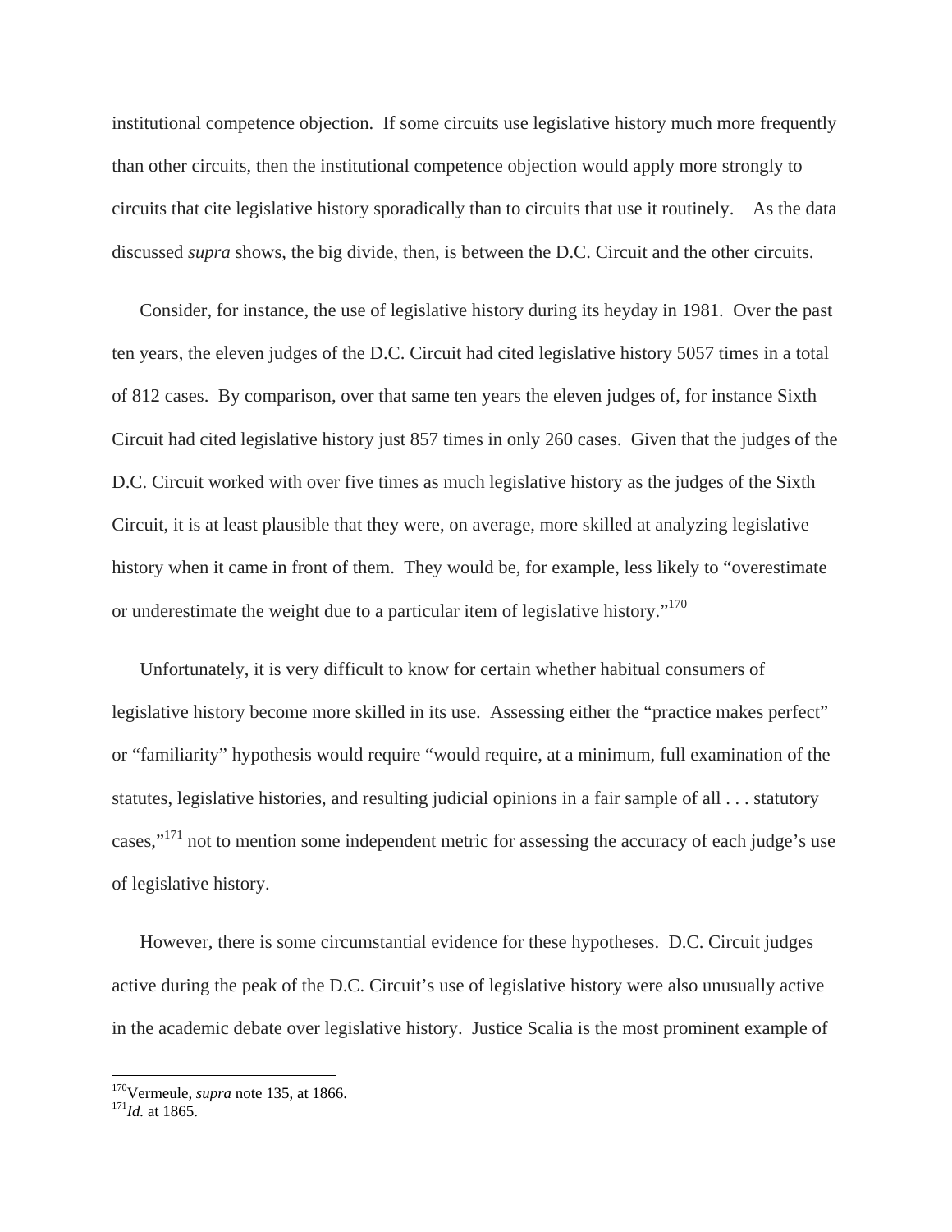institutional competence objection. If some circuits use legislative history much more frequently than other circuits, then the institutional competence objection would apply more strongly to circuits that cite legislative history sporadically than to circuits that use it routinely. As the data discussed *supra* shows, the big divide, then, is between the D.C. Circuit and the other circuits.

Consider, for instance, the use of legislative history during its heyday in 1981. Over the past ten years, the eleven judges of the D.C. Circuit had cited legislative history 5057 times in a total of 812 cases. By comparison, over that same ten years the eleven judges of, for instance Sixth Circuit had cited legislative history just 857 times in only 260 cases. Given that the judges of the D.C. Circuit worked with over five times as much legislative history as the judges of the Sixth Circuit, it is at least plausible that they were, on average, more skilled at analyzing legislative history when it came in front of them. They would be, for example, less likely to "overestimate or underestimate the weight due to a particular item of legislative history."[170]

Unfortunately, it is very difficult to know for certain whether habitual consumers of legislative history become more skilled in its use. Assessing either the "practice makes perfect" or "familiarity" hypothesis would require "would require, at a minimum, full examination of the statutes, legislative histories, and resulting judicial opinions in a fair sample of all . . . statutory cases,"[171] not to mention some independent metric for assessing the accuracy of each judge's use of legislative history.

However, there is some circumstantial evidence for these hypotheses. D.C. Circuit judges active during the peak of the D.C. Circuit's use of legislative history were also unusually active in the academic debate over legislative history. Justice Scalia is the most prominent example of

---

[170] Vermeule, *supra* note 135, at 1866.
[171] *Id.* at 1865.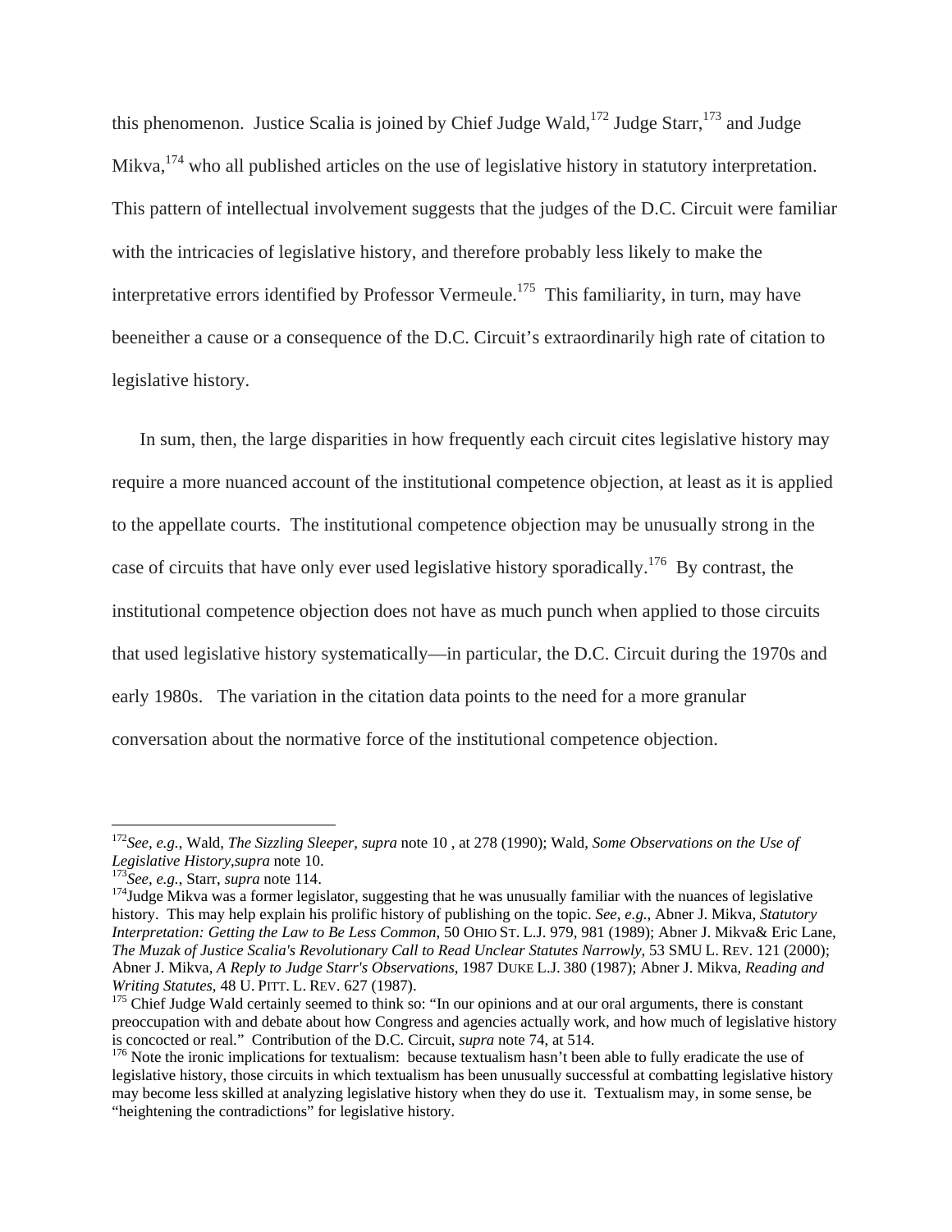this phenomenon. Justice Scalia is joined by Chief Judge Wald,[172] Judge Starr,[173] and Judge Mikva,[174] who all published articles on the use of legislative history in statutory interpretation. This pattern of intellectual involvement suggests that the judges of the D.C. Circuit were familiar with the intricacies of legislative history, and therefore probably less likely to make the interpretative errors identified by Professor Vermeule.[175] This familiarity, in turn, may have beeneither a cause or a consequence of the D.C. Circuit's extraordinarily high rate of citation to legislative history.

In sum, then, the large disparities in how frequently each circuit cites legislative history may require a more nuanced account of the institutional competence objection, at least as it is applied to the appellate courts. The institutional competence objection may be unusually strong in the case of circuits that have only ever used legislative history sporadically.[176] By contrast, the institutional competence objection does not have as much punch when applied to those circuits that used legislative history systematically—in particular, the D.C. Circuit during the 1970s and early 1980s. The variation in the citation data points to the need for a more granular conversation about the normative force of the institutional competence objection.

---

[172] *See, e.g.*, Wald, *The Sizzling Sleeper*, *supra* note 10 , at 278 (1990); Wald, *Some Observations on the Use of Legislative History*,*supra* note 10.

[173] *See, e.g.*, Starr, *supra* note 114.

[174] Judge Mikva was a former legislator, suggesting that he was unusually familiar with the nuances of legislative history. This may help explain his prolific history of publishing on the topic. *See, e.g.*, Abner J. Mikva, *Statutory Interpretation: Getting the Law to Be Less Common*, 50 OHIO ST. L.J. 979, 981 (1989); Abner J. Mikva& Eric Lane, *The Muzak of Justice Scalia's Revolutionary Call to Read Unclear Statutes Narrowly*, 53 SMU L. REV. 121 (2000); Abner J. Mikva, *A Reply to Judge Starr's Observations*, 1987 DUKE L.J. 380 (1987); Abner J. Mikva, *Reading and Writing Statutes*, 48 U. PITT. L. REV. 627 (1987).

[175] Chief Judge Wald certainly seemed to think so: "In our opinions and at our oral arguments, there is constant preoccupation with and debate about how Congress and agencies actually work, and how much of legislative history is concocted or real." Contribution of the D.C. Circuit, *supra* note 74, at 514.

[176] Note the ironic implications for textualism: because textualism hasn't been able to fully eradicate the use of legislative history, those circuits in which textualism has been unusually successful at combatting legislative history may become less skilled at analyzing legislative history when they do use it. Textualism may, in some sense, be "heightening the contradictions" for legislative history.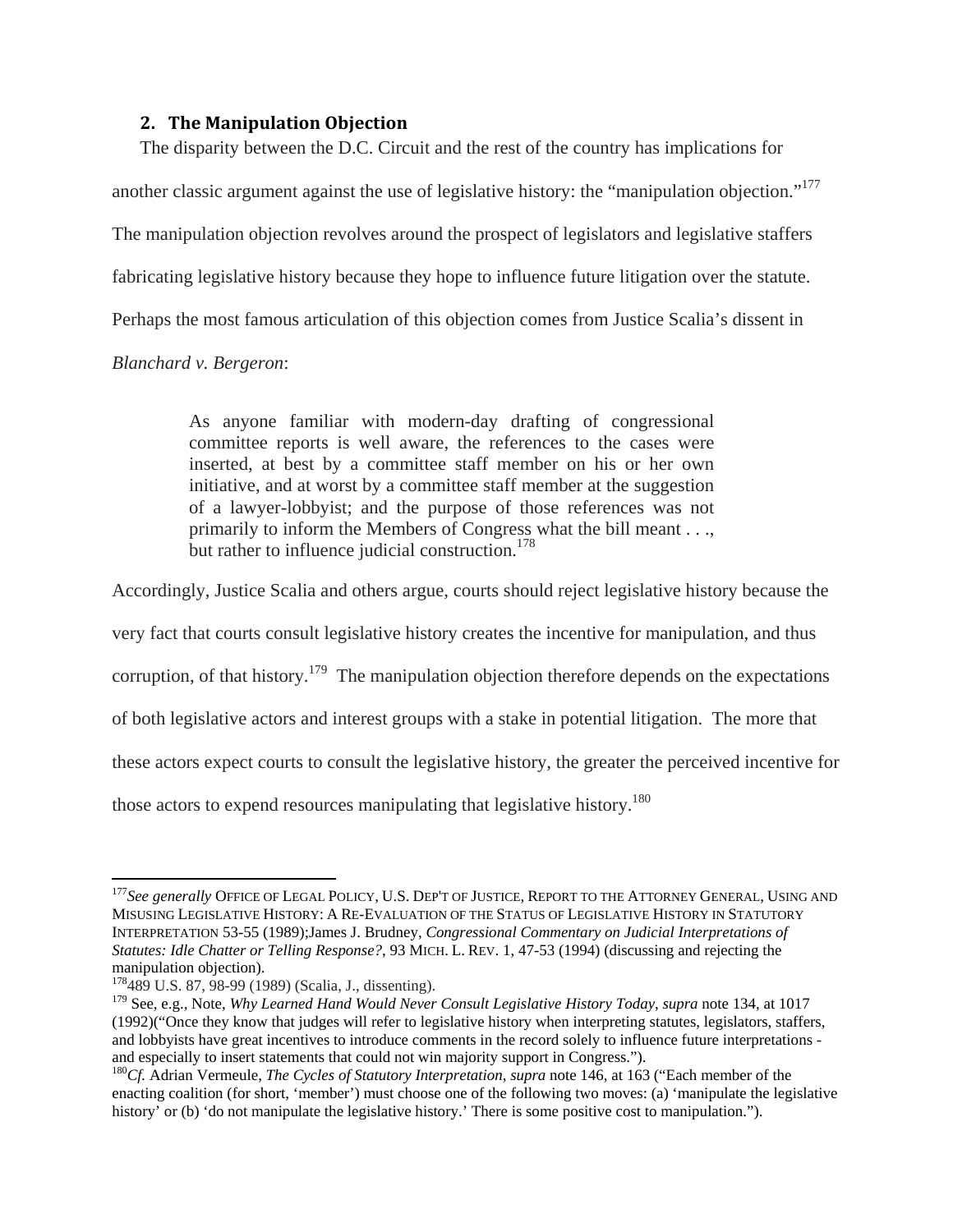## 2. The Manipulation Objection

The disparity between the D.C. Circuit and the rest of the country has implications for another classic argument against the use of legislative history: the "manipulation objection."[177] The manipulation objection revolves around the prospect of legislators and legislative staffers fabricating legislative history because they hope to influence future litigation over the statute. Perhaps the most famous articulation of this objection comes from Justice Scalia's dissent in *Blanchard v. Bergeron*:

> As anyone familiar with modern-day drafting of congressional committee reports is well aware, the references to the cases were inserted, at best by a committee staff member on his or her own initiative, and at worst by a committee staff member at the suggestion of a lawyer-lobbyist; and the purpose of those references was not primarily to inform the Members of Congress what the bill meant . . ., but rather to influence judicial construction.[178]

Accordingly, Justice Scalia and others argue, courts should reject legislative history because the very fact that courts consult legislative history creates the incentive for manipulation, and thus corruption, of that history.[179] The manipulation objection therefore depends on the expectations of both legislative actors and interest groups with a stake in potential litigation. The more that these actors expect courts to consult the legislative history, the greater the perceived incentive for those actors to expend resources manipulating that legislative history.[180]

---

[177] *See generally* Office of Legal Policy, U.S. Dep't of Justice, Report to the Attorney General, Using and Misusing Legislative History: A Re-Evaluation of the Status of Legislative History in Statutory Interpretation 53-55 (1989);James J. Brudney, *Congressional Commentary on Judicial Interpretations of Statutes: Idle Chatter or Telling Response?*, 93 Mich. L. Rev. 1, 47-53 (1994) (discussing and rejecting the manipulation objection).

[178] 489 U.S. 87, 98-99 (1989) (Scalia, J., dissenting).

[179] See, e.g., Note, *Why Learned Hand Would Never Consult Legislative History Today*, *supra* note 134, at 1017 (1992)("Once they know that judges will refer to legislative history when interpreting statutes, legislators, staffers, and lobbyists have great incentives to introduce comments in the record solely to influence future interpretations - and especially to insert statements that could not win majority support in Congress.").

[180] *Cf.* Adrian Vermeule, *The Cycles of Statutory Interpretation*, *supra* note 146, at 163 ("Each member of the enacting coalition (for short, 'member') must choose one of the following two moves: (a) 'manipulate the legislative history' or (b) 'do not manipulate the legislative history.' There is some positive cost to manipulation.").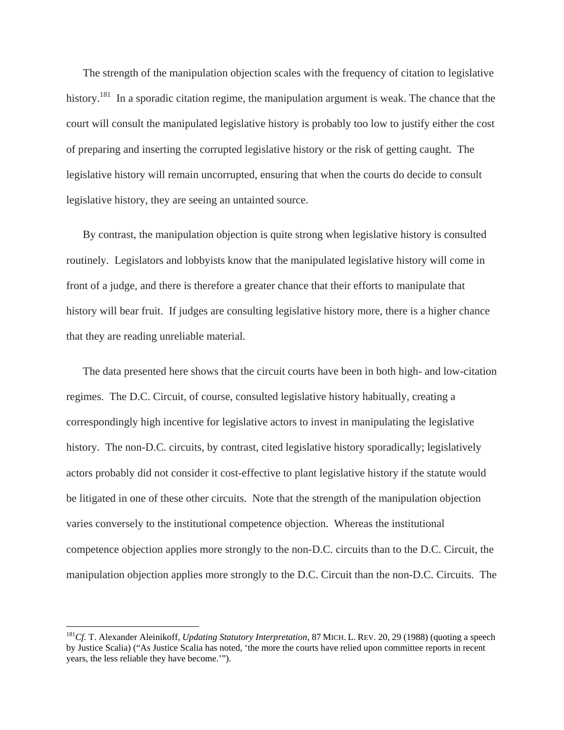The strength of the manipulation objection scales with the frequency of citation to legislative history.[181] In a sporadic citation regime, the manipulation argument is weak. The chance that the court will consult the manipulated legislative history is probably too low to justify either the cost of preparing and inserting the corrupted legislative history or the risk of getting caught. The legislative history will remain uncorrupted, ensuring that when the courts do decide to consult legislative history, they are seeing an untainted source.

By contrast, the manipulation objection is quite strong when legislative history is consulted routinely. Legislators and lobbyists know that the manipulated legislative history will come in front of a judge, and there is therefore a greater chance that their efforts to manipulate that history will bear fruit. If judges are consulting legislative history more, there is a higher chance that they are reading unreliable material.

The data presented here shows that the circuit courts have been in both high- and low-citation regimes. The D.C. Circuit, of course, consulted legislative history habitually, creating a correspondingly high incentive for legislative actors to invest in manipulating the legislative history. The non-D.C. circuits, by contrast, cited legislative history sporadically; legislatively actors probably did not consider it cost-effective to plant legislative history if the statute would be litigated in one of these other circuits. Note that the strength of the manipulation objection varies conversely to the institutional competence objection. Whereas the institutional competence objection applies more strongly to the non-D.C. circuits than to the D.C. Circuit, the manipulation objection applies more strongly to the D.C. Circuit than the non-D.C. Circuits. The

---

[181] *Cf.* T. Alexander Aleinikoff, *Updating Statutory Interpretation*, 87 MICH. L. REV. 20, 29 (1988) (quoting a speech by Justice Scalia) ("As Justice Scalia has noted, 'the more the courts have relied upon committee reports in recent years, the less reliable they have become.'").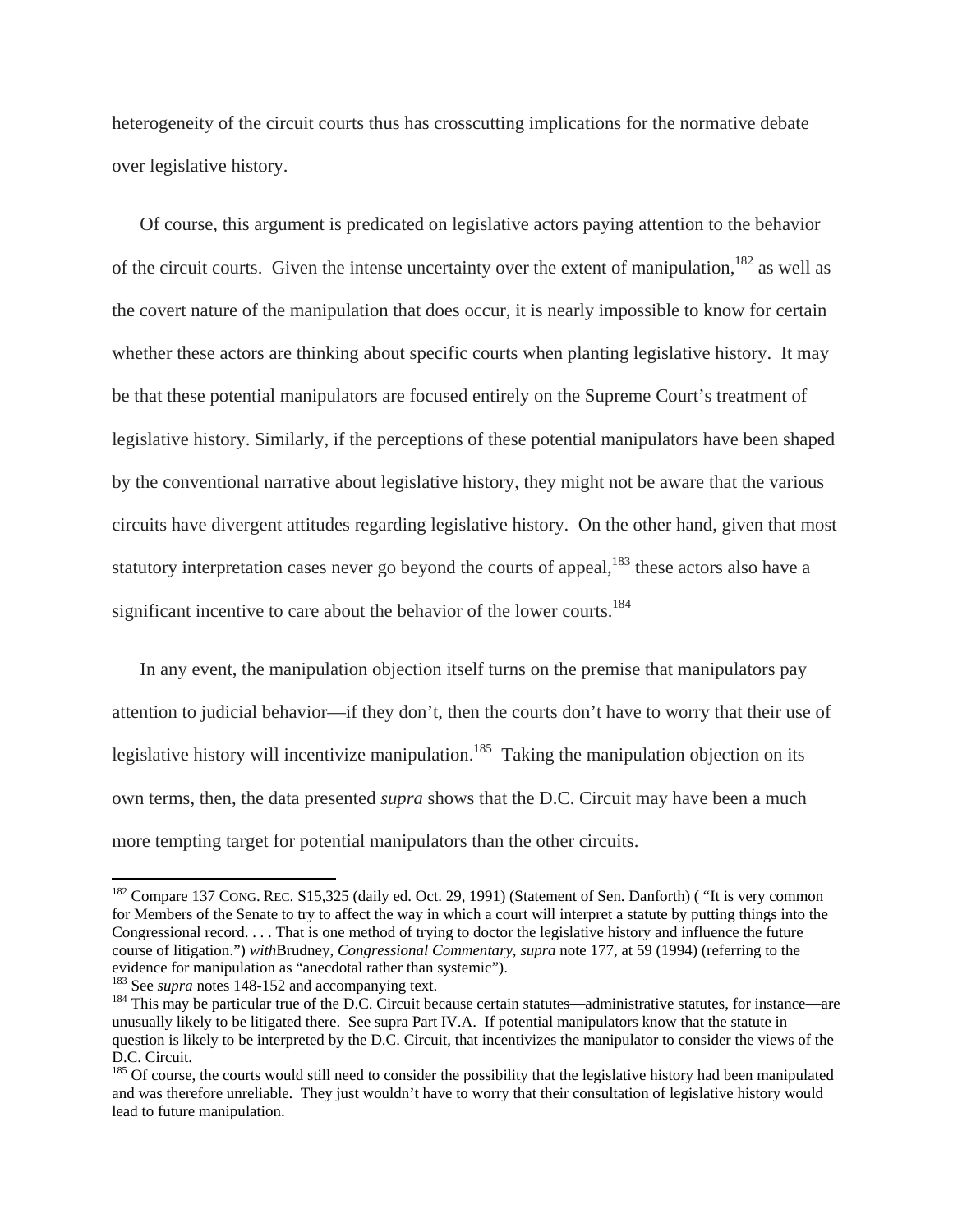heterogeneity of the circuit courts thus has crosscutting implications for the normative debate over legislative history.

Of course, this argument is predicated on legislative actors paying attention to the behavior of the circuit courts. Given the intense uncertainty over the extent of manipulation,[182] as well as the covert nature of the manipulation that does occur, it is nearly impossible to know for certain whether these actors are thinking about specific courts when planting legislative history. It may be that these potential manipulators are focused entirely on the Supreme Court's treatment of legislative history. Similarly, if the perceptions of these potential manipulators have been shaped by the conventional narrative about legislative history, they might not be aware that the various circuits have divergent attitudes regarding legislative history. On the other hand, given that most statutory interpretation cases never go beyond the courts of appeal,[183] these actors also have a significant incentive to care about the behavior of the lower courts.[184]

In any event, the manipulation objection itself turns on the premise that manipulators pay attention to judicial behavior—if they don't, then the courts don't have to worry that their use of legislative history will incentivize manipulation.[185] Taking the manipulation objection on its own terms, then, the data presented *supra* shows that the D.C. Circuit may have been a much more tempting target for potential manipulators than the other circuits.

---

[182] Compare 137 CONG. REC. S15,325 (daily ed. Oct. 29, 1991) (Statement of Sen. Danforth) ( "It is very common for Members of the Senate to try to affect the way in which a court will interpret a statute by putting things into the Congressional record. . . . That is one method of trying to doctor the legislative history and influence the future course of litigation.") *with*Brudney, *Congressional Commentary*, *supra* note 177, at 59 (1994) (referring to the evidence for manipulation as "anecdotal rather than systemic").

[183] See *supra* notes 148-152 and accompanying text.

[184] This may be particular true of the D.C. Circuit because certain statutes—administrative statutes, for instance—are unusually likely to be litigated there. See supra Part IV.A. If potential manipulators know that the statute in question is likely to be interpreted by the D.C. Circuit, that incentivizes the manipulator to consider the views of the D.C. Circuit.

[185] Of course, the courts would still need to consider the possibility that the legislative history had been manipulated and was therefore unreliable. They just wouldn't have to worry that their consultation of legislative history would lead to future manipulation.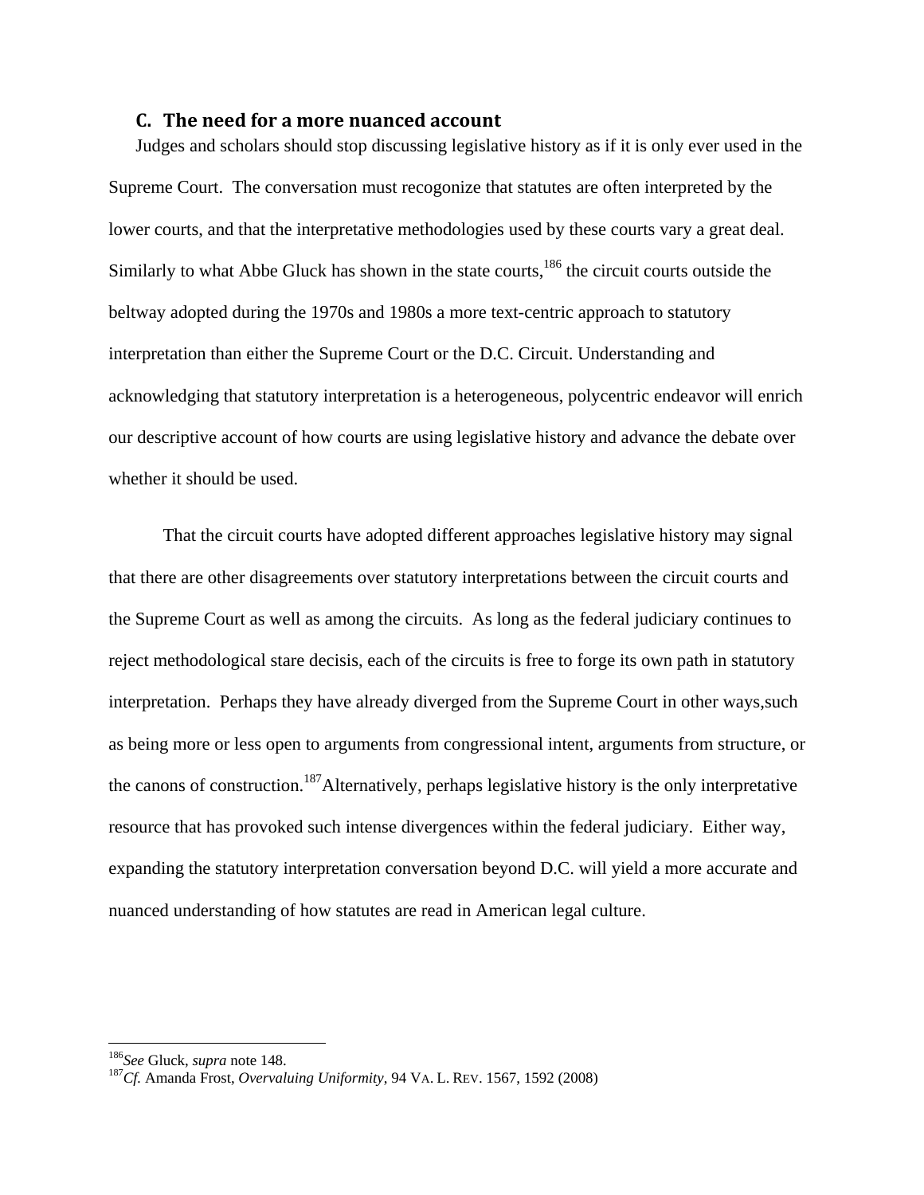### C. The need for a more nuanced account

Judges and scholars should stop discussing legislative history as if it is only ever used in the Supreme Court. The conversation must recogonize that statutes are often interpreted by the lower courts, and that the interpretative methodologies used by these courts vary a great deal. Similarly to what Abbe Gluck has shown in the state courts,[186] the circuit courts outside the beltway adopted during the 1970s and 1980s a more text-centric approach to statutory interpretation than either the Supreme Court or the D.C. Circuit. Understanding and acknowledging that statutory interpretation is a heterogeneous, polycentric endeavor will enrich our descriptive account of how courts are using legislative history and advance the debate over whether it should be used.

That the circuit courts have adopted different approaches legislative history may signal that there are other disagreements over statutory interpretations between the circuit courts and the Supreme Court as well as among the circuits. As long as the federal judiciary continues to reject methodological stare decisis, each of the circuits is free to forge its own path in statutory interpretation. Perhaps they have already diverged from the Supreme Court in other ways,such as being more or less open to arguments from congressional intent, arguments from structure, or the canons of construction.[187]Alternatively, perhaps legislative history is the only interpretative resource that has provoked such intense divergences within the federal judiciary. Either way, expanding the statutory interpretation conversation beyond D.C. will yield a more accurate and nuanced understanding of how statutes are read in American legal culture.

---

[186]*See* Gluck, *supra* note 148.

[187]*Cf.* Amanda Frost, *Overvaluing Uniformity*, 94 VA. L. REV. 1567, 1592 (2008)